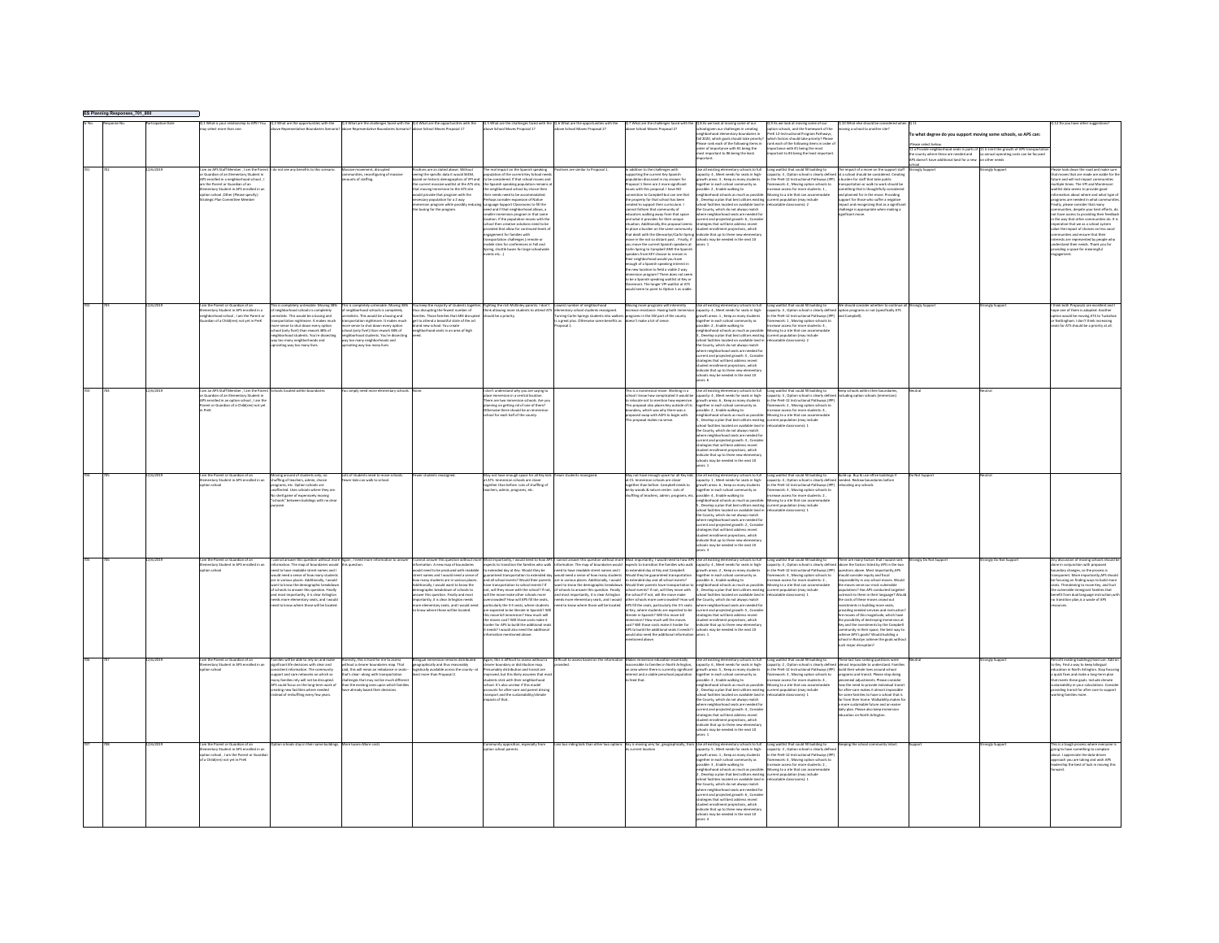**ES Planning Responses_701_800**

| ID No. | Response No. | Participation Date | Q1.1 What is your relationship to APS? You may select more than one. | Q1.2 What are the opportunities with the above Representative Boundaries Scenario? | Q1.3 What are the challenges faced with the above Representative Boundaries Scenario? | Q1.4 What are the opportunities with the above School Moves Proposal 1? | Q1.5 What are the challenges faced with the above School Moves Proposal 1? | Q1.6 What are the opportunities with the above School Moves Proposal 2? | Q1.7 What are the challenges faced with the above School Moves Proposal 2? | Q1.8 As we look at moving some of our schools given our challenges in creating neighborhood elementary boundaries in Fall 2020, which goals should take priority? Please rank each of the following items in order of importance with #1 being the most important to #8 being the least important. | Q1.9 As we look at moving some of our option schools, and the framework of the PreK-12 Instructional Program Pathways, which factors should take priority? Please rank each of the following items in order of importance with #1 being the most important to #4 being the least important. | Q1.10 What else should be considered when moving a school to another site? | Q1.11 To what degree do you support moving some schools, so APS can: Please select below. (1) a Provide neighborhood seats in parts of the county where they are needed and APS doesn't have additional land for a new school | (1) b Limit the growth of APS transportation so annual operating costs can be focused on other needs | Q1.12 Do you have other suggestions? |
|---|---|---|---|---|---|---|---|---|---|---|---|---|---|---|---|
| 701 | 702 | 12/6/2019 | I am an APS Staff Member ; I am the Parent or Guardian of an Elementary Student in APS enrolled in a neighborhood school ; I am the Parent or Guardian of an Elementary Student in APS enrolled in an option school ; Other (Please specify) : Strategic Plan Committee Member | I do not see any benefits to this scenario. | Massive movement, disrupted communities, reconfiguring of massive amounts of staffing. | Positives are as stated above. Without seeing the specific data it would SEEM, based on historic demographics of VPI and the current massive waitlist at the ATS site that moving Immersion to the ATS site would provide that program with the necessary population for a 2-way immersion program while possibly reducing the busing for the program. | The real impact on the Spanish speaking population of the current Key School needs to be considered. If that school moves and the Spanish speaking population remains at the neighborhood school by choice then there needs to be accommodated. Perhaps consider expansion of Native Language Support Classrooms to fill the need and if that neighborhood allows, a smaller immersion program in that same location. If the population moves with the school then creative solutions need to be provided that allow for continued levels of engagement for families with transportation challenges (remote or mobile sites for conferences in Fall and Spring, shuttle buses for large schoolwide events etc...) | Positives are similar to Proposal 1. | In addition to the challenges with supporting the current Key Spanish population discussed in my answer for Proposal 1 there are 2 more significant issues with this proposal. I have NO connection to Campbell but can see that the property for that school has been created to support their curriculum. I cannot fathom that community of educators walking away from that space and what it provides for their unique situation. Additionally, the proposal seems to place a burden on the same community that dealt with the Glencarlyn/Carlin Spring move in the not so distant past. Finally, if you move the current Spanish speakers at Carlin Spring to Campbell AND the Spanish speakers from KEY choose to remain in their neighborhood would you have enough of a Spanish speaking interest in the new location to field a viable 2-way immersion program? There does not seem to be a Spanish speaking waitlist at Key or Claremont. The longer VPI waitlist at ATS would seem to point to Option 1 as viable. | Use all existing elementary schools to full capacity: 4 , Meet needs for seats in high-growth areas: 3 , Keep as many students together in each school community as possible: 2 , Enable walking to neighborhood schools as much as possible: 1 , Develop a plan that best utilizes existing school facilities located on available land in the County, which do not always match where neighborhood seats are needed for current and projected growth: 6 , Consider strategies that will best address recent student enrollment projections, which indicate that up to three new elementary schools may be needed in the next 10 years: 5 | Long waitlist that could fill building to capacity: 4 , Option school is clearly defined in the PreK-12 Instructional Pathways (IPP) framework: 3 , Moving option schools to increase access for more students: 1 , Moving to a site that can accommodate current population (may include relocatable classrooms): 2 | The impact of a move on the support staff at a school should be considered. Creating situations for staff that take public transportation or walk to work should be something that is thoughtfully considered and planned for in the move. Providing support for those who suffer a negative impact and recognizing that as a significant challenge is appropriate when making a significant move. | Strongly Support | Strongly Support | Please look down the road and make sure that moves that are made are viable for the future and will not impact communities multiple times. The VPI and Montessori waitlist data seems to provide good information about where and what type of programs are needed in what communities. Finally, please consider that many communities, despite your best efforts, do not have access to providing their feedback in the way that other communities do. It is imperative that we as a school system value the impact of choices on less vocal communities and ensure that their interests are represented by people who understand their needs. Thank you for providing a space for meaningful engagement. |
| 702 | 703 | 12/6/2019 | I am the Parent or Guardian of an Elementary Student in APS enrolled in a neighborhood school ; I am the Parent or Guardian of a Child(ren) not yet in PreK | This is completely untenable. Moving 38% of neighborhood schools is completely unrealistic. This would be a busing and transportation nightmare. It makes much more sense to shut down every option school (only five!) than rework 38% of neighborhood students. You're dissecting way too many neighborhoods and uprooting way too many lives. | This is completely untenable. Moving 38% of neighborhood schools is completely unrealistic. This would be a busing and transportation nightmare. It makes much more sense to shut down every option school (only five!) than rework 38% of neighborhood students. You're dissecting way too many neighborhoods and uprooting way too many lives. | You keep the majority of students together thus disrupting the fewest number of families. These families that ARE disrupted get to attend a beautiful state of the art brand new school. You create neighborhood seats in an area of high need. | Fighting the rich McKinley parents. I don't think allowing more students to attend ATS should be a priority. | Lowest number of neighborhood elementary school students reassigned. Turning Carlin Springs students into walkers is a great plus. Otherwise same benefits as Proposal 1. | Moving more programs will inherently increase resistance. Having both immersion programs in the SW part of the county doesn't make a lot of sense. | Use all existing elementary schools to full capacity: 4 , Meet needs for seats in high-growth areas: 1 , Keep as many students together in each school community as possible: 2 , Enable walking to neighborhood schools as much as possible: 3 , Develop a plan that best utilizes existing school facilities located on available land in the County, which do not always match where neighborhood seats are needed for current and projected growth: 5 , Consider strategies that will best address recent student enrollment projections, which indicate that up to three new elementary schools may be needed in the next 10 years: 6 | Long waitlist that could fill building to capacity: 3 , Option school is clearly defined in the PreK-12 Instructional Pathways (IPP) framework: 1 , Moving option schools to increase access for more students: 4 , Moving to a site that can accommodate current population (may include relocatable classrooms): 2 | We should consider whether to continue all option programs or not (specifically ATS and Campbell). | Strongly Support | Strongly Support | I think both Proposals are excellent and I hope one of them is adopted. Another option would be moving ATS to Tuckahoe or Nottingham. I don't think increasing seats for ATS should be a priority at all. |
| 703 | 704 | 12/6/2019 | I am an APS Staff Member ; I am the Parent or Guardian of an Elementary Student in APS enrolled in an option school ; I am the Parent or Guardian of a Child(ren) not yet in PreK | Schools located within boundaries | You simply need more elementary schools. | None. | I don't understand why you are saying to place immersion in a central location. There are two immersion schools. Are you planning on getting rid of one of them? Otherwise there should be an immersion school for each half of the county. | | This is a nonsensical move. Working in a school I know how complicated it would be to relocate not to mention how expensive. This proposal also places Key outside of its boundary, which was why there was a proposed swap with ASFS to begin with. This proposal makes no sense. | Use all existing elementary schools to full capacity: 4 , Meet needs for seats in high-growth areas: 6 , Keep as many students together in each school community as possible: 5 , Enable walking to neighborhood schools as much as possible: 3 , Develop a plan that best utilizes existing school facilities located on available land in the County, which do not always match where neighborhood seats are needed for current and projected growth: 2 , Consider strategies that will best address recent student enrollment projections, which indicate that up to three new elementary schools may be needed in the next 10 years: 1 | Long waitlist that could fill building to capacity: 2 , Option school is clearly defined in the PreK-12 Instructional Pathways (IPP) framework: 3 , Moving option schools to increase access for more students: 4 , Moving to a site that can accommodate current population (may include relocatable classrooms): 1 | Keep schools within their boundaries, including option schools (immersion) | Neutral | Neutral | |
| 704 | 705 | 12/6/2019 | I am the Parent or Guardian of an Elementary Student in APS enrolled in an option school | Moving around of students only; no shuffling of teachers, admin, choice programs, etc. Option schools are unaffected. Uses schools where they are. No shell game of expensively moving "schools" between buildings with no clear purpose. | Lots of students need to move schools. Fewer kids can walk to school. | Fewer students reassigned. | May not have enough space for all Key kids at CS. Immersion schools are close together than before. Lots of shuffling of teachers, admin, programs, etc. | Fewer students reassigned. | May not have enough space for all Key kids at CS. Immersion schools are close together than before. Campbell needs to be by woods & nature center. Lots of shuffling of teachers, admin, programs, etc. | Use all existing elementary schools to full capacity: 1 , Meet needs for seats in high-growth areas: 6 , Keep as many students together in each school community as possible: 4 , Enable walking to neighborhood schools as much as possible: 5 , Develop a plan that best utilizes existing school facilities located on available land in the County, which do not always match where neighborhood seats are needed for current and projected growth: 2 , Consider strategies that will best address recent student enrollment projections, which indicate that up to three new elementary schools may be needed in the next 10 years: 3 | Long waitlist that could fill building to capacity: 3 , Option school is clearly defined in the PreK-12 Instructional Pathways (IPP) framework: 2 , Moving option schools to increase access for more students: 4 , Moving to a site that can accommodate current population (may include relocatable classrooms): 1 | Build up. Buy & use office buildings if needed. Redraw boundaries before relocating any schools. | Do Not Support | Neutral | |
| 705 | 706 | 12/6/2019 | I am the Parent or Guardian of an Elementary Student in APS enrolled in an option school | I cannot answer this question without more information. The map of boundaries would need to be produced with readable street names and I would need a sense of how many students are in various places. Additionally, I would want to know the demographic breakdown of schools to answer this question. Finally and most importantly, it is clear Arlington needs more elementary seats, and I would need to know where those will be located. | Again, I need more information to answer this question. | I cannot answer this question without more information. A new map of boundaries would need to be produced with readable street names and I would need a sense of how many students are in various places. Additionally, I would want to know the demographic breakdown of schools to answer this question. Finally and most importantly, it is clear Arlington needs more elementary seats, and I would need to know where those will be located. | Most importantly, I would need to know how APS expects to transition the families who walk to extended day at Key. Would they be guaranteed transportation to extended day at all school events? Would their parents have transportation to school events? If not, will they move with the school? If not, will the move make other schools more overcrowded? How will APS fill the seats, particularly the 3-5 seats, where students are expected to be literate in Spanish? Will this move kill immersion? How much will the moves cost? Will those costs make it harder for APS to build the additional seats it needs? I would also need the additional information mentioned above. | I cannot answer this question without more information. The map of boundaries would need to be produced with readable street names and I would need a sense of how many students are in various places. Additionally, I would want to know the demographic breakdown of schools to answer this question. Finally and most importantly, it is clear Arlington needs more elementary seats, and I would need to know where those will be located. | Most importantly, I would need to know how APS expects to transition the families who walk to extended day at Key and Campbell. Would they be guaranteed transportation to extended day and all school events? Would their parents have transportation to school events? If not, will they move with the school? If not, will the move make other schools more overcrowded? How will APS fill the seats, particularly the 3-5 seats at Key, where students are expected to be literate in Spanish? Will this kill immersion? How much will the moves cost? Will those costs make it harder for APS to build the additional seats it needs? I would also need the additional information mentioned above. | Use all existing elementary schools to full capacity: 4 , Meet needs for seats in high-growth areas: 2 , Keep as many students together in each school community as possible: 3 , Enable walking to neighborhood schools as much as possible: 6 , Develop a plan that best utilizes existing school facilities located on available land in the County, which do not always match where neighborhood seats are needed for current and projected growth: 5 , Consider strategies that will best address recent student enrollment projections, which indicate that up to three new elementary schools may be needed in the next 10 years: 1 | Long waitlist that could fill building to capacity: 3 , Option school is clearly defined in the PreK-12 Instructional Pathways (IPP) framework: 2 , Moving option schools to increase access for more students: 4 , Moving to a site that can accommodate current population (may include relocatable classrooms): 1 | There are many factors that I would rank above the factors listed by APS in the four questions above. Most importantly, APS should consider equity and fiscal responsibility in any school moves. Would the moves serve our most vulnerable populations? Has APS conducted targeted outreach to them in their language? Would the costs of these moves crowd out investments in building more seats, providing needed services and instruction? Are moves of this magnitude, which have the possibility of destroying immersion at Key and the investments by the Campbell community in their space, the best way to achieve APS's goals? Would building a school in Rosslyn achieve the goals without such major disruption? | Strongly Do Not Support | Strongly Do Not Support | Any discussion of moving schools should be done in conjunction with proposed boundary changes, so the process is transparent. More importantly, APS should be focusing on finding ways to build more seats. Threatening to move Key, and hurt the vulnerable immigrant families that benefit from dual language instruction, with no transition plan, is a waste of APS resources. |
| 706 | 707 | 12/6/2019 | I am the Parent or Guardian of an Elementary Student in APS enrolled in an option school | Families will be able to rely on and make significant life decisions with clear and consistent information. The community support and care networks on which so many families rely will not be disrupted. APS could focus on the long-term work of creating new facilities where needed instead of reshuffling every few years. | Honestly, this is hard for me to assess without a clearer boundaries map. That said, that will mean an imbalance in seats--that's clear--along with transportation challenges that may not be much different than the existing ones upon which families have already based their decisions. | Bilingual immersion remains distributed geographically and thus reasonably logistically available across the county--at least more than Proposal 2. | Again, this is difficult to assess without a clearer boundary or distribution map. Presumably distribution and transit are improved, but this likely assumes that most students stick with their neighborhood school. It's also unclear if this model accounts for after-care and parent driving transport and the sustainability/climate impacts of that. | Difficult to assess based on the information provided. | Makes immersion education essentially inaccessible to families in North Arlington, an area where there's currently significant interest and a viable preschool population to feed that. | Use all existing elementary schools to full capacity: 6 , Meet needs for seats in high-growth areas: 5 , Keep as many students together in each school community as possible: 3 , Enable walking to neighborhood schools as much as possible: 2 , Develop a plan that best utilizes existing school facilities located on available land in the County, which do not always match where neighborhood seats are needed for current and projected growth: 4 , Consider strategies that will best address recent student enrollment projections, which indicate that up to three new elementary schools may be needed in the next 10 years: 1 | Long waitlist that could fill building to capacity: 2 , Option school is clearly defined in the PreK-12 Instructional Pathways (IPP) framework: 4 , Moving option schools to increase access for more students: 3 , Moving to a site that can accommodate current population (may include relocatable classrooms): 1 | These last two ranking questions were almost impossible to understand. Families build their whole lives around school programs and transit. Please stop doing piecemeal adjustments. Please consider how the need to provide individual transit for after-care makes it almost impossible for some families to have a school that is far from their home. Walkability makes for a more sustainable future and an easier daily plan. Please also keep immersion education on North Arlington. | Neutral | Strongly Support | Retrofit existing buildings/land use. Add on to Key. Find a way to keep bilingual education in North Arlington. Stop focusing a quick fixes and make a long-term plan that meets these goals. Include climate sustainability in your calculations. Consider providing transit for after-care to support working families more. |
| 707 | 708 | 12/6/2019 | I am the Parent or Guardian of an Elementary Student in APS enrolled in an option school ; I am the Parent or Guardian of a Child(ren) not yet in PreK | Option schools stay in their same buildings. | More buses=More costs | | Community opposition, especially from option school parents. | Less bus riding kids than other two options. | Key is moving very far, geographically, from its current location. | Use all existing elementary schools to full capacity: 1 , Meet needs for seats in high-growth areas: 5 , Keep as many students together in each school community as possible: 3 , Enable walking to neighborhood schools as much as possible: 2 , Develop a plan that best utilizes existing school facilities located on available land in the County, which do not always match where neighborhood seats are needed for current and projected growth: 6 , Consider strategies that will best address recent student enrollment projections, which indicate that up to three new elementary schools may be needed in the next 10 years: 4 | Long waitlist that could fill building to capacity: 1 , Option school is clearly defined in the PreK-12 Instructional Pathways (IPP) framework: 4 , Moving option schools to increase access for more students: 2 , Moving to a site that can accommodate current population (may include relocatable classrooms): 3 | Keeping the school community intact. | Support | Strongly Support | This is a tough process where everyone is going to have something to complain about. I appreciate the data driven approach you are taking and wish APS leadership the best of luck in moving this forward. |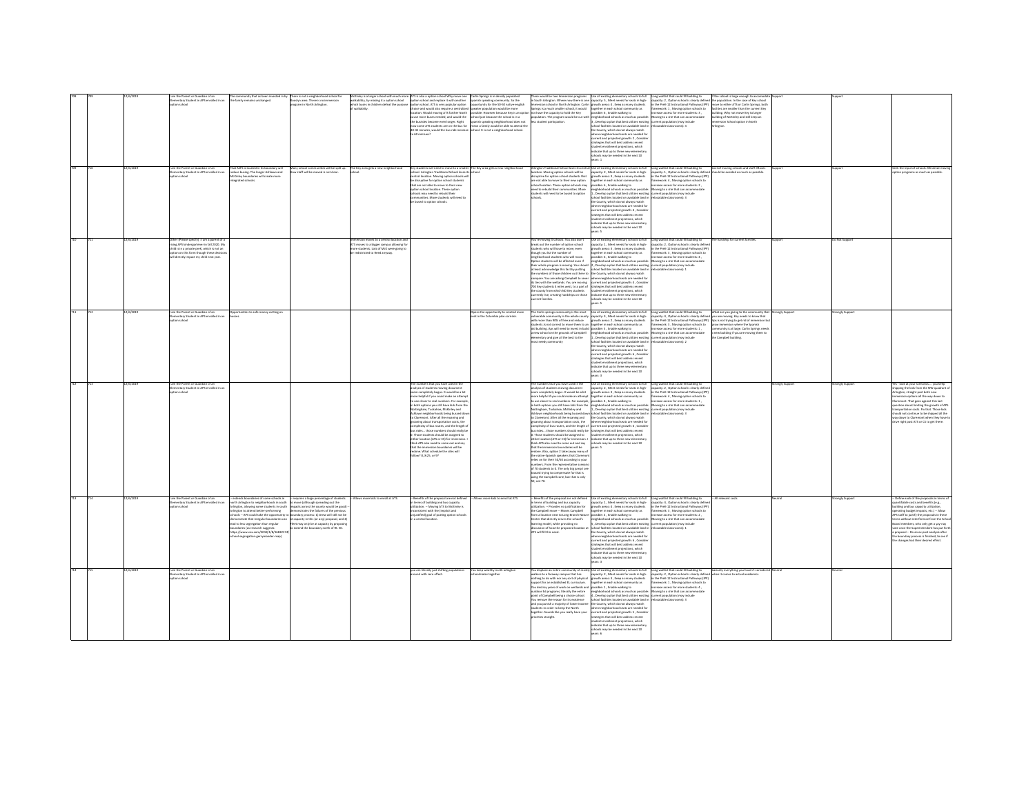| | | | | | | | | | | | | | | | | |
|---|---|---|---|---|---|---|---|---|---|---|---|---|---|---|---|---|
| 708 | 709 | 12/6/2019 | I am the Parent or Guardian of an Elementary Student in APS enrolled in an option school | The community that as been invested in by the family remains unchanged. | There is not a neighborhood school for Rosslyn area. There is no immersion program in North Arlington. | McKinley is a larger school with much more walkability. By making it a option school which buses in children defeat the purpose of walkability. | ATS is also a option school Why move one option school and replace it with another option school. ATS is very popular option choice and would also require a centralized location. Would moving ATS further North cause more buses needed, and would the the busrides become even longer. Right now some ATS students are on the bus for 40-50 minutes, would the bus ride increase to 60 minutes? | Carlin Springs is in densely populated spanish speaking community. So the opportunity for the 50-50 native english speaker population would be more possible. However because Key is an option school just because the school is in a spanish speaking neighborhood does not mean a family would be able to attend the school. It is not a neighborhood school. | There would be two immersion programs in South Arlington. Where now there is one immersion school in North Arlington. Carlin Springs is a much smaller school, it would not have the capacity to hold the Key population. The program would be cut with less student participation. | Use attending elementary schools to full capacity: 5 , Meet needs for seats in high-growth areas: 3 , Keep as many students together in each school community as possible: 4 , Enable walking to neighborhood schools as much as possible: 6 , Develop a plan that best utilizes existing school facilities located on available land in the County, which do not always match where neighborhood seats are needed for current and projected growth: 2 , Consider strategies that will best address recent student enrollment projections, which indicate that up to three new elementary schools may be needed in the next 10 years: 1 | Long waitlist that could fill building to capacity: 2 , Option school is clearly defined in the PreK-12 Instructional Pathways (IPP) framework: 1 , Moving option schools to increase access for more students: 4 , Moving to a site that can accommodate current population (may include relocatable classrooms): 3 | If the school is large enough to accommodate the population. In the case of Key school move to either ATS or Carlin Springs, both facilities are smaller than the current Key building. Why not move Key to larger building of McKinley and still keep an immersion School option in North Arlington. | Support | | Support | |
| 709 | 710 | 12/6/2019 | I am the Parent or Guardian of an Elementary Student in APS enrolled in an option school | That ATS is located in its boundary will reduce busing. The longer Ashlawn and McKinley boundaries will create more integrated schools. | Many school communities will be split up. How staff will be moved is not clear. | The Key area gets a new neighborhood school. | Key students will need to move to a smaller school. Arlington Traditional School loses its central location. Moving option schools will be disruptive for option school students that are not able to move to their new option school location. These option schools may need to rebuild their communities. More students will need to be bused to option schools. | The Key area gets a new neighborhood school. | Arlington Traditional School loses its central location. Moving option schools will be disruptive for option school students that are not able to move to their new option school location. These option schools may need to rebuild their communities. More students will need to be bused to option schools. | Use attending elementary schools to full capacity: 2 , Meet needs for seats in high-growth areas: 3 , Keep as many students together in each school community as possible: 6 , Enable walking to neighborhood schools as much as possible: 1 , Develop a plan that best utilizes existing school facilities located on available land in the County, which do not always match where neighborhood seats are needed for current and projected growth: 4 , Consider strategies that will best address recent student enrollment projections, which indicate that up to three new elementary schools may be needed in the next 10 years: 5 | Long waitlist that could fill building to capacity: 1 , Option school is clearly defined in the PreK-12 Instructional Pathways (IPP) framework: 4 , Moving option schools to increase access for more students: 2 , Moving to a site that can accommodate current population (may include relocatable classrooms): 3 | Cost of moving schools and staff. Moves should be avoided as much as possible. | Support | | Support | Seek the input of schools. Minimize moving option programs as much as possible. |
| 710 | 711 | 12/6/2019 | Other (Please specify) - I am a parent of a rising APS kindergartener in fall 2020. My child is in a private preK, which is not an option on this form though these decisions will directly impact my child next year. | | | Immersion moves to a central location and ATS moves to a bigger campus allowing for more students. Lots of MAX were going to be redistricted to Reed anyway. | | | You're moving 4 schools. You also don't break out the number of option school students who will have to move, even though you list the number of neighborhood students who will move. Option students will be affected even if their whole program is moving. You should at least acknowledge this fact by putting the numbers of those children out there to compare. You are asking Campbell to move its ties with the wetlands. You are moving 700 Key students 4 miles west, to a part of the county from which NO Key students currently live, creating hardships on those current families. | Use attending elementary schools to full capacity: 1 , Meet needs for seats in high-growth areas: 3 , Keep as many students together in each school community as possible: 6 , Enable walking to neighborhood schools as much as possible: 2 , Develop a plan that best utilizes existing school facilities located on available land in the County, which do not always match where neighborhood seats are needed for current and projected growth: 4 , Consider strategies that will best address recent student enrollment projections, which indicate that up to three new elementary schools may be needed in the next 10 years: 5 | Long waitlist that could fill building to capacity: 2 , Option school is clearly defined in the PreK-12 Instructional Pathways (IPP) framework: 3 , Moving option schools to increase access for more students: 4 , Moving to a site that can accommodate current population (may include relocatable classrooms): 1 | The hardship for current families. | Support | | Do Not Support | |
| 711 | 712 | 12/6/2019 | I am the Parent or Guardian of an Elementary Student in APS enrolled in an option school | Opportunities to cut down on buses. | | | | Opens the opportunity to created more seat in the Columbia pike corridor. | The Carlin springs community is the most vulnerable community in the whole county with more than 90% of free and reduce students its not correct to move them to an old building. Aps will need to invest to build a new school on the grounds of Campbell elementary and give all the best to the most needy community | Use attending elementary schools to full capacity: 4 , Meet needs for seats in high-growth areas: 2 , Keep as many students together in each school community as possible: 5 , Enable walking to neighborhood schools as much as possible: 1 , Develop a plan that best utilizes existing school facilities located on available land in the County, which do not always match where neighborhood seats are needed for current and projected growth: 6 , Consider strategies that will best address recent student enrollment projections, which indicate that up to three new elementary schools may be needed in the next 10 years: 3 | Long waitlist that could fill building to capacity: 3 , Option school is clearly defined in the PreK-12 Instructional Pathways (IPP) framework: 4 , Moving option schools to increase access for more students: 1 , Moving to a site that can accommodate current population (may include relocatable classrooms): 2 | What are you giving to the community that you are moving. Key needs to know that Aps is not trying to get rid of immersion but grow immersion where the Spanish community is at large. Carlin Springs needs a new building if you are moving them to the Campbell building. | Strongly Support | | Strongly Support | |
| 712 | 713 | 12/6/2019 | I am the Parent or Guardian of an Elementary Student in APS enrolled in an option school | | | | The numbers that you have used in the analysis of students moving document seem completely bogus. It would be a lot more helpful if you could make an attempt to use closer to real numbers. For example in both options you still have kids from the Nottingham, Tuckahoe, McKinley and Ashlawn neighborhoods being bussed down to Claremont. After all the moaning and groaning about transportation costs, the complexity of bus routes, and the length of bus rides... those numbers should really be 0. Those students should be assigned to either location (ATS or CS) for immersion. I think APS also need to come out and say that the immersion boundaries will be redone. What schedule the sites will follow? 8, 8:25, or 9? | | The numbers that you have used in the analysis of students moving document seem completely bogus. It would be a lot more helpful if you could make an attempt to use closer to real numbers. For example in both options you still have kids from the Nottingham, Tuckahoe, McKinley and Ashlawn neighborhoods being bussed down to Claremont. After all the moaning and groaning about transportation costs, the complexity of bus routes, and the length of bus rides... those numbers should really be 0. Those students should be assigned to either location (ATS or CS) for immersion. I think APS also need to come out and say that the immersion boundaries will be redone. Also, option 2 takes away many of the native Spanish speakers that Claremont relies on for their 50/50 according to your numbers. From the representative scenario of 70 students to 8. The only big jump I see toward trying to compensate for that is using the Campbell zone, but that is only 30, not 70. | Use attending elementary schools to full capacity: 2 , Meet needs for seats in high-growth areas: 3 , Keep as many students together in each school community as possible: 4 , Enable walking to neighborhood schools as much as possible: 1 , Develop a plan that best utilizes existing school facilities located on available land in the County, which do not always match where neighborhood seats are needed for current and projected growth: 6 , Consider strategies that will best address recent student enrollment projections, which indicate that up to three new elementary schools may be needed in the next 10 years: 5 | Long waitlist that could fill building to capacity: 2 , Option school is clearly defined in the PreK-12 Instructional Pathways (IPP) framework: 4 , Moving option schools to increase access for more students: 1 , Moving to a site that can accommodate current population (may include relocatable classrooms): 3 | | | Strongly Support | Strongly Support | Yes - look at your scenarios... you keep shipping the kids from the NW quadrant of Arlington, straight past both new immersion options all the way down to Claremont. That goes against this last question about limiting the growth of APS transportation costs. Fix that. Those kids should not continue to be shipped all the way down to Claremont when they have to drive right past ATS or CS to get there. |
| 713 | 714 | 12/6/2019 | I am the Parent or Guardian of an Elementary Student in APS enrolled in an option school | -- extends boundaries of some schools in north Arlington to neighborhoods in south Arlington, allowing some students in south Arlington to attend better-performing schools -- APS could take the opportunity to demonstrate that irregular boundaries can lead to less segregation than regular boundaries (as research suggests: https://www.vox.com/2018/1/8/16822374/school-segregation-gerrymander-maps) | -- requires a large percentage of students to move (although spreading out the impacts across the county would be good) -- demonstrates the failures of the previous boundary process: 1) Drew will still not be at capacity in this (or any) proposal, and 2) Reed may only be at capacity by proposing to extend the boundary north of Rt. 50. | -- Allows more kids to enroll at ATS. | -- Benefits of the proposal are not defined in terms of building and bus capacity utilization. -- Moving ATS to McKinley is inconsistent with the (implicit and unjustified) goal of putting option schools in a central location. | -- Allows more kids to enroll at ATS. | -- Benefits of the proposal are not defined in terms of building and bus capacity utilization. -- Provides no justification for the Campbell move -- Moves Campbell from a location next to Long Branch Nature Center that directly serves the school's learning model, while providing no discussion of how the proposed location at ATS will fill this need. | Use attending elementary schools to full capacity: 1 , Meet needs for seats in high-growth areas: 3 , Keep as many students together in each school community as possible: 4 , Enable walking to neighborhood schools as much as possible: 2 , Develop a plan that best utilizes existing school facilities located on available land in the County, which do not always match where neighborhood seats are needed for current and projected growth: 5 , Consider strategies that will best address recent student enrollment projections, which indicate that up to three new elementary schools may be needed in the next 10 years: 6 | Long waitlist that could fill building to capacity: 3 , Option school is clearly defined in the PreK-12 Instructional Pathways (IPP) framework: 2 , Moving option schools to increase access for more students: 4 , Moving to a site that can accommodate current population (may include relocatable classrooms): 1 | -- All relevant costs | Neutral | | Strongly Support | -- Define each of the proposals in terms of quantifiable costs and benefits (e.g., building and bus capacity utilization, operating budget impacts, etc.) -- Allow APS staff to justify the proposals in these terms without interference from the School Board members, who only get a yay-nay vote once the Superintendent has put forth a proposal -- Do an ex-post analysis after the boundary process is finished, to see if the changes had their desired effect. |
| 714 | 715 | 12/6/2019 | I am the Parent or Guardian of an Elementary Student in APS enrolled in an option school | | | | you are literally just shifting populations around with zero effect. | You keep wealthy north arlington schoolmates together | You displace an entire community of mostly latinos to a faraway campus that has nothing to do with nor any sort of physical support for an established EL curriculum. You destroy years of work on wetlands and outdoor Ed programs, literally the entire point of Campbell being a choice school. You remove the reason for its existence and you punish a majority of lower income students in order to keep the North together. Sounds like you really have your priorities straight. | Use attending elementary schools to full capacity: 2 , Meet needs for seats in high-growth areas: 3 , Keep as many students together in each school community as possible: 1 , Enable walking to neighborhood schools as much as possible: 4 , Develop a plan that best utilizes existing school facilities located on available land in the County, which do not always match where neighborhood seats are needed for current and projected growth: 5 , Consider strategies that will best address recent student enrollment projections, which indicate that up to three new elementary schools may be needed in the next 10 years: 6 | Long waitlist that could fill building to capacity: 2 , Option school is clearly defined in the PreK-12 Instructional Pathways (IPP) framework: 1 , Moving option schools to increase access for more students: 4 , Moving to a site that can accommodate current population (may include relocatable classrooms): 3 | basically everything you haven't considered when it comes to actual academics. | Neutral | | Neutral | |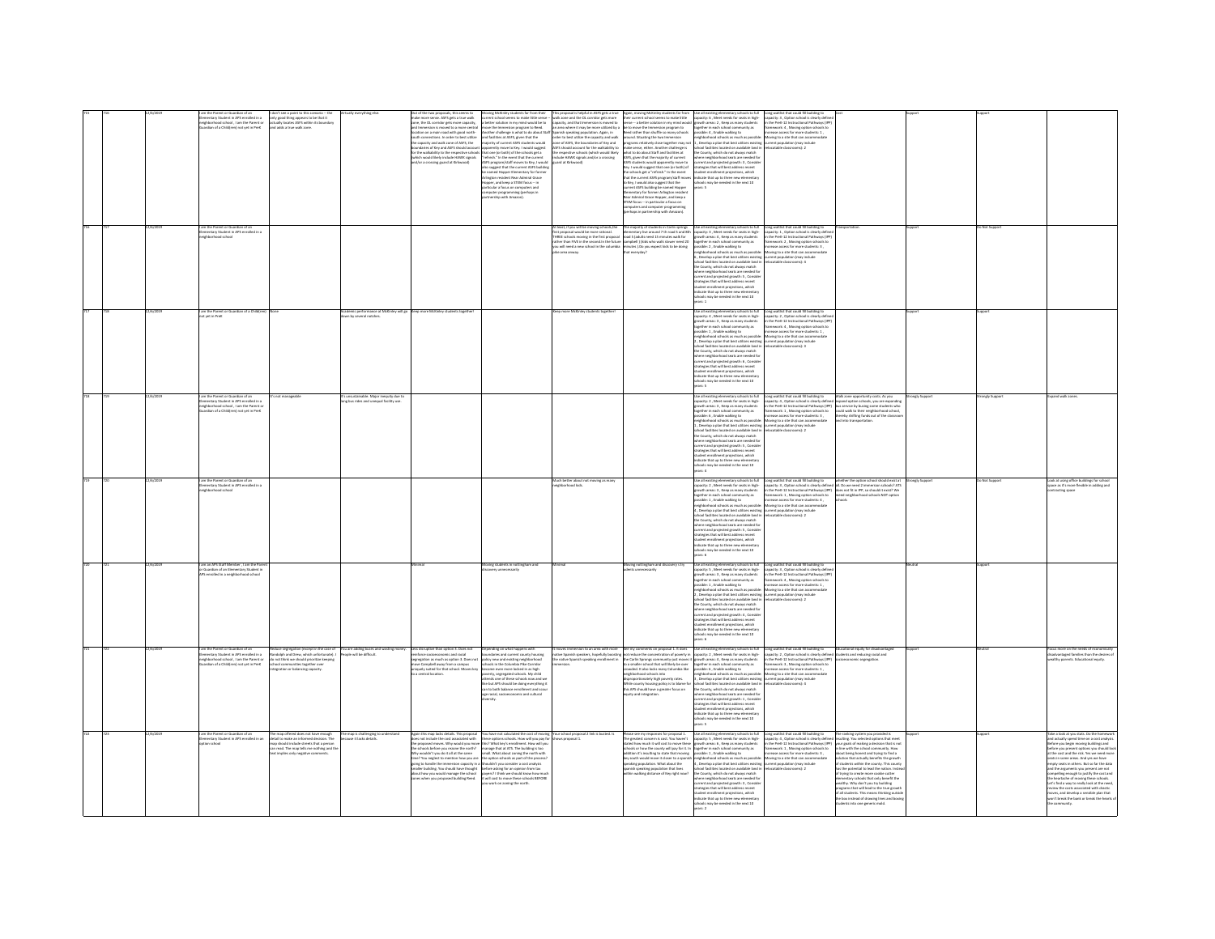| | | | | | | | | | | | | | | | |
|---|---|---|---|---|---|---|---|---|---|---|---|---|---|---|---|
| 715 | 716 | 12/6/2019 | I am the Parent or Guardian of an Elementary Student in APS enrolled in a neighborhood school , I am the Parent or Guardian of a Child(ren) not yet in PreK | I don't see a point to this scenario -- the only good thing appears to be that it actually locates ATS within its boundary and adds a true walk zone. | Virtually everything else. | Out of the two proposals, this seems to make more sense. ATS gets a true walk zone, the DL corridor gets more capacity, and Immersion is moved to a more central location on a main road with good north-south connections. In order to best utilize the capacity and walk zone of ATS, the boundaries of Key and ATS should account for the walkability to the respective schools (which would likely include HAWK signals and/or a crossing guard at Kirkwood). | Moving McKinley students far from their current school seems to make little sense -- a better solution in my mind would be to move the Immersion program to Reed. Another challenge is what to do about Staff and facilities at ATS given that the majority of current ATS students would apparently move to Key. I would suggest that one (or both) of the schools get a "refresh." In the event that the current ATS program/staff moves to Key, I would also suggest that the current ATS building be named Hopper Elementary for former Arlington resident Rear Admiral Grace Hopper, and keep a STEM focus -- in particular a focus on computers and computer programming (perhaps in partnership with Amazon). | This proposal is helpful in ATS gets a true walk zone and the DL corridor gets more capacity, and that Immersion is moved to an area where it may be more utilized by a Spanish speaking population. Again, in order to best utilize the capacity and walk zone of ATS, the boundaries of Key and ATS should account for the walkability to the respective schools (which would likely include HAWK signals and/or a crossing guard at Kirkwood) | Again, moving McKinley students far from their current school seems to make little sense -- a better solution in my mind would be to move the Immersion program to Reed rather than shuffle so many schools around. Situating the two Immersion programs relatively close together may not make sense, either. Another challenge is what to do about Staff and facilities at ATS, given that the majority of current ATS students would apparently move to Key. I would suggest that one (or both) of the schools get a "refresh." In the event that the current ATS program/staff moves to Key, I would also suggest that the current ATS building be named Hopper Elementary for former Arlington resident Rear Admiral Grace Hopper, and keep a STEM focus -- in particular a focus on computers and computer programming (perhaps in partnership with Amazon). | Use all existing elementary schools to full capacity: 6 , Meet needs for seats in high-growth areas: 2 , Keep as many students together in each school community as possible: 4 , Enable walking to neighborhood schools as much as possible: 1 , Develop a plan that best utilizes existing school facilities located on available land in the County, which do not always match where neighborhood seats are needed for current and projected growth: 3 , Consider strategies that will best address recent student enrollment projections, which indicate that up to three new elementary schools may be needed in the next 10 years: 5 | Long waitlist that could fill building to capacity: 3 , Option school is clearly defined in the PreK-12 Instructional Pathways (IPP) framework: 4 , Moving option schools to increase access for more students: 1 , Moving to a site that can accommodate current population (may include relocatable classrooms): 2 | Cost | Support | Support | |
| 716 | 717 | 12/6/2019 | I am the Parent or Guardian of an Elementary Student in APS enrolled in a neighborhood school | | | | | At least, if you will be moving schools, the first proposal would be more coherent. THREE schools moving in the first proposal rather than FIVE in the second. In the future you will need a new school in the columbia pike area anyway. | The majority of students in Carlin springs elementary live around 7 th road S and 8th road S (adults need 15 minutes walk for example!) ) Kids who walk slower need 20 minutes ) Do you expect kids to be doing that everyday? | Use all existing elementary schools to full capacity: 3 , Meet needs for seats in high-growth areas: 4 , Keep as many students together in each school community as possible: 2 , Enable walking to neighborhood schools as much as possible: 6 , Develop a plan that best utilizes existing school facilities located on available land in the County, which do not always match where neighborhood seats are needed for current and projected growth: 5 , Consider strategies that will best address recent student enrollment projections, which indicate that up to three new elementary schools may be needed in the next 10 years: 1 | Long waitlist that could fill building to capacity: 1 , Option school is clearly defined in the PreK-12 Instructional Pathways (IPP) framework: 2 , Moving option schools to increase access for more students: 3 , Moving to a site that can accommodate current population (may include relocatable classrooms): 4 | Transportation. | Support | Do Not Support | |
| 717 | 718 | 12/6/2019 | I am the Parent or Guardian of a Child(ren) not yet in PreK | None | Academic performance at McKinley will go down by several notches. | Keep more McKinley students together! | | Keep more McKinley students together! | | Use all existing elementary schools to full capacity: 4 , Meet needs for seats in high-growth areas: 3 , Keep as many students together in each school community as possible: 1 , Enable walking to neighborhood schools as much as possible: 2 , Develop a plan that best utilizes existing school facilities located on available land in the County, which do not always match where neighborhood seats are needed for current and projected growth: 6 , Consider strategies that will best address recent student enrollment projections, which indicate that up to three new elementary schools may be needed in the next 10 years: 5 | Long waitlist that could fill building to capacity: 2 , Option school is clearly defined in the PreK-12 Instructional Pathways (IPP) framework: 1 , Moving option schools to increase access for more students: 4 , Moving to a site that can accommodate current population (may include relocatable classrooms): 3 | | Support | Support | |
| 718 | 719 | 12/6/2019 | I am the Parent or Guardian of an Elementary Student in APS enrolled in a neighborhood school , I am the Parent or Guardian of a Child(ren) not yet in PreK | It's not manageable | It's unsustainable. Major inequity due to long bus rides and unequal facility use. | | | | | Use all existing elementary schools to full capacity: 2 , Meet needs for seats in high-growth areas: 3 , Keep as many students together in each school community as possible: 6 , Enable walking to neighborhood schools as much as possible: 1 , Develop a plan that best utilizes existing school facilities located on available land in the County, which do not always match where neighborhood seats are needed for current and projected growth: 5 , Consider strategies that will best address recent student enrollment projections, which indicate that up to three new elementary schools may be needed in the next 10 years: 4 | Long waitlist that could fill building to capacity: 4 , Option school is clearly defined in the PreK-12 Instructional Pathways (IPP) framework: 1 , Moving option schools to increase access for more students: 3 , Moving to a site that can accommodate current population (may include relocatable classrooms): 2 | Walk zone opportunity costs: As you expand option schools, you are expanding bus service by busing some students who could walk to their neighborhood school, thereby shifting funds out of the classroom and into transportation. | Strongly Support | Strongly Support | Expand walk zones. |
| 719 | 720 | 12/6/2019 | I am the Parent or Guardian of an Elementary Student in APS enrolled in a neighborhood school | | | | | Much better about not moving as many neighborhood kids. | | Use all existing elementary schools to full capacity: 2 , Meet needs for seats in high-growth areas: 3 , Keep as many students together in each school community as possible: 1 , Enable walking to neighborhood schools as much as possible: 6 , Develop a plan that best utilizes existing school facilities located on available land in the County, which do not always match where neighborhood seats are needed for current and projected growth: 5 , Consider strategies that will best address recent student enrollment projections, which indicate that up to three new elementary schools may be needed in the next 10 years: 4 | Long waitlist that could fill building to capacity: 3 , Option school is clearly defined in the PreK-12 Instructional Pathways (IPP) framework: 1 , Moving option schools to increase access for more students: 4 , Moving to a site that can accommodate current population (may include relocatable classrooms): 2 | whether the option school should exist at all. Do we need 2 immersion schools? ATS does not fit in IPP, so should it exist? We need neighborhood schools NOT option schools | Strongly Support | Do Not Support | Look at using office buildings for school space as it's more flexible in adding and contracting space |
| 720 | 721 | 12/6/2019 | I am an APS Staff Member , I am the Parent or Guardian of an Elementary Student in APS enrolled in a neighborhood school | | | Minimal | Moving students in nottingham and discovery unnecessarily | Minimal | Moving nottingham and discovery city sdents unnecessarily | Use all existing elementary schools to full capacity: 5 , Meet needs for seats in high-growth areas: 3 , Keep as many students together in each school community as possible: 1 , Enable walking to neighborhood schools as much as possible: 2 , Develop a plan that best utilizes existing school facilities located on available land in the County, which do not always match where neighborhood seats are needed for current and projected growth: 4 , Consider strategies that will best address recent student enrollment projections, which indicate that up to three new elementary schools may be needed in the next 10 years: 6 | Long waitlist that could fill building to capacity: 3 , Option school is clearly defined in the PreK-12 Instructional Pathways (IPP) framework: 1 , Moving option schools to increase access for more students: 4 , Moving to a site that can accommodate current population (may include relocatable classrooms): 2 | | Neutral | Support | |
| 721 | 722 | 12/6/2019 | I am the Parent or Guardian of an Elementary Student in APS enrolled in a neighborhood school , I am the Parent or Guardian of a Child(ren) not yet in PreK | Reduce segregation (except in the case of Randolph and Drew, which unfortunately). I do not think we should prioritize keeping school communities together over integration or balancing capacity. | You are adding buses and wasting money. People will be difficult. | Less disruptive than option 2. Does not reinforce socioeconomic and racial segregation as much as option 2. Does not move Campbell away from a campus uniquely suited for that school. Moves key to a central location. | Depending on what happens with boundaries and current county housing policy new and existing neighborhood schools in the Columbia Pike Corridor become even more locked in as high poverty, segregated schools. My child attends one of these schools now and we like but APS should be doing everything it can to both balance enrollment and cover age racial, socioeconomic and cultural diversity. | It moves immersion to an area with more native Spanish speakers, hopefully boosting the native Spanish speaking enrollment in immersion. | See my comments on proposal 1. It does not reduce the concentration of poverty in the Carlin Springs community just moves it to a smaller school that will likely be over crowded. It also locks many Columbia like neighborhood schools into disproportionately high poverty rates. While county housing policy is to blame for this APS should have a greater focus on equity and integration. | Use all existing elementary schools to full capacity: 2 , Meet needs for seats in high-growth areas: 4 , Keep as many students together in each school community as possible: 6 , Enable walking to neighborhood schools as much as possible: 3 , Develop a plan that best utilizes existing school facilities located on available land in the County, which do not always match where neighborhood seats are needed for current and projected growth: 1 , Consider strategies that will best address recent student enrollment projections, which indicate that up to three new elementary schools may be needed in the next 10 years: 5 | Long waitlist that could fill building to capacity: 2 , Option school is clearly defined in the PreK-12 Instructional Pathways (IPP) framework: 3 , Moving option schools to increase access for more students: 1 , Moving to a site that can accommodate current population (may include relocatable classrooms): 4 | Educational equity for disadvantaged students and reducing racial and socioeconomic segregation. | Support | Neutral | Focus more on the needs of economically disadvantaged families than the desires of wealthy parents. Educational equity. |
| 722 | 723 | 12/6/2019 | I am the Parent or Guardian of an Elementary Student in APS enrolled in an option school | The map offered does not have enough detail to make an informed decision. The map should include streets that a person can read. The map tells me nothing and the text implies only negative comments. | The map is challenging to understand because it lacks details. | Again this map lacks details. This proposal does not include the cost associated with the proposed moves. Why would you move the schools before you rezone the north? Why wouldn't you do it all at the same time? You neglect to mention how you are going to handle the immersion capacity in a smaller building. You should have thought about how you would manage the school zones when you proposed building Reed. | You have not calculated the cost of moving these options schools. How will you pay for this? What key's enrollment. How will you manage that at ATS. The building is too small. What about saving the north with the others schools as part of the process? Shouldn't you consider a cost analysis before asking for an opinion from tax payers? I think we should know how much it will cost to move these schools BEFORE you work on zoning the north. | Your school proposal 2 link is busted. It shows proposal 1. | Please see my responses for proposal 1. The greatest concern is cost. You haven't stated how much it will cost to move these schools or how the county will pay for it. In addition it's insulting to state that moving key south would move it closer to a Spanish speaking population. What about the Spanish speaking population that lives within walking distance of Key right now? | Use all existing elementary schools to full capacity: 5 , Meet needs for seats in high-growth areas: 6 , Keep as many students together in each school community as possible: 1 , Enable walking to neighborhood schools as much as possible: 4 , Develop a plan that best utilizes existing school facilities located on available land in the County, which do not always match where neighborhood seats are needed for current and projected growth: 3 , Consider strategies that will best address recent student enrollment projections, which indicate that up to three new elementary schools may be needed in the next 10 years: 2 | Long waitlist that could fill building to capacity: 3 , Option school is clearly defined in the PreK-12 Instructional Pathways (IPP) framework: 4 , Moving option schools to increase access for more students: 1 , Moving to a site that can accommodate current population (may include relocatable classrooms): 2 | The ranking system is frustrating and insulting. You selected options that meet your goals of making a decision that is not in line with the school community. How about being honest and trying to find a solution that actually benefits the growth of students within the county. This county has the potential to lead the nation. Instead of trying to create more cookie-cutter elementary schools that only benefit the wealthy. Why don't you try building programs that will lead to the true growth of all students. This means thinking outside the box instead of drawing lines and boxing students into one generic mold. | Support | Support | Take a look at you stats. Do the homework and actually spend time on a cost analysis. Before you begin moving buildings and before you present options you should look at the cost and the risk. Yet we have empty seats in some areas. And yet we have empty seats in others. But so far the data and the arguments you present are not compelling enough to justify the cost and the heartache of moving these schools. Let's find a way to really look at the need, review the costs associated with stocks moves, and develop a sensible plan that won't break the bank or break the hearts of the community. |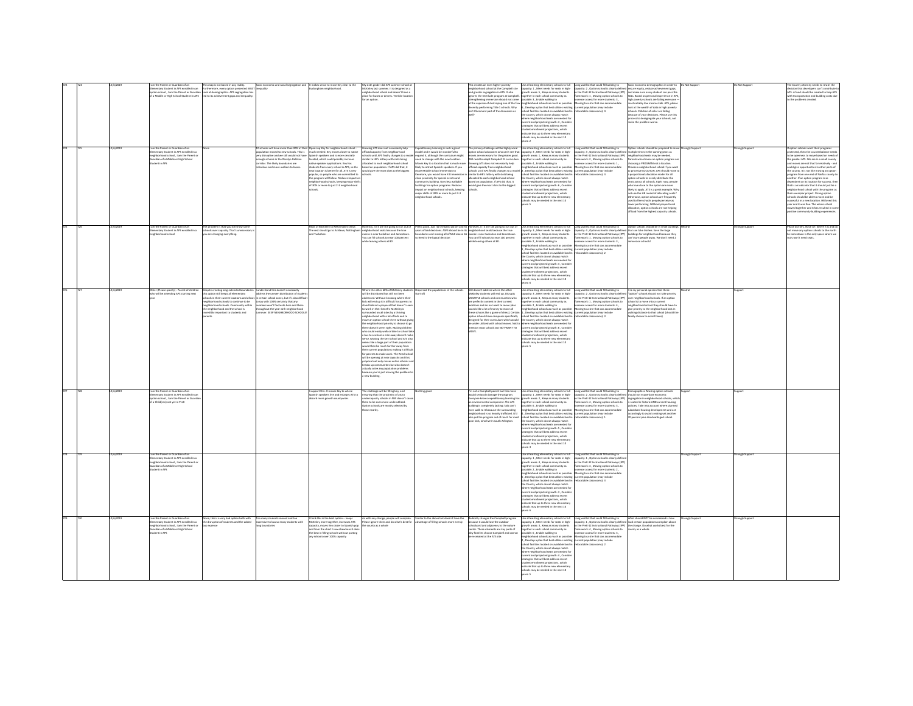| | | | | | | | | | | | | | | | | |
|---|---|---|---|---|---|---|---|---|---|---|---|---|---|---|---|---|
| 723 | 724 | 12/6/2019 | I am the Parent or Guardian of an Elementary Student in APS enrolled in an option school , I am the Parent or Guardian of a Middle or High School Student in APS | This map is not based in any reality. Furthermore, every option presented MUST look at demographics. APS segregation has led to its achievement gaps and inequality. | Socio economic and racial segregation and inequality | It makes sense to move Key close to the Buckingham neighborhood. | My sixth grader did APS summer school at McKinley last summer. It is designed as a neighborhood school and doesn't have a place for buses or drivers. Terrible location for an option. | | This creates an even higher poverty neighborhood school at the Campbell site and greater segregation in APS. It also ignores the interlude program at Campbell. Strengthening immersion should not come at the expense of destroying one of the few decently performing Title 1 schools. Why isn't Claremont part of the discussion as well? | Use all existing elementary schools to full capacity: 1, Meet needs for seats in high-growth areas: 5, Keep as many students together in each school community as possible: 3, Enable walking to neighborhood schools as much as possible: 6, Develop a plan that best utilizes existing school facilities located on available land in the County, which do not always match where neighborhood seats are needed for current and projected growth: 4, Consider strategies that will best address recent student enrollment projections, which indicate that up to three new elementary schools may be needed in the next 10 years: 2 | Long waitlist that could fill building to capacity: 2, Option school is clearly defined in the PreK-12 Instructional Pathways (IPP) framework: 1, Moving option schools to increase access for more students: 4, Moving to a site that can accommodate current population (may include relocatable classrooms): 3 | Socio economic demographics in order to ensure equity, reduce achievement gaps, and make sure every student can pass the SOLs. Based on personal experience in APS, high poverty schools are failing everyone — most notably low income kids. APS, please look at the wealth of data in high poverty schools. Children of color are failing because of your decisions. Please use this process to desegregate your schools, not make the problem worse. | Do Not Support | | Do Not Support | The County attorney needs to revisit the decision that developers can't contribute to APS. A fund should be created to help APS with transportation and building costs due to the problems created. |
| 724 | 725 | 12/6/2019 | I am the Parent or Guardian of an Elementary Student in APS enrolled in a neighborhood school , I am the Parent or Guardian of a Middle or High School Student in APS | None | 25 schools will have more than 30% of their population moved to new schools. This is very disruptive and we still would not have enough schools in the Rosslyn-Ballston corridor. The likely boundaries are ridiculous and move walkers to buses. | Opens up Key for neighborhood school much needed. Key moves closer to native Spanish speakers and is more centrally located, which could possibly increase native speaker applications. Key has students from every school in APS, so the new location is better for all. ATS is very popular, so people who are committed to the program will follow. Reduces impact on neighborhood schools, keeping major shifts of 30% or more to just 2-3 neighborhood schools. | Growing ATS does not necessarily help offload capacity from neighborhood schools until APS finally changes to a model similar to HB's lottery with slots being allocated to each neighborhood school based on population. If APS did that, it would give the most slots to the biggest schools. | Expeditionary learning is such a great model and it would be wonderful to expand it, although the curriculum might need to change with the new location. Moves Key to a location that is much more likely to attract Spanish speakers. If you move Middle School Immersion to Kenmore, you would have K-8 immersion in close proximity for special events and community building. Uses less available buildings for option programs. Reduces impact on neighborhood schools, keeping major shifts of 30% or more to just 2-3 neighborhood schools. | The primary challenge will be highly vocal option school advocates who can't see that moves are necessary for the greater good. Will need to adapt Campbell EL curriculum. Growing ATS does not necessarily help offload capacity from neighborhood schools until APS finally changes to a model similar to HB's lottery with slots being allocated to each neighborhood school based on population. If APS did that, it would give the most slots to the biggest schools. | Use all existing elementary schools to full capacity: 3, Meet needs for seats in high-growth areas: 1, Keep as many students together in each school community as possible: 4, Enable walking to neighborhood schools as much as possible: 6, Develop a plan that best utilizes existing school facilities located on available land in the County, which do not always match where neighborhood seats are needed for current and projected growth: 2, Consider strategies that will best address recent student enrollment projections, which indicate that up to three new elementary schools may be needed in the next 10 years: 5 | Long waitlist that could fill building to capacity: 4, Option school is clearly defined in the PreK-12 Instructional Pathways (IPP) framework: 2, Moving option schools to increase access for more students: 1, Moving to a site that can accommodate current population (may include relocatable classrooms): 3 | Option schools should be prepared to move multiple times in the coming years as neighborhood seats may be needed. Parents who choose an option program are choosing a PROGRAM not a location. Choose a neighborhood school if you want to prioritize LOCATION. APS should move to a proportional allocation model for all option schools to evenly distribute the seats across all schools. Right now, people who live close to the option are more likely to apply. ATS is a great example. Why not use the HB model of allocating seats? Otherwise, option schools are frequently used to fix schools people perceive as lower performing. Without proportional allocation, option schools are not helping offload from the highest capacity schools. | Strongly Support | | Strongly Support | If option schools want their programs protected, then the counterbalance needs to be openness to move based on needs of the greater APS. We are in a small county and moves are not that far relatively - and could give opportunities in other parts of the county. It is not like moving an option program from one end of Fairfax county to another. If an option program is so dependent on its location for success, then that is an indication that it should just be a neighborhood school with the program as their exemplar project. Strong option schools should be able to move and be successful in a new location. HB moved this year and it was fine. The whole school moved together and it has resulted in some positive community building experiences. |
| 725 | 726 | 12/6/2019 | I am the Parent or Guardian of an Elementary Student in APS enrolled in a neighborhood school | The problem is that you still show some schools over capacity. That's unnecessary is you are changing everything. | | | Most of McKinley to Reed makes sense. The rest should go to Ashlawn, Nottingham and Tuckahoe. | Honestly, it is still going to run out of neighborhood seats because the true excess is near Tuckahoe and Jamestown. You can fill schools to near 100 percent while leaving others at 80. | Pretty good. Just rip the band aid off and fix years of bad decisions. ASFS should be in its boundaries and moving all of TJMS above 66 to Reed is the logical decision. | Honestly, it is still going to run out of neighborhood seats because the true excess is near Tuckahoe and Jamestown. You can fill schools to near 100 percent while leaving others at 80. | Use all existing elementary schools to full capacity: 3, Meet needs for seats in high-growth areas: 5, Keep as many students together in each school community as possible: 2, Enable walking to neighborhood schools as much as possible: 1, Develop a plan that best utilizes existing school facilities located on available land in the County, which do not always match where neighborhood seats are needed for current and projected growth: 4, Consider strategies that will best address recent student enrollment projections, which indicate that up to three new elementary schools may be needed in the next 10 years: 6 | Long waitlist that could fill building to capacity: 1, Option school is clearly defined in the PreK-12 Instructional Pathways (IPP) framework: 3, Moving option schools to increase access for more students: 4, Moving to a site that can accommodate current population (may include relocatable classrooms): 2 | Option schools should be in small buildings. Not use take tuckers, have the large buildings for neighborhood because they can't turn people away. We don't need 3 immersion schools! | Neutral | Strongly Support | Please pull Key, leave ATS where it is and do not move any option schools to the north. So Jamestown is the only space where we truly won't need seats. |
| 726 | 727 | 12/6/2019 | Other (Please specify) : Parent of children who will be attending APS starting next year | Despite creating long extended boundaries this option still keeps all elementary schools in their current locations and allows neighborhood schools to continue to be neighborhood schools. Community within the neighborhood and the school is incredibly important to students and parents. | I understand this doesn't necessarily address the uneven distribution of students in certain school zones, but it's also difficult to say with 100% certainty that any numbers won't fluctuate here and there throughout the year with neighborhood turnover. KEEP NEIGHBORHOOD SCHOOLS! | | Where the other 60% of McKinley students will be distributed has still not been addressed. Without knowing where their kids will end up it is difficult for parents to stand behind a proposal that doesn't seem to work in their benefit. McKinley is surrounded on all sides by a thriving neighborhood with a lot of kids and to move an option school there without giving the neighborhood priority to choose to go there doesn't seem right. Making children who could easily walk or bike to school take a bus to a school a mile away doesn't make sense. Moving the Key School and ATS also seems like a large part of their population would then be much further away from their current populations making it difficult for parents to make work. The Reed school will be opening at near capacity and this proposal not only moves entire schools and breaks up communities but also doesn't actually solve any population problems because you're just moving the problem to a new building. | Dispersed the populations of the schools (sort of) | Still doesn't address where the other McKinley students will end up. Disrupts MULTIPLE schools and communities who are perfectly content in their current locations and do not want to move (also sounds like a lot of money to move all these schools like a game of chess). Certain option schools have campuses specifically designed for their curriculum which would be under-utilized with school moves. Not to mention most schools DO NOT WANT TO MOVE. | Use all existing elementary schools to full capacity: 2, Meet needs for seats in high-growth areas: 4, Keep as many students together in each school community as possible: 3, Enable walking to neighborhood schools as much as possible: 1, Develop a plan that best utilizes existing school facilities located on available land in the County, which do not always match where neighborhood seats are needed for current and projected growth: 6, Consider strategies that will best address recent student enrollment projections, which indicate that up to three new elementary schools may be needed in the next 10 years: 5 | Long waitlist that could fill building to capacity: 2, Option school is clearly defined in the PreK-12 Instructional Pathways (IPP) framework: 1, Moving option schools to increase access for more students: 4, Moving to a site that can accommodate current population (may include relocatable classrooms): 3 | It is my personal opinion that these "option" schools should not take priority over neighborhood schools. If an option school is to move into a current neighborhood school they should have to give priority to the neighborhood kids in walking distance to that school (should the family choose to enroll there) | Neutral | | Support | |
| 727 | 728 | 12/6/2019 | I am the Parent or Guardian of an Elementary Student in APS enrolled in an option school , I am the Parent or Guardian of a Child(ren) not yet in PreK | | | I support this. It moves Key to where Spanish speakers live and enlarges ATS to absorb more growth countywide. | The challenge will be filling key, and ensuring that the proximity of ats to undercapacity schools in NW doesn't cause them to be even more underutilized. Option schools are mostly selected by those nearby. | Nothing good. | I'm not a Campbell parent but this move would seriously damage the program. Everyone knows expeditionary learning has an environmental component. The ATS building is completely lacking. Kids can't even walk to it because the surrounding neighborhood is so heavily trafficked. It's also put the program out of reach for most poor kids, who live in south Arlington. | Use all existing elementary schools to full capacity: 1, Meet needs for seats in high-growth areas: 2, Keep as many students together in each school community as possible: 6, Enable walking to neighborhood schools as much as possible: 4, Develop a plan that best utilizes existing school facilities located on available land in the County, which do not always match where neighborhood seats are needed for current and projected growth: 5, Consider strategies that will best address recent student enrollment projections, which indicate that up to three new elementary schools may be needed in the next 10 years: 3 | Long waitlist that could fill building to capacity: 2, Option school is clearly defined in the PreK-12 Instructional Pathways (IPP) framework: 3, Moving option schools to increase access for more students: 4, Moving to a site that can accommodate current population (may include relocatable classrooms): 1 | Demographics. Moving option schools should not exacerbate economic segregation in neighborhood schools, which is rooted in historic AND current housing policies. Take into account where planned subsidized housing development and act accordingly to avoid creating yet another 70 percent plus disadvantaged school. | Support | | Support | |
| 728 | 729 | 12/6/2019 | I am the Parent or Guardian of an Elementary Student in APS enrolled in a neighborhood school , I am the Parent or Guardian of a Middle or High School Student in APS | | | | | | | Use all existing elementary schools to full capacity: 1, Meet needs for seats in high-growth areas: 6, Keep as many students together in each school community as possible: 2, Enable walking to neighborhood schools as much as possible: 4, Develop a plan that best utilizes existing school facilities located on available land in the County, which do not always match where neighborhood seats are needed for current and projected growth: 5, Consider strategies that will best address recent student enrollment projections, which indicate that up to three new elementary schools may be needed in the next 10 years: 3 | Long waitlist that could fill building to capacity: 1, Option school is clearly defined in the PreK-12 Instructional Pathways (IPP) framework: 4, Moving option schools to increase access for more students: 2, Moving to a site that can accommodate current population (may include relocatable classrooms): 3 | | Strongly Support | | Strongly Support | |
| 729 | 730 | 12/6/2019 | I am the Parent or Guardian of an Elementary Student in APS enrolled in a neighborhood school , I am the Parent or Guardian of a Middle or High School Student in APS | None, this is a very bad option both with the disruption of students and the added bus expense | Too many students moved and too expensive to bus so many students with long boundaries | I think this is the best option -- keeps McKinley more together, increases ATS capacity, moves Key closer to Spanish pop and from the chart I saw elsewhere it does the best in filling schools without putting any schools over 100% capacity | As with any change, people will complain. Please ignore them and do what's best for the county as a whole | Similar to the above but doesn't have the advantage of filling schools more evenly | Radically changes the Campbell program because it would lose the outdoor schoolyard and adjacency to the nature center. These elements are key parts of why families choose Campbell and cannot be recreated at the ATS site. | Use all existing elementary schools to full capacity: 1, Meet needs for seats in high-growth areas: 3, Keep as many students together in each school community as possible: 4, Enable walking to neighborhood schools as much as possible: 6, Develop a plan that best utilizes existing school facilities located on available land in the County, which do not always match where neighborhood seats are needed for current and projected growth: 2, Consider strategies that will best address recent student enrollment projections, which indicate that up to three new elementary schools may be needed in the next 10 years: 5 | Long waitlist that could fill building to capacity: 1, Option school is clearly defined in the PreK-12 Instructional Pathways (IPP) framework: 4, Moving option schools to increase access for more students: 3, Moving to a site that can accommodate current population (may include relocatable classrooms): 2 | What should NOT be considered is how loud certain populations complain about the change. Do what works best for the county as a whole. | Strongly Support | | Strongly Support | |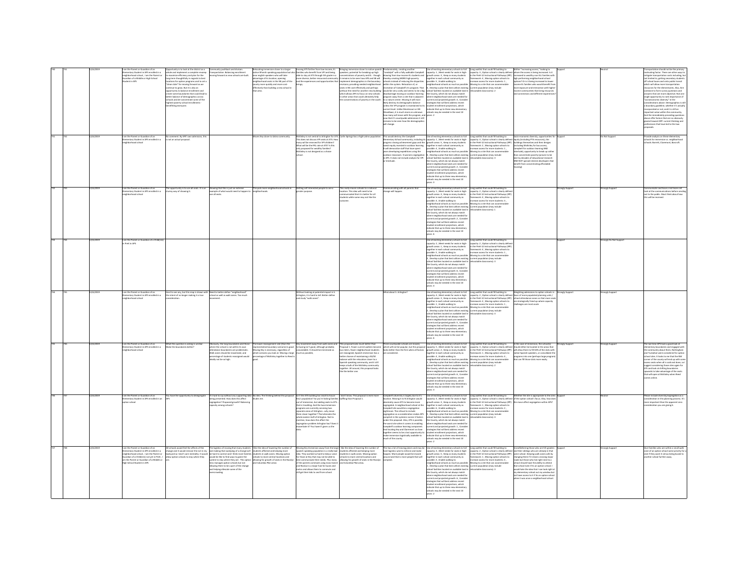| | | | | | | | | | | | | | | | |
|---|---|---|---|---|---|---|---|---|---|---|---|---|---|---|---|
| 730 | 731 | 12/6/2019 | I am the Parent or Guardian of an Elementary Student in APS enrolled in a neighborhood school , I am the Parent or Guardian of a Middle or High School Student in APS | Opportunity is to look at the district as a whole and implement a complete revamp to maximize efficiency and plan for the long-term thoughtfully in regards to best locations for option programs and to set a "clean slate" for moving forward as we continue to grow. But it is also an opportunity to balance enrollment and create some boundaries that could lead to better balance of demographics across schools and de-concentrate some of the highest-poverty school enrollments - benefitting everyone. | Community pushback and division. Transportation. Balancing enrollment moving forward as new schools are built. | Relocating immersion closer to a larger native SPanish speaking population but also near english-speakers who will take advantage of its location; opening neighborhood seats in the NE part of the county more quickly and more cost-effectively than building a new school in that area. | moving ATS farther from low-income EL families who benefit from VPI and being able to stay at ATS through 5th grade in a more diverse, better-resourced community and the experiences and opportunities that brings. | Bringing immersion closer to native spanish speakers; potential for breaking up high concentrations of poverty and EL - though it remains to be seen how ATS and SB will implement demographics in the boundary revisions; providing needed neighborhood seats in NE cost-effectively and perhaps without the need for another new building in other areas that could ultimately help the concentrations of poverty in the south. | Problematic, creating another "Jamestown" with a fully walkable Campbell drawing from low-income EL students and thereby creating MORE high-poverty schools instead of reducing the disparities within the system. Relocation of, or elimination of Campbell's EL program. That would be very costly and seems to be a big disadvantage moving an outdoor learning program away from a site that is adjacent to a nature center. Moving it will most likely destroy its demographic balance unless the VPI program is maintained to its current level. Unlike Montessori or HB Woodlawn, it is much more an unknown how many will move with the program, and now that it's countywide admissions it still remains to be seen how the demographics will change. | Use all existing elementary schools to full capacity: 1 , Meet needs for seats in high-growth areas: 3 , Keep as many students together in each school community as possible: 5 , Enable walking to neighborhood schools as much as possible: 6 , Develop a plan that best utilizes existing school facilities located on available land in the County, which do not always match where neighborhood seats are needed for current and projected growth: 4 , Consider strategies that will best address recent student enrollment projections, which indicate that up to three new elementary schools may be needed in the next 10 years: 2 | Long waitlist that could fill building to capacity: 3 , Option school is clearly defined in the PreK-12 Instructional Pathways (IPP) framework: 4 , Moving option schools to increase access for more students: 1 , Moving to a site that can accommodate current population (may include relocatable classrooms): 2 | Within "increasing access," looking to whom the access is being increased. Is it increased to wealthy non-ELL families with high performing neighborhood school options? Or is it being increased to lower-income EL families who would benefit from more exposure and interaction with higher income communities that bring resources and connections and different experiences? | Support | Neutral | Transportation should not be the primary motivating factor. There are other ways to mitigate transportation costs including, but not limited to, getting secondary students off school buses and onto public transit which will allow more transportation resources for the elementaries. Also, hire someone to form survey questions and answers that are more objective. Not one single opportunity to rank importance of "socioeconomic diversity" in the considerations above. Demographics is still a boundary guideline, whether it's actually incorporated or not, and it is still an important value within the community. And the immediately preceding questions above offer factors that are so obviously geared toward APS' current thinking and preferences that have led to the two proposals. |
| 731 | 732 | 12/6/2019 | I am the Parent or Guardian of an Elementary Student in APS enrolled in a neighborhood school | No comment. By APS' own admission, this is not an actual proposal. | | Moves Key closer to latinx community. | McKinley is not central to Arlington for ATS. This does not discuss VPI seats at ATS. How many will be reserved for VPI children? What will be the PRL rate at ATS? Is this only proposed for wealthy families? McKinley is not designed as a choice school. | Carlin Springs has a high Latinx population. | This would destroy the Campbell Elementary School community, including its progress closing achievement gaps and the overall equity invested in outdoor learning. It will demoralize staff that have spent years developing expeditions using the outdoor classrooms. It worsens segregation in APS. It does not include analysis for VPI or Interlude. | Use all existing elementary schools to full capacity: 1 , Meet needs for seats in high-growth areas: 5 , Keep as many students together in each school community as possible: 4 , Enable walking to neighborhood schools as much as possible: 6 , Develop a plan that best utilizes existing school facilities located on available land in the County, which do not always match where neighborhood seats are needed for current and projected growth: 2 , Consider strategies that will best address recent student enrollment projections, which indicate that up to three new elementary schools may be needed in the next 10 years: 3 | Long waitlist that could fill building to capacity: 4 , Option school is clearly defined in the PreK-12 Instructional Pathways (IPP) framework: 2 , Moving option schools to increase access for more students: 1 , Moving to a site that can accommodate current population (may include relocatable classrooms): 3 | Socio-economic diversity, opportunities for equity (including PTA resources), the buildings themselves and their designs (including McKinley for bus access, Campbell for outdoor learning AND Interlude), opportunity to break up other than concentrate poverty (proven to be best by decades of educational research AND NOT special interest developers that benefit from concentrating affordable housing) | Support | Do Not Support | Provide analysis on these elementary schools for immersion vs. neighborhood schools: Barrett, Claremont, Barcroft. |
| 732 | 733 | 12/6/2019 | I am the Parent or Guardian of an Elementary Student in APS enrolled in a neighborhood school | The opportunity is to use all seats. It is an clumsy way of showing it. | Moving that this is just an extreme example of what would need to happen to use all seats. | This puts more neighborhood schools in neighborhoods. | Getting self interested people to see a greater purpose. | This really moves schools to a rational location. This idea will need to be communicated that it is better for all students while some may not like the outcome. | Communicating with all parents that change will happen. | Use all existing elementary schools to full capacity: 1 , Meet needs for seats in high-growth areas: 3 , Keep as many students together in each school community as possible: 2 , Enable walking to neighborhood schools as much as possible: 5 , Develop a plan that best utilizes existing school facilities located on available land in the County, which do not always match where neighborhood seats are needed for current and projected growth: 4 , Consider strategies that will best address recent student enrollment projections, which indicate that up to three new elementary schools may be needed in the next 10 years: 6 | Long waitlist that could fill building to capacity: 2 , Option school is clearly defined in the PreK-12 Instructional Pathways (IPP) framework: 3 , Moving option schools to increase access for more students: 4 , Moving to a site that can accommodate current population (may include relocatable classrooms): 1 | | Strongly Support | Strongly Support | Communicate and have a real town-hall look at the communications before sending out to the public. Most think about how this will be received. |
| 733 | 734 | 12/6/2019 | I am the Parent or Guardian of a Child(ren) in PreK in APS | | | | | | | Use all existing elementary schools to full capacity: 2 , Meet needs for seats in high-growth areas: 1 , Keep as many students together in each school community as possible: 3 , Enable walking to neighborhood schools as much as possible: 5 , Develop a plan that best utilizes existing school facilities located on available land in the County, which do not always match where neighborhood seats are needed for current and projected growth: 4 , Consider strategies that will best address recent student enrollment projections, which indicate that up to three new elementary schools may be needed in the next 10 years: 6 | Long waitlist that could fill building to capacity: 2 , Option school is clearly defined in the PreK-12 Instructional Pathways (IPP) framework: 1 , Moving option schools to increase access for more students: 4 , Moving to a site that can accommodate current population (may include relocatable classrooms): 3 | | Support | Strongly Do Not Support | |
| 734 | 735 | 12/6/2019 | I am the Parent or Guardian of an Elementary Student in APS enrolled in a neighborhood school | Need to see any, but this map is drawn with the intent of no longer making it a true consideration. | Need to better define "neighborhood" school as well as walk zones. Too much movement. | | Without looking at potential impact to S. Arlington, it is hard to tell. Better define and study "walk zones". | | What about S. Arlington? | Use all existing elementary schools to full capacity: 1 , Meet needs for seats in high-growth areas: 2 , Keep as many students together in each school community as possible: 3 , Enable walking to neighborhood schools as much as possible: 5 , Develop a plan that best utilizes existing school facilities located on available land in the County, which do not always match where neighborhood seats are needed for current and projected growth: 4 , Consider strategies that will best address recent student enrollment projections, which indicate that up to three new elementary schools may be needed in the next 10 years: 6 | Long waitlist that could fill building to capacity: 1 , Option school is clearly defined in the PreK-12 Instructional Pathways (IPP) framework: 2 , Moving option schools to increase access for more students: 4 , Moving to a site that can accommodate current population (may include relocatable classrooms): 3 | Weighting admissions to option schools in favor of more populated planning units / school attendance zones so that more seats are strategically freed up where capacity challenges are most acute | Strongly Support | Strongly Support | |
| 735 | 736 | 12/6/2019 | I am the Parent or Guardian of an Elementary Student in APS enrolled in a neighborhood school | What this question is asking is unclear. Make the boundaries better? | Obviously, the long boundaries and those where the school is not within its own attendance boundaries are problematic. Walk zones should be maximized, and percentage of students reassigned would ideally not be so high. | The lower reassignment rate (than the representative boundary scenario) is good. Moving Key is necessary, regardless of which scenario you look at. Moving a large percentage of McKinley together to Reed is good. | Key movement away from walk zones and to busing isn't good, although probably unavoidable. It should be minimized as much as possible. | This proposal looks much better than Proposal 1. Fewer current walkers become bus riders, fewer neighborhood students are reassigned, Spanish immersion has a better chance of maintaining a 50/50 balance with the relocation closer to a Spanish speaking community, and it still keeps a bulk of the McKinley community together. All-round, this proposal looks like the better one. | Three countywide schools are moved, which will not be popular, but this proposal looks better than the first where all factors are considered. | Use all existing elementary schools to full capacity: 3 , Meet needs for seats in high-growth areas: 5 , Keep as many students together in each school community as possible: 2 , Enable walking to neighborhood schools as much as possible: 4 , Develop a plan that best utilizes existing school facilities located on available land in the County, which do not always match where neighborhood seats are needed for current and projected growth: 1 , Consider strategies that will best address recent student enrollment projections, which indicate that up to three new elementary schools may be needed in the next 10 years: 6 | Long waitlist that could fill building to capacity: 4 , Option school is clearly defined in the PreK-12 Instructional Pathways (IPP) framework: 3 , Moving option schools to increase access for more students: 1 , Moving to a site that can accommodate current population (may include relocatable classrooms): 2 | In the case of immersion, the school(s) should either be located in the areas that will allow them to fill 50% of the slots with native Spanish speakers, or consolidate the programs into one (perhaps large program) that can fill those slots more easily. | Strongly Support | Strongly Support | The last time APS took a good look at elementary boundaries and engaged with the community about them, Nottingham and Tuckahoe were considered for option school sites. It looks to me that the NW corner of the county will end up with some excess seats when all is said and done, so I suggest considering those sites again for ATS and look at shifting boundaries upwards to take advantage of the seats that will open at McKinley when Reed comes online. |
| 736 | 737 | 12/6/2019 | I am the Parent or Guardian of an Elementary Student in APS enrolled in an option school | You have the opportunity to desegregate APS. | It's hard to say without any supporting data being presented. How does this affect segregation? Proposed growth? Balancing capacity among schools? | No idea. The thinking behind this proposal eludes me. | Isn't the ATS building too small to house Key's population? So you're locking families out of immersion, but adding seats to ATS. That is troubling. And the two immersion programs are currently servicing two separate areas of Arlington - why move them closer together? That eliminates the whole eastern half of Arlington. Not to mention, how does this affect the segregation problem Arlington has? Does it exacerbate it? You haven't given us the data. | I don't know. This proposal is even more baffling than Proposal 1. | Campbell's diversity is largely due to it's location. Moving it to N Arlington would absolutely cause ATS to become more segregated. A neighborhood school at the Campbell site would be a segregation nightmare. The refusal to include segregation as a consideration makes APS complicit in the systemic racism it fosters under this proposal. Also, ATS is possibly the worst site when it comes to enabling Campbell's outdoor learning component. And locating Key and Claremont so close together seems to be a lost opportunity to make immersion logistically available to much of the county. | Use all existing elementary schools to full capacity: 4 , Meet needs for seats in high-growth areas: 3 , Keep as many students together in each school community as possible: 6 , Enable walking to neighborhood schools as much as possible: 1 , Develop a plan that best utilizes existing school facilities located on available land in the County, which do not always match where neighborhood seats are needed for current and projected growth: 5 , Consider strategies that will best address recent student enrollment projections, which indicate that up to three new elementary schools may be needed in the next 10 years: 2 | Long waitlist that could fill building to capacity: 3 , Option school is clearly defined in the PreK-12 Instructional Pathways (IPP) framework: 4 , Moving option schools to increase access for more students: 1 , Moving to a site that can accommodate current population (may include relocatable classrooms): 2 | Whether the site is appropriate to the aims of the option school's focus. Also, how does the move affect segregation within APS? | Support | Neutral | Please include diversity/segregation as a consideration in the planning process. It's more important than the apparent zero consideration you are giving it. |
| 737 | 738 | 12/6/2019 | I am the Parent or Guardian of an Elementary Student in APS enrolled in a neighborhood school , I am the Parent or Guardian of a Child(ren) not yet in PreK , I am the Parent or Guardian of a Middle or High School Student in APS | All schools would feel the effects of the change and it would remove the rest in my backyard so I don't care mentality. It would allow option schools to stay where they are. | The logistics of moving that many students and making that sweeping of a change will be hard to control and I think more families would be like to find ways to game the system to stay where they are. This option also manages option schools but not allowing them to be a part of the change and helping alleviate some of the overcrowding. | I like the idea of lowering the number of students affected and keeping more students in walk zones. Moving option schools to more central locations and allowing for growth of seats in the Rosslyn and Columbia Pike areas. | Moving Key Immersion away from the large Spanish speaking population is a really bad idea. They worked so hard to keep a voice for those at Key that may not be able to best communicate their needs. Plus many of the parents commute using more transit and Rosslyn is a major hub for buses and metro and allows them to commute and still get their kids to and from school. | I like the idea of lowering the number of students affected and keeping more students in walk zones. Moving option schools to more central locations and allowing for growth of seats in the Rosslyn and Columbia Pike areas. | The has a lot of moving pieces and may be hard logistics wise to enforce and make happen. More people would be moved around and that is more people that will complain. | Use all existing elementary schools to full capacity: 4 , Meet needs for seats in high-growth areas: 6 , Keep as many students together in each school community as possible: 3 , Enable walking to neighborhood schools as much as possible: 1 , Develop a plan that best utilizes existing school facilities located on available land in the County, which do not always match where neighborhood seats are needed for current and projected growth: 5 , Consider strategies that will best address recent student enrollment projections, which indicate that up to three new elementary schools may be needed in the next 10 years: 2 | Long waitlist that could fill building to capacity: 2 , Option school is clearly defined in the PreK-12 Instructional Pathways (IPP) framework: 4 , Moving option schools to increase access for more students: 1 , Moving to a site that can accommodate current population (may include relocatable classrooms): 3 | Grandfathering those who are 5th graders and their siblings who are already in that same school. Keeping walk zones safe by changing them if it means crossing major roads but those who live right next to a school should have the ability to attend that school even if it is an option school. I would hate the idea that I can look right at my elementary school out my window but not have access to it if its an option school when it was once a neighborhood school. | Support | Strongly Support | Give families who are within a small walk zone of an option school some priority for a seat if they want it versus being bused to another school further away. |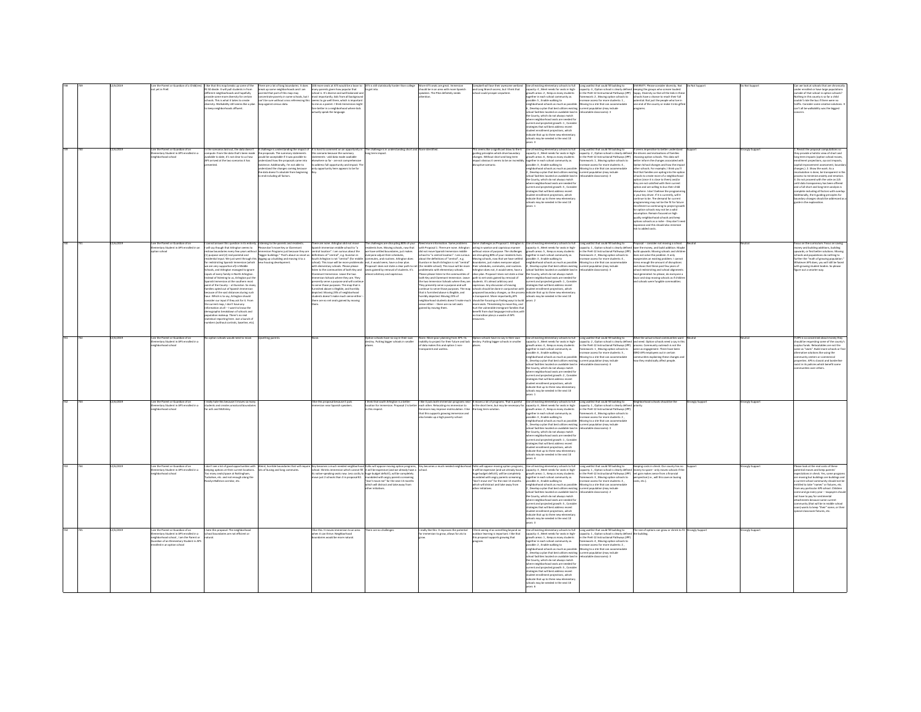| | | | | | | | | | | | | | | | |
|---|---|---|---|---|---|---|---|---|---|---|---|---|---|---|---|
| 758 | 759 | 12/9/2019 | I am the Parent or Guardian of a Child(ren) not yet in PreK | I like that this map breaks up some of the PB SD divide. It will pull students in from different neighborhoods and hopefully provide some more diversity for certain schools. This is what it takes to create diversity. Walkability still seems like a plan to keep neighborhoods affluent. | There are a lot of long boundaries. It does break up some neighborhoods and I am worried that part of this map may concentrate poverty in some schools, but I can't be sure without cross referencing this map against census data. | 200 more seats at ATS would be a boon to many parents given how popular that school is. It's diverse and well balanced and most importantly, kids from all backgrounds seem to go well there, which is important to me as a parent. I think Immersion might fare better in a neighborhood where kids actually speak the language. | ATS is still statistically harder than college to get into. | More ATS seats are great. Immersion should be in an area with more Spanish speakers. The PKe definitely needs attention. | Campbell will lose their awesome wetland and long Branch access, but I think that school could prosper anywhere. | Use all existing elementary schools to full capacity: 4 , Meet needs for seats in high-growth areas: 2 , Keep as many students together in each school community as possible: 5 , Enable walking to neighborhood schools as much as possible: 6 , Develop a plan that best utilizes existing school facilities located on available land in the County, which do not always match where neighborhood seats are needed for current and projected growth: 1 , Consider strategies that will best address recent student enrollment projections, which indicate that up to three new elementary schools may be needed in the next 10 years: 3 | Long waitlist that could fill building to capacity: 3 , Option school is clearly defined in the PreK-12 Instructional Pathways (IPP) framework: 2 , Moving option schools to increase access for more students: 1 , Moving to a site that can accommodate current population (may include relocatable classrooms): 4 | ENERGY!. Please consider diversity. Not keeping the groups who succeed happy. Diversity so that all the kids in these schools have a chance to reach their full potential. Not just the people who live in one end of the county or make it into gifted programs. | Do Not Support | Do Not Support | Can we look at schools that are chronically under enrolled or have large populations outside of that school in option schools? Nothing in this county is so far a child couldn't ride the bus if there were no traffic. Consider some creative solutions. It can't all be walkability was the biggest concern. |
| 759 | 760 | 12/9/2019 | I am the Parent or Guardian of an Elementary Student in APS enrolled in a neighborhood school | In the scenarios laid out, the data doesn't compute. From the data that's been made available to date, it's not clear to us how APS arrived at the two scenarios it has presented. | A challenge is understanding the impact of the proposals. The summary statements would be acceptable if it was possible to understand how the proposals came into existence. Additionally, I'm not able to understand the changes coming because the data doesn't calculate from beginning to end including all factors. | It is hard to comment on an opportunity in this scenario because the summary statements - add data made available elsewhere so far - are not comprehensive to address full opportunity and impact. The only opportunity here appears to be for Key. | The challenge is in understanding short and long term impact. | None identified. | This seems like a significant blow to the 6 guiding principles which drive boundary changes. Without short and long term impact obvious it seems to be an incredibly disruptive scenario. | Use all existing elementary schools to full capacity: 4 , Meet needs for seats in high-growth areas: 6 , Keep as many students together in each school community as possible: 3 , Enable walking to neighborhood schools as much as possible: 2 , Develop a plan that best utilizes existing school facilities located on available land in the County, which do not always match where neighborhood seats are needed for current and projected growth: 5 , Consider strategies that will best address recent student enrollment projections, which indicate that up to three new elementary schools may be needed in the next 10 years: 1 | Long waitlist that could fill building to capacity: 2 , Option school is clearly defined in the PreK-12 Instructional Pathways (IPP) framework: 1 , Moving option schools to increase access for more students: 4 , Moving to a site that can accommodate current population (may include relocatable classrooms): 3 | It seems imperative to better understand the drivers and motivations of families choosing option schools. This data will better inform the changes associated with Option School changes and how the impact other schools. For example, I think you'll find that families are opting into the option schools to create more of a neighborhood option (since it is close to them) and/or they are not satisfied with their current option and are willing to bus their child elsewhere. I don't believe the programming is your key driver. If it is currently, will it continue to be. The demand for current programming may not be the fit for future enrollment so continuing to project growth for option schools may not be a valid assumption. Remain focused on high quality neighborhood schools and keep options schools as a niche - they don't need expansion and this should also minimize risk to added costs. | Support | Strongly Support | 1. Revisit the proposal computations so they provide a holistic view of short and long term impacts (option school moves, enrollment projections, cost impacts, capital improvement assessment, boundary changes.) 2. Show the work. As a recalculation is done, be transparent in the process to minimize anxiety and emotions. 3. Do not proceed with the vote on 12/4 until data transparency has been offered and a full short and long term analysis is complete including all factors with overlap. Additionally, the guiding principles for boundary changes should be addressed as a guide in the explanation. |
| 760 | 761 | 12/9/2019 | I am the Parent or Guardian of an Elementary Student in APS enrolled in an option school | I cannot answer this question in its entirety. I will say though that Arlington seems to redraw boundaries every few years without (1) purpose and (2) real parental and residential input. We just went through this for redistricting Spanish Immersion (which we are very supportive of) in Middle Schools, and Arlington managed to ignore input of every family in North Arlington. Instead of listening to us, Arlington put the Spanish Immersion at the southern most point of the County -- at Gunston. So many families opted out of Spanish Immersion because of the vast distances during rush hour. Which is to say, Arlington should consider our input if they ask for it. From the current map, I don't have any information at all -- I want to know the demographic breakdown of schools and population makeup. There's no real statistical reporting here. Just a bunch of numbers (without controls, baseline, etc). | Listening to the parents and residents. Please don't move Key or Claremont Immersion Programs just because they are "bigger buildings." That's about as smart as digging up a building and moving it to a new housing development. | There are none. Arlington did not move Spanish Immersion middle school to "a central location". I am curious about the definitions of "central", e.g. Gunston in South Arlington is not "central" (for middle school). This too will be more problematic with elementary schools. Please please listen to the communities of both Key and Claremont Immersion. Leave the two Immersion Schools where they are. They presently serve a purpose and will continue to serve those purposes. The map that is furnished above is illegible, and frankly depicted. Moving 29% of neighborhood students doesn't make much sense either -- there are no net seats gained by moving them. | The challenges are disrupting 80% of your residents lives. Moving schools, now that we have settled boundaries, just makes everyone adjust their schedules, commutes, and routines. Arlington does not, it would seem, have a clear plan. Proposal 1 does not state a clear path to net seats gained by removal of students. It's almost arbitrary and capricious. | Need more information. Same problems with Proposal 1. There are none. Arlington did not move Spanish Immersion middle school to "a central location". I am curious about the definitions of "central", e.g. Gunston in South Arlington is not "central" (for middle school). This too will be more problematic with elementary schools. Please please listen to the communities of both Key and Claremont Immersion. Leave the two Immersion Schools where they are. They presently serve a purpose and will continue to serve those purposes. The map that is furnished above is illegible, and frankly depicted. Moving 29% of neighborhood students doesn't make much sense either -- there are no net seats gained by moving them. | Same challenges as Proposal 1. Arlington is acting in wanton and capricious manner without vision of purpose. The challenges are disrupting 80% of your residents lives. Moving schools, now that we have settled boundaries, just makes everyone adjust their schedules, commutes, and routines. Arlington does not, it would seem, have a clear plan. Proposal 1 does not state a clear path to net seats gained by removal of students. It's almost arbitrary and capricious. Any discussion of moving schools should be done in conjunction with proposed boundary changes, so the process is transparent. More importantly, APS should be focusing on finding ways to build more seats. Threatening to move Key, and hurt the vulnerable immigrant families that benefit from dual language instruction with no transition plan, is a waste of APS resources. | Use all existing elementary schools to full capacity: 6 , Meet needs for seats in high-growth areas: 5 , Keep as many students together in each school community as possible: 1 , Enable walking to neighborhood schools as much as possible: 3 , Develop a plan that best utilizes existing school facilities located on available land in the County, which do not always match where neighborhood seats are needed for current and projected growth: 4 , Consider strategies that will best address recent student enrollment projections, which indicate that up to three new elementary schools may be needed in the next 10 years: 2 | Long waitlist that could fill building to capacity: 1 , Option school is clearly defined in the PreK-12 Instructional Pathways (IPP) framework: 2 , Moving option schools to increase access for more students: 4 , Moving to a site that can accommodate current population (may include relocatable classrooms): 3 | Proposal -- consider not moving a school. Save the money, and build additions. Maybe build upwards. Moving schools and children does not solve the problem. It only exasperates an existing problem. I cannot stress enough the amount of disruptions and stress that these past few years of school redistricting and school alignments have generated. So please, do everyone a favor and stop moving schools as if children and schools were fungible commodities. | Neutral | Neutral | Focus on the curriculum. Focus on saving money and building additions, building upwards, or find better solutions. Moving schools and populations do nothing to further the "math of growing population." Whatever APS does, you will still be faced with growing student bodies. So please figure out a smarter way. |
| 761 | 762 | 12/9/2019 | I am the Parent or Guardian of an Elementary Student in APS enrolled in a neighborhood school | No option schools would need to move. | Upsetting parents. | None. | Option schools have no say in their own destiny. Putting bigger schools in smaller places. | None. More poor planning from APS. Its inability to project for their future and lack of data makes this and option 1 non-transparent and useless. | Option schools have no say in their own destiny. Putting bigger schools in smaller places. | Use all existing elementary schools to full capacity: 4 , Meet needs for seats in high-growth areas: 3 , Keep as many students together in each school community as possible: 1 , Enable walking to neighborhood schools as much as possible: 6 , Develop a plan that best utilizes existing school facilities located on available land in the County, which do not always match where neighborhood seats are needed for current and projected growth: 2 , Consider strategies that will best address recent student enrollment projections, which indicate that up to three new elementary schools may be needed in the next 10 years: 5 | Long waitlist that could fill building to capacity: 1 , Option school is clearly defined in the PreK-12 Instructional Pathways (IPP) framework: 2 , Moving option schools to increase access for more students: 4 , Moving to a site that can accommodate current population (may include relocatable classrooms): 3 | What the actual school communities want and need. Option schools need a say in this process. Community outreach is not the same as an engagement. There have been DEFO APS employees out in certain communities explaining these changes and how they realistically affect people. | Neutral | Neutral | If APS is so concerned about money they should be requesting some of the county's surplus funds. Relocatables are not the same as "seats." Build more schools or find alternative solutions like using the community centers or commercial properties. APS is classist and borderline racist in its policies which benefit some communities over others. |
| 762 | 763 | 12/9/2019 | I am the Parent or Guardian of an Elementary Student in APS enrolled in a neighborhood school | I really hate this because it moves so many students and creates unnatural boundaries for ash and Mckinley. | | I like this proposal because it puts immersion near Spanish speakers. | I think that south Arlington is a better location for immersion. Proposal 2 is better in this respect. | I like it puts both immersion programs next to each other. Relocating immersion to Kenmore may improve matriculation. I like that this supports growing immersion and also breaks up a high poverty school. | It moves a lot of programs. That is painful in the short term, but may be necessary for the long term solution. | Use all existing elementary schools to full capacity: 6 , Meet needs for seats in high-growth areas: 2 , Keep as many students together in each school community as possible: 1 , Enable walking to neighborhood schools as much as possible: 3 , Develop a plan that best utilizes existing school facilities located on available land in the County, which do not always match where neighborhood seats are needed for current and projected growth: 5 , Consider strategies that will best address recent student enrollment projections, which indicate that up to three new elementary schools may be needed in the next 10 years: 4 | Long waitlist that could fill building to capacity: 1 , Option school is clearly defined in the PreK-12 Instructional Pathways (IPP) framework: 4 , Moving option schools to increase access for more students: 2 , Moving to a site that can accommodate current population (may include relocatable classrooms): 3 | Neighborhood schools should be the priority. | Strongly Support | Strongly Support | |
| 763 | 764 | 12/9/2019 | I am the Parent or Guardian of an Elementary Student in APS enrolled in a neighborhood school | I don't see a lot of good opportunities with keeping options at their current locations. Too many seats/space at Nottingham, Tuckahoe, etc. and not enough along the Rosslyn-Ballston corridor, etc. | Weird, horrible boundaries that will require lots of busing and long commutes. | Key becomes a much needed neighborhood school. Shrinks immersion which cannot fill its native-speaking seats now. Less costly to move just 2 schools than 4 in proposal #2. | Folks will oppose moving option programs; it will be expensive (and we already have a huge budget deficit!), will be completely inundated with angry parents screaming "don't move me!" for the next 12 months, which will distract and take away from other initiatives. | Key becomes a much needed neighborhood school. | Folks will oppose moving option programs, it will be expensive (and we already have a huge budget deficit!), will be completely inundated with angry parents screaming "don't move me!" for the next 12 months, which will distract and take away from other initiatives. | Use all existing elementary schools to full capacity: 4 , Meet needs for seats in high-growth areas: 1 , Keep as many students together in each school community as possible: 2 , Enable walking to neighborhood schools as much as possible: 6 , Develop a plan that best utilizes existing school facilities located on available land in the County, which do not always match where neighborhood seats are needed for current and projected growth: 5 , Consider strategies that will best address recent student enrollment projections, which indicate that up to three new elementary schools may be needed in the next 10 years: 3 | Long waitlist that could fill building to capacity: 1 , Option school is clearly defined in the PreK-12 Instructional Pathways (IPP) framework: 3 , Moving option schools to increase access for more students: 4 , Moving to a site that can accommodate current population (may include relocatable classrooms): 2 | Keeping costs in check. Our county has no money to spare-- only moves schools if the net gain makes sense from a financial perspective (i.e., will this save on busing costs, etc.). | Support | Strongly Support | Please look at the real costs of these potential moves and keep parents' expectations in check. Yes, some programs are moving but buildings are buildings and a current school community should not be entitled to take "names" or fixtures, etc. from any particular APS school. Children come and go every year -- taxpayers should not have to pay for sentimental attachments because some current community (that will be in middle school soon) wants to keep "their" name, or their special classroom fixtures, etc. |
| 764 | 765 | 12/9/2019 | I am the Parent or Guardian of an Elementary Student in APS enrolled in a neighborhood school; I am the Parent or Guardian of an Elementary Student in APS enrolled in an option school | I hate this proposal. The neighborhood school boundaries are not efficient or natural. | | I like this. It moves immersion to an area where it can thrive. Neighborhood boundaries would be more natural. | There are no challenges. | I really like this. It improves the potential for immersion to grow, allows for ats to grow. | I think seeing of as something beyond an outdoor learning is important. I like that this proposal supports growing that program. | Use all existing elementary schools to full capacity: 4 , Meet needs for seats in high-growth areas: 5 , Keep as many students together in each school community as possible: 1 , Enable walking to neighborhood schools as much as possible: 2 , Develop a plan that best utilizes existing school facilities located on available land in the County, which do not always match where neighborhood seats are needed for current and projected growth: 3 , Consider strategies that will best address recent student enrollment projections, which indicate that up to three new elementary schools may be needed in the next 10 years: 6 | Long waitlist that could fill building to capacity: 1 , Option school is clearly defined in the PreK-12 Instructional Pathways (IPP) framework: 2 , Moving option schools to increase access for more students: 4 , Moving to a site that can accommodate current population (may include relocatable classrooms): 3 | The size of options can grow or shrink to fit the building. | Strongly Support | Strongly Support | |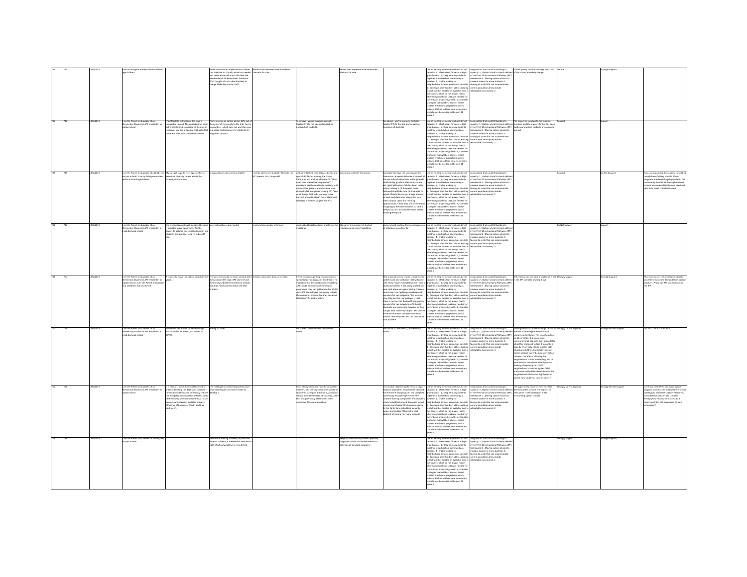| | | | | | | | | | | | | | | | | |
|---|---|---|---|---|---|---|---|---|---|---|---|---|---|---|---|---|
| 755 | 756 | 12/6/2019 | I am an Arlington resident without school-age children | | Looks terrible from all perspective - fewer kids walkable to schools; more bus needed and hence more pollution. Also how the new border of McKinley looks ridiculous. Who thought of such a horrible idea to change McKinley area to that? | Better than Representative Boundaries Scenario for sure. | | | Better than Representative Boundaries Scenario for sure. | | Use all existing elementary schools to full capacity: 5 , Meet needs for seats in high-growth areas : 4 , Keep as many students together in each school community as possible : 2 , Enable walking to neighborhood schools as much as possible : 1 , Develop a plan that best utilizes existing school facilities located on available land in the County, which do not always match where neighborhood seats are needed for current and projected growth: 6 , Consider strategies that will best address recent student enrollment projections, which indicate that up to three new elementary schools may be needed in the next 10 years: 3 | Long waitlist that could fill building to capacity: 4 , Option school is clearly defined in the PreK-12 Instructional Pathways (IPP) framework: 4 , Moving option schools to increase access for more students: 1 , Moving to a site that can accommodate current population (may include relocatable classrooms): 2 | School quality shouldn't change much b/c of the school boundary change. | Neutral | | Strongly Support |
| 756 | 757 | 12/6/2019 | I am the Parent or Guardian of an Elementary Student in APS enrolled in an option school | It's difficult to tell because the map is impossible to read. The opportunities seem extremely limited compared to the drastic measures you are proposing that will affect hundreds of students and their families. | You're moving an option school, ATS, out of the center of the county to the side. You're moving Key - which does not want to move to a space that is not overly helpful to it's long-term capacity. | | | See above - you're moving a centrally located ATS to the side and impacting hundreds of students. | | See above - you're moving a centrally located ATS to the side and impacting hundreds of students. | Use all existing elementary schools to full capacity: 6 , Meet needs for seats in high-growth areas : 5 , Keep as many students together in each school community as possible : 1 , Enable walking to neighborhood schools as much as possible : 2 , Develop a plan that best utilizes existing school facilities located on available land in the County, which do not always match where neighborhood seats are needed for current and projected growth: 3 , Consider strategies that will best address recent student enrollment projections, which indicate that up to three new elementary schools may be needed in the next 10 years: 4 | Long waitlist that could fill building to capacity: 1 , Option school is clearly defined in the PreK-12 Instructional Pathways (IPP) framework: 4 , Moving option schools to increase access for more students: 3 , Moving to a site that can accommodate current population (may include relocatable classrooms): 2 | The impact on location to the families, students, and the way of life that has been built around where students are currently located. | Support | Support | |
| 757 | 758 | 12/6/2019 | I am the Parent or Guardian of a Child(ren) not yet in PreK , I am an Arlington resident without school-age children | My kids get to go to Fleet I guess? Better economic diversity spread across the schools, which is nice. | Crossing Glebe with minimal deaths? | | I will be able to sell protest T-Shirts to the ATS parents for a nice profit. | ATS parents think their kids are better and special (by fact of winning the school lottery) so will pitch an absolute fit. "They need their special learning spaces!", "I donated a kazillion dollars to build my kid mean all that goddamn a professional level chemistry lab and you're stealing it!", "You can't disrupt OUR kid's learning, move Barcroft around instead" Note: Statement retracted if my first kid gets into ATS. | Even more protest T-Shirt sales. | Campbell will have the same issues the Montessori program did when it moved: all the work they had put into to the grounds and building (gardens, classroom setups, etc.) gets left behind. While a boon to the school moving in (if they want those features) it will take time for Campbell to adjust. Clearly they've put a large amount of work and classroom integration into their outdoor space and learning opportunities. I think they will lose much of this going to the other location. At best a temporary loss, at worst they lose nearby forest/greenspace. | Use all existing elementary schools to full capacity: 5 , Meet needs for seats in high-growth areas : 4 , Keep as many students together in each school community as possible : 3 , Enable walking to neighborhood schools as much as possible : 6 , Develop a plan that best utilizes existing school facilities located on available land in the County, which do not always match where neighborhood seats are needed for current and projected growth: 2 , Consider strategies that will best address recent student enrollment projections, which indicate that up to three new elementary schools may be needed in the next 10 years: 1 | Long waitlist that could fill building to capacity: 1 , Option school is clearly defined in the PreK-12 Instructional Pathways (IPP) framework: 3 , Moving option schools to increase access for more students: 4 , Moving to a site that can accommodate current population (may include relocatable classrooms): 2 | | | Support | Do Not Support |
| 758 | 759 | 12/6/2019 | I am the Parent or Guardian of an Elementary Student in APS enrolled in a neighborhood school | The scenario is really well-designed because it provides a rare opportunity for the county to balance the school admission and disparity and provides long term benefit too. | more school buses are needed | involves less number of schools | | does not address long-term problem of the imbalance | allows for less number of student relocation and retain flexibilities | does not address long-term needs/pressure of imbalance enrollments | Use all existing elementary schools to full capacity: 6 , Meet needs for seats in high-growth areas : 5 , Keep as many students together in each school community as possible : 4 , Enable walking to neighborhood schools as much as possible : 2 , Develop a plan that best utilizes existing school facilities located on available land in the County, which do not always match where neighborhood seats are needed for current and projected growth: 1 , Consider strategies that will best address recent student enrollment projections, which indicate that up to three new elementary schools may be needed in the next 10 years: 3 | Long waitlist that could fill building to capacity: 4 , Option school is clearly defined in the PreK-12 Instructional Pathways (IPP) framework: 1 , Moving option schools to increase access for more students: 3 , Moving to a site that can accommodate current population (may include relocatable classrooms): 2 | | | Do Not Support | Support |
| 759 | 760 | 12/6/2019 | I am the Parent or Guardian of an Elementary Student in APS enrolled in an option school , I am the Parent or Guardian of a Child(ren) not yet in PreK | A chance to move the option schools in five years. | This does nothing to fix issues and just kicks the can down the road. APS doesn't have the money to build the number of schools that they need and this doesn't fix that problem. | Creates seats were they are needed. | | Immersion is not getting enough spanish speakers for two programs and there is no indication that this location move will help. APS should eliminate one immersion program so they can get back to the 50/50 split. APS doesn't have the money to build the number of schools that they need and this doesn't fix that problem. | | This proposal involves more school moves and the cost and confusion that will come with those moves. Campbell doesn't have a location problem, it has a long waitlist but only loses a few non-opt or sibling children. Immersion is not getting enough spanish speakers for two programs. This location may help, but the real problem is that there is just not the demand from spanish speakers for two programs. APS should eliminate one immersion program so they can get back to the 50/50 split. APS doesn't have the money to build the number of schools that they need and this doesn't fix that problem | Use all existing elementary schools to full capacity: 5 , Meet needs for seats in high-growth areas : 3 , Keep as many students together in each school community as possible : 1 , Enable walking to neighborhood schools as much as possible : 6 , Develop a plan that best utilizes existing school facilities located on available land in the County, which do not always match where neighborhood seats are needed for current and projected growth: 4 , Consider strategies that will best address recent student enrollment projections, which indicate that up to three new elementary schools may be needed in the next 10 years: 2 | Long waitlist that could fill building to capacity: 2 , Option school is clearly defined in the PreK-12 Instructional Pathways (IPP) framework: 1 , Moving option schools to increase access for more students: 4 , Moving to a site that can accommodate current population (may include relocatable classrooms): 3 | If the school doesn't have a waitlist of it not in the IPP, consider phasing it out. | Strongly Support | | Strongly Support | Please cut one of the immersion schools since there is not the demand from Spanish speakers. Please cut ATS since it is not in the IPP. |
| 760 | 761 | 12/6/2019 | I am the Parent or Guardian of an Elementary Student in APS enrolled in a neighborhood school | No schools are moved to new buildings, ASFS is within its district, MCKINLEY IS SAVED | Adding 12 buses | | | MCKINLEY IS DISBANDED, two schools move | | MCKINLEY IS DISBANDED, three schools move | Use all existing elementary schools to full capacity: 1 , Meet needs for seats in high-growth areas : 4 , Keep as many students together in each school community as possible : 2 , Enable walking to neighborhood schools as much as possible : 3 , Develop a plan that best utilizes existing school facilities located on available land in the County, which do not always match where neighborhood seats are needed for current and projected growth: 5 , Consider strategies that will best address recent student enrollment projections, which indicate that up to three new elementary schools may be needed in the next 10 years: 6 | Long waitlist that could fill building to capacity: 1 , Option school is clearly defined in the PreK-12 Instructional Pathways (IPP) framework: 2 , Moving option schools to increase access for more students: 4 , Moving to a site that can accommodate current population (may include relocatable classrooms): 3 | Moving schools to other buildings results in the loss of one neighborhood school completely, McKinley. This loss should not be taken lightly. It is an amazing community that has been built around this school for years and to lose it would be a tragedy. It not only effects families with school age children, but erodes values of homes without current elementary school children. The effects of losing this neighborhood school are rippling. Not to mention that the option school you are thinking of replacing this GREAT neighborhood school with gives ZERO preference to the kids already here in this neighborhood. It is such a highly ranked school, how could you close its doors?! | Strongly Do Not Support | | Strongly Do Not Support | DO. NOT. MOVE. SCHOOLS. |
| 761 | 762 | 12/6/2019 | I am the Parent or Guardian of an Elementary Student in APS enrolled in an option school | It is difficult to comment on this scenario without knowing the data used to create it. I think it could be drawn differently to have the elongated boundaries in different parts of the county, which could address a lack of demographic diversity and also improve efficiency of bus routes (north-south vs. east-west). | The challenge is commenting without full understanding of the choices made to develop it. | | | Most of Key would still have to be bussed, it seems, and the Key community would be splintered. Arlington Traditional, an option school, would be located at McKinley, a site that was previously determined to be unsuitable for an option school. | | It is unclear that moving Key once a large Hispanic population would create demand for the immersion program. The Campbell community would be splintered. The outdoor learning component of Campbell's model would be harmed. Campbell would require more buses. The bus routes going to the Carlin Springs building would be longer and costlier. What is the cost (dollars) of moving this many schools? | Use all existing elementary schools to full capacity: 3 , Meet needs for seats in high-growth areas : 2 , Keep as many students together in each school community as possible : 1 , Enable walking to neighborhood schools as much as possible : 5 , Develop a plan that best utilizes existing school facilities located on available land in the County, which do not always match where neighborhood seats are needed for current and projected growth: 6 , Consider strategies that will best address recent student enrollment projections, which indicate that up to three new elementary schools may be needed in the next 10 years: 4 | Long waitlist that could fill building to capacity: 3 , Option school is clearly defined in the PreK-12 Instructional Pathways (IPP) framework: 1 , Moving option schools to increase access for more students: 4 , Moving to a site that can accommodate current population (may include relocatable classrooms): 2 | The opportunity to preserve or increase diversity within schools The impacts on Instruction Traffic impacts in areas surrounding option schools | Strongly Do Not Support | | Strongly Do Not Support | Have you considered placing an option program in one of the northwestern school buildings to maximize capacity? Have you considered an urban-style school in Rosslyn/Courthouse, with access to a county park but not necessarily its own schoolyard? |
| 762 | 763 | 12/6/2019 | I am the Parent or Guardian of a Child(ren) not yet in PreK | | Removal of walking students, in particular appears students in Glebewood area within sight of school would be new district. | | | | Keeps as walkable as possible. Specialty programs should not be detrimental to cohesion of standard programs. | | Use all existing elementary schools to full capacity: 5 , Meet needs for seats in high-growth areas : 4 , Keep as many students together in each school community as possible : 3 , Enable walking to neighborhood schools as much as possible : 1 , Develop a plan that best utilizes existing school facilities located on available land in the County, which do not always match where neighborhood seats are needed for current and projected growth: 2 , Consider strategies that will best address recent student enrollment projections, which indicate that up to three new elementary schools may be needed in the next 10 years: 6 | Long waitlist that could fill building to capacity: 2 , Option school is clearly defined in the PreK-12 Instructional Pathways (IPP) framework: 3 , Moving option schools to increase access for more students: 4 , Moving to a site that can accommodate current population (may include relocatable classrooms): 1 | | | Strongly Support | Strongly Support |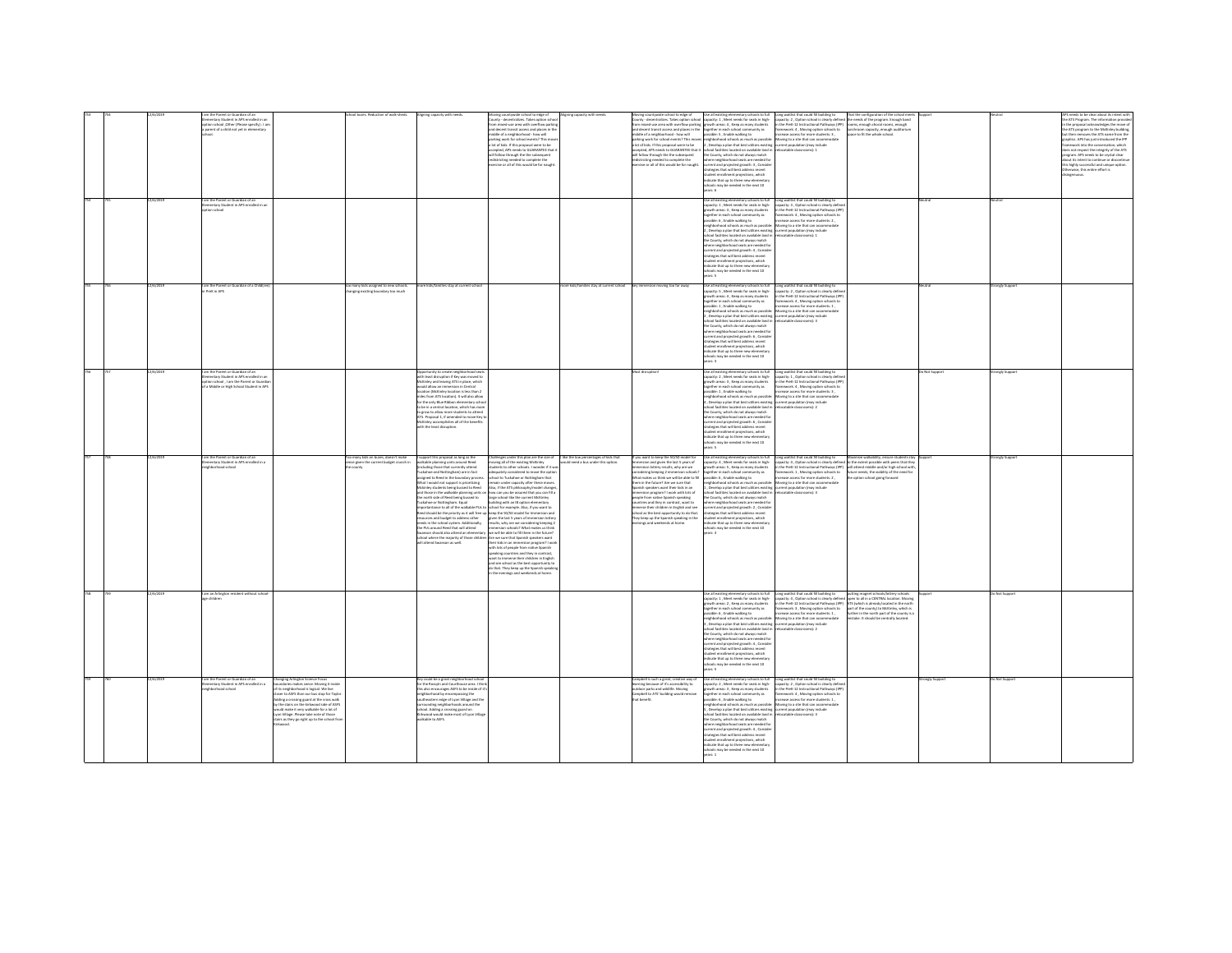| | | | | | | | | | | | | | | | | |
|---|---|---|---|---|---|---|---|---|---|---|---|---|---|---|---|---|
| 753 | 754 | 12/6/2019 | I am the Parent or Guardian of an Elementary Student in APS enrolled in an option school ,Other (Please specify) : I am a parent of a child not yet in elementary school. | | School buses. Reduction of walk sheds. | Aligning capacity with needs. | Moving countywide school to edge of County - decentralizes. Takes option school from mixed-use area with overflow parking and decent transit access and places in the middle of a neighborhood - how will parking work for school events? This moves a lot of kids. If this proposal were to be accepted, APS needs to GUARANTEE that it will follow through the the subsequent redistricting needed to complete the exercise or all of this would be for naught. | Aligning capacity with needs. | Moving countywide school to edge of County - decentralizes. Takes option school from mixed-use area with overflow parking and decent transit access and places in the middle of a neighborhood - how will parking work for school events? This moves a lot of kids. If this proposal were to be accepted, APS needs to GUARANTEE that it will follow through the the subsequent redistricting needed to complete the exercise or all of this would be for naught. | Use all existing elementary schools to full capacity: 1 , Meet needs for seats in high-growth areas : 3 , Keep as many students together in each school community as possible: 5 , Enable walking to neighborhood schools as much as possible: 4 , Develop a plan that best utilizes existing school facilities located on available land in the County, which do not always match where neighborhood seats are needed for current and projected growth: 2 , Consider strategies that will best address recent student enrollment projections, which indicate that up to three new elementary schools may be needed in the next 10 years: 6 | Long waitlist that could fill building to capacity: 2 , Option school is clearly defined in the PreK-12 Instructional Pathways (IPP) framework: 4 , Moving option schools to increase access for more students: 3 , Moving to a site that can accommodate current population (may include relocatable classrooms): 1 | That the configuration of the school meets the needs of the program: Enough band rooms, enough choral rooms, enough lunchroom capacity, enough auditorium space to fit the whole school. | Support | | Neutral | APS needs to be clear about its intent with the ATS Program. The information provided in the proposal acknowledges the move of the ATS program to the McKinley building, but then removes the ATS name from the graphics. APS has just introduced the IPP framework into the conversation, which does not respect the integrity of the ATS program. APS needs to be crystal clear about its intent to continue or discontinue this highly successful and unique option. Otherwise, this entire effort is disingenuous. |
| 754 | 755 | 12/6/2019 | I am the Parent or Guardian of an Elementary Student in APS enrolled in an option school | | | | | | | Use all existing elementary schools to full capacity: 1 , Meet needs for seats in high-growth areas : 3 , Keep as many students together in each school community as possible: 6 , Enable walking to neighborhood schools as much as possible: 2 , Develop a plan that best utilizes existing school facilities located on available land in the County, which do not always match where neighborhood seats are needed for current and projected growth: 4 , Consider strategies that will best address recent student enrollment projections, which indicate that up to three new elementary schools may be needed in the next 10 years: 5 | Long waitlist that could fill building to capacity: 3 , Option school is clearly defined in the PreK-12 Instructional Pathways (IPP) framework: 4 , Moving option schools to increase access for more students: 2 , Moving to a site that can accommodate current population (may include relocatable classrooms): 1 | | Neutral | | Neutral | |
| 755 | 756 | 12/6/2019 | I am the Parent or Guardian of a Child(ren) in PreK in APS | | Too many kids assigned to new schools changing existing boundary too much | more kids/families stay at current school | | more kids/families stay at current school | Key immersion moving too far away | Use all existing elementary schools to full capacity: 5 , Meet needs for seats in high-growth areas : 4 , Keep as many students together in each school community as possible: 1 , Enable walking to neighborhood schools as much as possible: 2 , Develop a plan that best utilizes existing school facilities located on available land in the County, which do not always match where neighborhood seats are needed for current and projected growth: 6 , Consider strategies that will best address recent student enrollment projections, which indicate that up to three new elementary schools may be needed in the next 10 years: 3 | Long waitlist that could fill building to capacity: 2 , Option school is clearly defined in the PreK-12 Instructional Pathways (IPP) framework: 4 , Moving option schools to increase access for more students: 1 , Moving to a site that can accommodate current population (may include relocatable classrooms): 3 | | Neutral | | Strongly Support | |
| 756 | 757 | 12/6/2019 | I am the Parent or Guardian of an Elementary Student in APS enrolled in an option school , I am the Parent or Guardian of a Middle or High School Student in APS | | | Opportunity to create neighborhood seats with least disruption if Key was moved to McKinley and leaving ATS in place, which would allow an immersion in Central location (McKinley location is less than 2 miles from ATS location). It will also allow for the only Blue Ribbon elementary school to be in a central location, which has room to grow to allow more students to attend ATS. Proposal 1, if amended to move Key to McKinley accomplishes all of the benefits with the least disruption | | | Most disruption! | Use all existing elementary schools to full capacity: 3 , Meet needs for seats in high-growth areas : 4 , Keep as many students together in each school community as possible: 1 , Enable walking to neighborhood schools as much as possible: 2 , Develop a plan that best utilizes existing school facilities located on available land in the County, which do not always match where neighborhood seats are needed for current and projected growth: 6 , Consider strategies that will best address recent student enrollment projections, which indicate that up to three new elementary schools may be needed in the next 10 years: 5 | Long waitlist that could fill building to capacity: 1 , Option school is clearly defined in the PreK-12 Instructional Pathways (IPP) framework: 4 , Moving option schools to increase access for more students: 3 , Moving to a site that can accommodate current population (may include relocatable classrooms): 2 | | Do Not Support | | Strongly Support | |
| 757 | 758 | 12/6/2019 | I am the Parent or Guardian of an Elementary Student in APS enrolled in a neighborhood school | | Too many kids on buses; doesn't make sense given the current budget crunch in the county | I support this proposal as long as the walkable planning units around Reed (including those that currently attend Tuckahoe and Nottingham) are in fact assigned to Reed in the boundary process. What I would not support is prioritizing McKinley students being bussed to Reed and those in the walkable planning units on the north side of Reed being bussed to Tuckahoe or Nottingham. Equal importance to all of the walkable PUs to Reed should be the priority as it will free up resources and budget to address other needs in the school system. Additionally, the PUs around Reed that will attend Swanson should also attend an elementary school where the majority of those children will attend Swanson as well. | Challenges under this plan are the size of moving all of the existing McKinley students to other schools. I wonder if it was adequately considered to move the option school to Tuckahoe or Nottingham that remain under capacity after these moves. Also, if the ATS philosophy/model changes, how can you be assured that you can fill a large school like the current McKinley building with an IB option elementary school for example. Also, if you want to keep the 50/50 model for Immersion and given the last 5 years of immersion lottery results, why are we considering keeping 2 immersion schools? What makes us think we will be able to fill them in the future? Are we sure that Spanish speakers want their kids in an immersion program? I work with lots of people from native Spanish speaking countries and they in contrast, want to immerse their children in English and see school as the best opportunity to do that. They keep up the Spanish speaking in the evenings and weekends at home. | I like the low percentages of kids that would need a bus under this option. | If you want to keep the 50/50 model for Immersion and given the last 5 years of immersion lottery results, why are we considering keeping 2 immersion schools? What makes us think we will be able to fill them in the future? Are we sure that Spanish speakers want their kids in an immersion program? I work with lots of people from native Spanish speaking countries and they in contrast, want to immerse their children in English and see school as the best opportunity to do that. They keep up the Spanish speaking in the evenings and weekends at home. | Use all existing elementary schools to full capacity: 4 , Meet needs for seats in high-growth areas : 5 , Keep as many students together in each school community as possible: 1 , Enable walking to neighborhood schools as much as possible: 6 , Develop a plan that best utilizes existing school facilities located on available land in the County, which do not always match where neighborhood seats are needed for current and projected growth: 2 , Consider strategies that will best address recent student enrollment projections, which indicate that up to three new elementary schools may be needed in the next 10 years: 3 | Long waitlist that could fill building to capacity: 4 , Option school is clearly defined in the PreK-12 Instructional Pathways (IPP) framework: 1 , Moving option schools to increase access for more students: 2 , Moving to a site that can accommodate current population (may include relocatable classrooms): 3 | Maximize walkability, ensure students stay together to the extent possible with peers that they will attend middle and/or high school with, future needs, the stability of the need for the option school going forward. | Support | | Strongly Support | |
| 758 | 759 | 12/6/2019 | I am an Arlington resident without school-age children | | | | | | | Use all existing elementary schools to full capacity: 1 , Meet needs for seats in high-growth areas : 2 , Keep as many students together in each school community as possible: 4 , Enable walking to neighborhood schools as much as possible: 3 , Develop a plan that best utilizes existing school facilities located on available land in the County, which do not always match where neighborhood seats are needed for current and projected growth: 6 , Consider strategies that will best address recent student enrollment projections, which indicate that up to three new elementary schools may be needed in the next 10 years: 5 | Long waitlist that could fill building to capacity: 4 , Option school is clearly defined in the PreK-12 Instructional Pathways (IPP) framework: 3 , Moving option schools to increase access for more students: 1 , Moving to a site that can accommodate current population (may include relocatable classrooms): 2 | putting magnet schools/lottery schools open to all in a CENTRAL location. Moving ATS (which is already located in the north part of the county) to McKinley, which is further in the north part of the county is a mistake. It should be centrally located. | Support | | Do Not Support | |
| 759 | 760 | 12/6/2019 | I am the Parent or Guardian of an Elementary Student in APS enrolled in a neighborhood school | Changing Arlington Science Focus boundaries makes sense. Moving it inside of its neighborhood is logical. We live closer to ASFS than our bus stop for Taylor. Adding a crossing guard at the cross walk by the stairs on the kirkwood side of ASFS would make it very walkable for a lot of Lyon Village. Please take note of those stairs as they go right up to the school from Kirkwood. | | Key could be a great neighborhood school for the Rosslyn and Courthouse area. I think this also encourages ASFS to be inside of it's neighborhood by encompassing the southeastern edge of Lyon Village and the surrounding neighborhoods around the school. Adding a crossing guard on Kirkwood would make most of Lyon Village walkable to ASFS. | | | Campbell is such a great, creative way of learning because of its accessibility to outdoor parks and wildlife. Moving Campbell to ATS' building would remove that benefit. | Use all existing elementary schools to full capacity: 2 , Meet needs for seats in high-growth areas : 3 , Keep as many students together in each school community as possible: 6 , Enable walking to neighborhood schools as much as possible: 5 , Develop a plan that best utilizes existing school facilities located on available land in the County, which do not always match where neighborhood seats are needed for current and projected growth: 4 , Consider strategies that will best address recent student enrollment projections, which indicate that up to three new elementary schools may be needed in the next 10 years: 1 | Long waitlist that could fill building to capacity: 2 , Option school is clearly defined in the PreK-12 Instructional Pathways (IPP) framework: 4 , Moving option schools to increase access for more students: 1 , Moving to a site that can accommodate current population (may include relocatable classrooms): 3 | | Strongly Support | | Do Not Support | |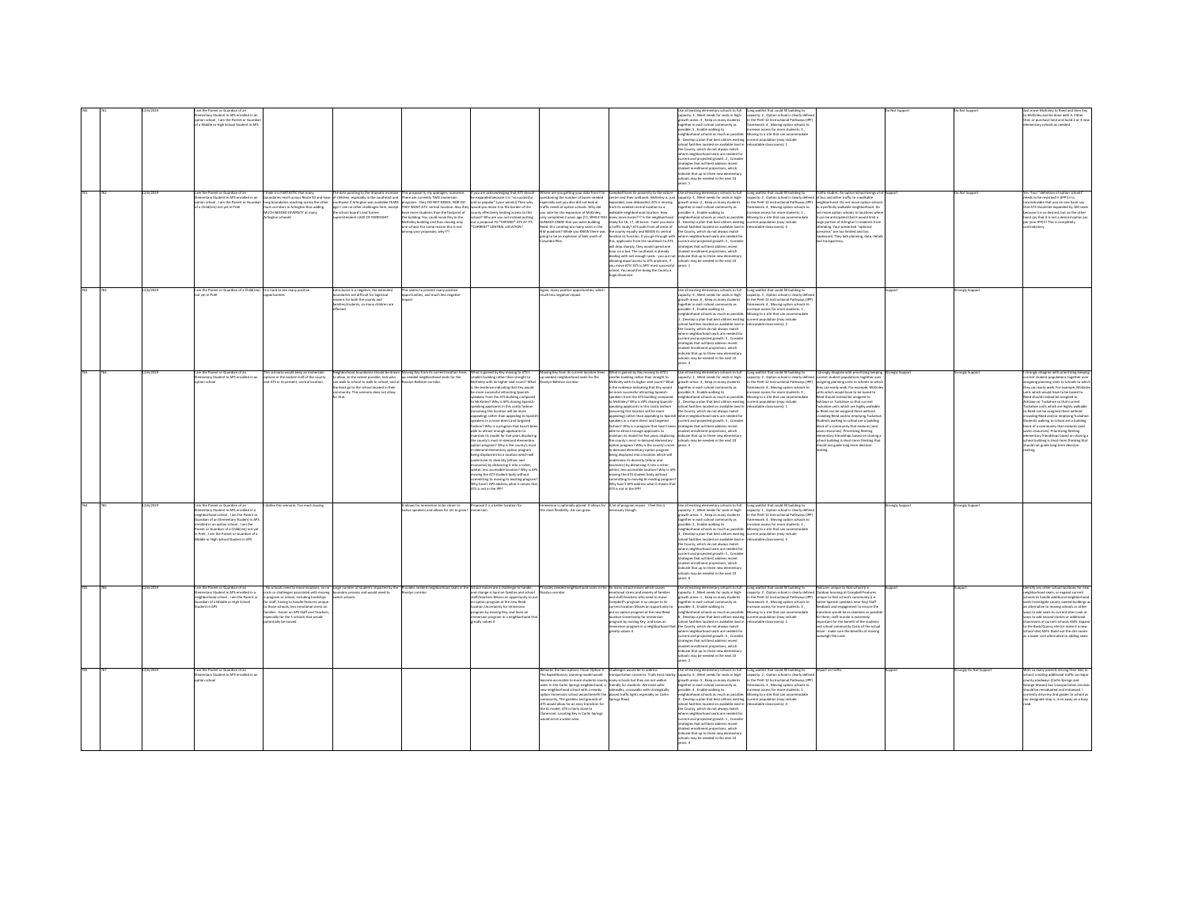| | | | | | | | | | | | | | | | |
|---|---|---|---|---|---|---|---|---|---|---|---|---|---|---|---|
| 762 | 761 | 12/6/2019 | I am the Parent or Guardian of an Elementary Student in APS enrolled in an option school , I am the Parent or Guardian of a Middle or High School Student in APS | | | | | | | Use all existing elementary schools to full capacity: 4 , Meet needs for seats in high-growth areas: 3 , Keep as many students together in each school community as possible: 5 , Enable walking to neighborhood schools as much as possible: 6 , Develop a plan that best utilizes existing school facilities located on available land in the County, which do not always match where neighborhood seats are needed for current and projected growth: 2 , Consider strategies that will best address recent student enrollment projections, which indicate that up to three new elementary schools may be needed in the next 10 years: 1 | Long waitlist that could fill building to capacity: 2 , Option school is clearly defined in the PreK-12 Instructional Pathways (IPP) framework: 4 , Moving option schools to increase access for more students: 3 , Moving to a site that can accommodate current population (may include relocatable classrooms): 1 | | Do Not Support | Do Not Support | Just move McKinley to Reed and then Key to McKinley and be done with it. Either that, or purchase land and build 2 or 3 new elementary schools as needed. |
| 763 | 762 | 12/6/2019 | I am the Parent or Guardian of an Elementary Student in APS enrolled in an option school , I am the Parent or Guardian of a Child(ren) not yet in PreK | I think it is FANTASTIC that many boundaries reach across Route 50 and have long boundaries reaching across the other main corridors in Arlington thus adding MUCH NEEDED DIVERSITY at many Arlington schools! | The data pointing to the dramatic increase of children, especially in the southeast and southwest if Arlington was available YEARS ago! I see no other challenges here, except the school board's and former superintendent LACK OF FORESIGHT. | This proposal is, my apologies, nonsense. There are currently TWO immersion programs - they DO NOT NEED, NOR DO THEY WANT ATS' central location. Also they would you move it to the border of the county effectively limiting access to this school? Why are you not instead putting out a proposal TO "EXPAND" ATS AT ITS "CURRENT" CENTRAL LOCATION? | If you are acknowledging that ATS should be expanded because it is "so successful and so popular" (your words!) Then why have more students than the footprint of the building. You could move Key to the McKinley building and thus moving only one school. For some reason this is not among your proposals; why??? | Where are you getting your data from? I'm questioning the number of buses needed especially and you also did not look at traffic needs of option schools. Why did you vote for the expansion of McKinley, only completed 2 years ago (!!), WHILE YOU ALREADY KNEW that you were building Reed, thus creating too many seats in the NW quadrant? While you KNOW there was going to be an explosion of kids south of Columbia Pike. | Campbell loses its proximity to the nature center and their wetlands. McKinley is, just expanded, now disbanded. ATS is moving from its needed central location to a walkable neighborhood location. How many more buses??? Is the neighborhood ready for 16, 17, 18 buses - have you done a traffic study? ATS pulls from all areas of the county equally and NEEDS its central location to function. If you go through with this, applicants from the southeast to ATS will drop sharply, they would spend one hour on a bus. The southeast is already dealing with not enough seats - you are not allowing equal access to ATS anymore. If you move ATS! ATS is APS' most successful school. You would be doing the County a huge disservice. | Use all existing elementary schools to full capacity: 4 , Meet needs for seats in high-growth areas: 2 , Keep as many students together in each school community as possible: 6 , Enable walking to neighborhood schools as much as possible: 5 , Develop a plan that best utilizes existing school facilities located on available land in the County, which do not always match where neighborhood seats are needed for current and projected growth: 3 , Consider strategies that will best address recent student enrollment projections, which indicate that up to three new elementary schools may be needed in the next 10 years: 1 | Long waitlist that could fill building to capacity: 2 , Option school is clearly defined in the PreK-12 Instructional Pathways (IPP) framework: 4 , Moving option schools to increase access for more students: 1 , Moving to a site that can accommodate current population (may include relocatable classrooms): 3 | Traffic studies. An option school brings a lot of bus and other traffic to a walkable neighborhood. Do not move option schools to a perfectly walkable neighborhood. Do not move option schools to locations where it can be anticipated that it would limit a large portion of Arlington's residents from attending. Your presented "optional scenarios" are too limited and too haphazard. They lack planning, data, details and transparency. | Support | Do Not Support | Yes. Your "definition of option schools" needs to be revisited! If IPP!) it is inconceivable that you on one hand say that ATS should be expanded by 100 seats because it is so desired, but on the other hand say that it is not a desired option (as per your IPP)!!! This is completely contradictory. |
| 764 | 763 | 12/6/2019 | I am the Parent or Guardian of a Child(ren) not yet in PreK | It is hard to see many positive opportunities | Extra buses is a negative; the extended boundaries are difficult for logistical reasons for both the county and families/students, so many children are affected. | This seems to present many positive opportunities, and much less negative impact. | | | Again, many positive opportunities, which much less negative impact. | | Use all existing elementary schools to full capacity: 4 , Meet needs for seats in high-growth areas: 6 , Keep as many students together in each school community as possible: 3 , Enable walking to neighborhood schools as much as possible: 1 , Develop a plan that best utilizes existing school facilities located on available land in the County, which do not always match where neighborhood seats are needed for current and projected growth: 5 , Consider strategies that will best address recent student enrollment projections, which indicate that up to three new elementary schools may be needed in the next 10 years: 2 | Long waitlist that could fill building to capacity: 3 , Option school is clearly defined in the PreK-12 Instructional Pathways (IPP) framework: 4 , Moving option schools to increase access for more students: 1 , Moving to a site that can accommodate current population (may include relocatable classrooms): 2 | | Support | Strongly Support | |
| 765 | 764 | 12/6/2019 | I am the Parent or Guardian of an Elementary Student in APS enrolled in an option school | This scenario would keep an immersion options in the eastern half of the county and ATS in its present, central location. | Neighborhood boundaries should be drawn to allow, to the extent possible, kids who can walk to school to walk to school, and at the least go to the school located in their community. This scenario does not allow for that. | Moving Key from its current location frees up needed neighborhood seats for the Rosslyn-Ballston corridor. | What is gained by Key moving to ATS's smaller building rather than straight to McKinley with its higher seat count? What is the evidence indicating that Key would be more successful attracting Spanish-speakers from the ATS building compared to McKinley? Why is APS chasing Spanish-speaking applicants in this costly fashion (assuming this location will be more appealing) rather than appealing to Spanish speakers in a more direct and targeted fashion? Why is a program that hasn't been able to attract enough applicants to maintain its model for five years displacing the county's most in-demand elementary option program? Why is the county's most in-demand elementary option program being displaced into a location which will undermine its diversity (ethnic and economic) by distancing it into a richer, whiter, less accessible location? Why is APS moving the ATS student body without committing to moving its existing program? Why hasn't APS address what it means that ATS is not in the IPP? | Moving Key from its current location frees up needed neighborhood seats for the Rosslyn-Ballston corridor. | What is gained by Key moving to ATS's smaller building rather than straight to McKinley with its higher seat count? What is the evidence indicating that Key would be more successful attracting Spanish-speakers from the ATS building compared to McKinley? Why is APS chasing Spanish-speaking applicants in this costly fashion (assuming this location will be more appealing) rather than appealing to Spanish speakers in a more direct and targeted fashion? Why is a program that hasn't been able to attract enough applicants to maintain its model for five years displacing the county's most in-demand elementary option program? Why is the county's most in-demand elementary option program being displaced into a location which will undermine its diversity (ethnic and economic) by distancing it into a richer, whiter, less accessible location? Why is APS moving the ATS student body without committing to moving its existing program? Why hasn't APS address what it means that ATS is not in the IPP? | Use all existing elementary schools to full capacity: 5 , Meet needs for seats in high-growth areas: 4 , Keep as many students together in each school community as possible: 6 , Enable walking to neighborhood schools as much as possible: 1 , Develop a plan that best utilizes existing school facilities located on available land in the County, which do not always match where neighborhood seats are needed for current and projected growth: 2 , Consider strategies that will best address recent student enrollment projections, which indicate that up to three new elementary schools may be needed in the next 10 years: 3 | Long waitlist that could fill building to capacity: 3 , Option school is clearly defined in the PreK-12 Instructional Pathways (IPP) framework: 4 , Moving option schools to increase access for more students: 2 , Moving to a site that can accommodate current population (may include relocatable classrooms): 1 | I strongly disagree with prioritizing keeping current student populations together over assigning planning units to schools to which they can easily walk. For example, McKinley units which would have to be bused to Reed should instead be assigned to Ashlawn or Tuckahoe so that current Tuckahoe units which are highly walkable to Reed can be assigned there without crowding Reed and/or emptying Tuckahoe. Students walking to school are a building block of a community that reduces (and saves resources). Prioritizing fleeting elementary friendships based on sharing a school building is short-term thinking that should not guide long-term decision-making. | Strongly Support | Strongly Support | I strongly disagree with prioritizing keeping current student populations together over assigning planning units to schools to which they can easily walk. For example, McKinley units which would have to be bused to Reed should instead be assigned to Ashlawn or Tuckahoe so that current Tuckahoe units which are highly walkable to Reed can be assigned there without crowding Reed and/or emptying Tuckahoe. Students walking to school are a building block of a community that reduces (and saves resources). Prioritizing fleeting elementary friendships based on sharing a school building is short-term thinking that should not guide long-term decision-making. |
| 766 | 765 | 12/6/2019 | I am the Parent or Guardian of an Elementary Student in APS enrolled in a neighborhood school , I am the Parent or Guardian of an Elementary Student in APS enrolled in an option school , I am the Parent or Guardian of a Child(ren) not yet in PreK , I am the Parent or Guardian of a Middle or High School Student in APS | I dislike this scenario. Too much busing | | It allows for immersion to be closer to native speakers and allows for ats to grow | Proposal 2 is a better location for immersion. | | Immersion is optimally placed. It allows for the most flexibility. Ats can grow. | A lot of program moves . I feel this is necessary though. | Use all existing elementary schools to full capacity: 3 , Meet needs for seats in high-growth areas: 1 , Keep as many students together in each school community as possible: 2 , Enable walking to neighborhood schools as much as possible: 4 , Develop a plan that best utilizes existing school facilities located on available land in the County, which do not always match where neighborhood seats are needed for current and projected growth: 5 , Consider strategies that will best address recent student enrollment projections, which indicate that up to three new elementary schools may be needed in the next 10 years: 6 | Long waitlist that could fill building to capacity: 1 , Option school is clearly defined in the PreK-12 Instructional Pathways (IPP) framework: 4 , Moving option schools to increase access for more students: 2 , Moving to a site that can accommodate current population (may include relocatable classrooms): 3 | | Strongly Support | Strongly Support | |
| 767 | 766 | 12/6/2019 | I am the Parent or Guardian of an Elementary Student in APS enrolled in a neighborhood school , I am the Parent or Guardian of a Middle or High School Student in APS | * No schools need to move locations, so no costs or challenges associated with moving a program or school, including hardships for staff, having to handle features unique to those schools, less emotional stress on families - Easier on APS Staff and Teachers, especially for the 5 schools that would potentially be moved | Large number of students impacted by the boundary process and would need to switch schools | Provides needed neighborhood seats in the Rosslyn corridor | School moves are a challenge to handle and change is hard on families and school staff/teachers Misses an opportunity to put an option program at the new Reed location Uncertainty for immersion program by moving Key, and loses an immersion program in a neighborhood that greatly values it | Provides needed neighborhood seats in the Rosslyn corridor | So many school moves which causes emotional stress and anxiety of families and staff/teachers Also aiming to move Campbell's program is so unique to its current location Misses an opportunity to put an option program at the new Reed location Uncertainty for immersion program by moving Key, and loses an immersion program in a neighborhood that greatly values it | Use all existing elementary schools to full capacity: 3 , Meet needs for seats in high-growth areas: 1 , Keep as many students together in each school community as possible: 4 , Enable walking to neighborhood schools as much as possible: 6 , Develop a plan that best utilizes existing school facilities located on available land in the County, which do not always match where neighborhood seats are needed for current and projected growth: 5 , Consider strategies that will best address recent student enrollment projections, which indicate that up to three new elementary schools may be needed in the next 10 years: 2 | Long waitlist that could fill building to capacity: 3 , Option school is clearly defined in the PreK-12 Instructional Pathways (IPP) framework: 4 , Moving option schools to increase access for more students: 2 , Moving to a site that can accommodate current population (may include relocatable classrooms): 1 | Features unique to that school (i.e. Outdoor learning at Campbell Features unique to that school's community (i.e. native Spanish speakers near Key) Staff feedback and engagement to ensure the transition would be as seamless as possible for them; staff morale is extremely important for the benefit of the students and school community Costs of the actual move - make sure the benefits of moving outweigh the costs | Support | Support | Identify any other school locations for new neighborhood seats, or expand current schools to handle additional neighborhood seats Investigate county owned buildings as an alternative to moving schools or other ways to add seats to current sites Look at ways to add second stories or additional classrooms at current schools AND: Expand to the Buck/Quincy site (or make it a new school site) AND: Build out the site/rooms as a lower cost alternative to adding seats |
| 768 | 767 | 12/6/2019 | I am the Parent or Guardian of an Elementary Student in APS enrolled in an option school | | | | | Between the two options I favor Option 4. The Expeditionary Learning model would become accessible to more students county wide. In the Carlin Springs neighborhood, a new neighborhood school with a nearby option immersion school would benefit the community. The gardens and grounds of ATS would allow for an easy transition for the EL model. ATS is fairly close to Claremont. Locating Key in Carlin Springs would serve a wider area. | Challenges would be to address transportation concerns. Traffic exist nearby many schools but they are not walker friendly for students. We need safer sidewalks, crosswalks with strategically placed traffic lights especially on Carlin Springs Road. | Use all existing elementary schools to full capacity: 6 , Meet needs for seats in high-growth areas: 5 , Keep as many students together in each school community as possible: 1 , Enable walking to neighborhood schools as much as possible: 4 , Develop a plan that best utilizes existing school facilities located on available land in the County, which do not always match where neighborhood seats are needed for current and projected growth: 2 , Consider strategies that will best address recent student enrollment projections, which indicate that up to three new elementary schools may be needed in the next 10 years: 3 | Long waitlist that could fill building to capacity: 1 , Option school is clearly defined in the PreK-12 Instructional Pathways (IPP) framework: 3 , Moving option schools to increase access for more students: 2 , Moving to a site that can accommodate current population (may include relocatable classrooms): 4 | Impact on traffic | Support | Strongly Do Not Support | With so many parents driving their kids to school, creating additional traffic on major county roadways (Carlin Springs and George Mason) bus transportation services should be reevaluated and enhanced. I currently drive my 2nd grader to school as our designate stop is .6 mi away on a busy road. |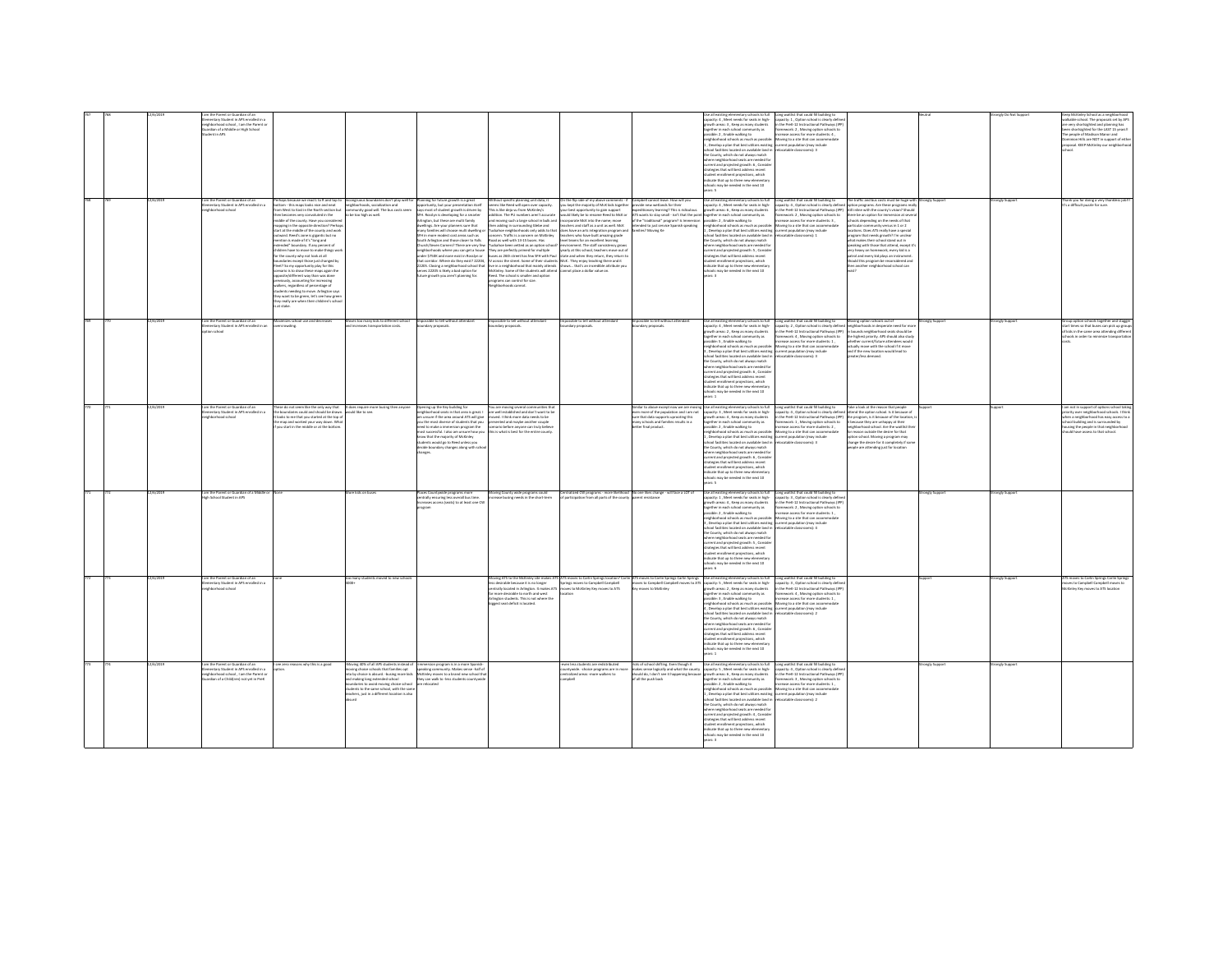| | | | | | | | | | | | | | | | |
|---|---|---|---|---|---|---|---|---|---|---|---|---|---|---|---|
| 767 | 768 | 12/6/2019 | I am the Parent or Guardian of an Elementary Student in APS enrolled in a neighborhood school ; I am the Parent or Guardian of a Middle or High School Student in APS | | | | | | | Use all existing elementary schools to full capacity: 4 ; Meet needs for seats in high-growth areas: 3 ; Keep as many students together in each school community as possible: 2 ; Enable walking to neighborhood schools as much as possible: 1 ; Develop a plan that best utilizes existing school facilities located on available land in the County, which do not always match where neighborhood seats are needed for current and projected growth: 6 ; Consider strategies that will best address recent student enrollment projections, which indicate that up to three new elementary schools may be needed in the next 10 years: 5 | Long waitlist that could fill building to capacity: 1 ; Option school is clearly defined in the PreK-12 Instructional Pathways (IPP) framework: 2 ; Moving option schools to increase access for more students: 4 ; Moving to a site that can accommodate current population (may include relocatable classrooms): 3 | | Neutral | Strongly Do Not Support | Keep McKinley School as a neighborhood walkable school. The proposals set by APS are very shortsighted and planning has been shortsighted for the LAST 15 years!! The people of Madison Manor and Dominion Hills are NOT in support of either proposal. KEEP McKinley our neighborhood school. |
| 768 | 769 | 12/6/2019 | I am the Parent or Guardian of an Elementary Student in APS enrolled in a neighborhood school | Perhaps because we read it left and top to bottom - this map looks more east west from West to East in the North section but then becomes very convoluted in the middle of the county. Have you considered mapping in the opposite direction? Perhaps start at the middle of the county and work outward. Reed's zone is gigantic but no mention is made of it's "long and extended" boundary. If any percent of children have to move to make things work for the county why not look at all boundaries except those just changed by Reed? To my opportunity play for this scenario is to show these maps again the opposite/different way than was done previously, accounting for increasing walkers, regardless of percentage of students needing to move. Arlington says they want to be green, let's see how green they really are when their children's school is at stake. | Incongruous boundaries don't play well for neighborhoods, socialization and community good will. The bus costs seem to be too high as well. | Planning for future growth is a great opportunity, but your presentation itself says most of student growth is driven by SFH. Rosslyn is developing for a smarter Arlington, but these are multi family dwellings. Are your planners sure that many families will choose multi dwelling or SFH in more modest cost areas such as South Arlington and those closer to Falls Church/Seven Corners? There are very few neighborhoods where you can get a house under $750K and none exist in Rosslyn or that corridor. Where do they exist? 22205, 22203. Closing a neighborhood school that serves 22205 is likely a bad option for future growth you aren't planning for. | Without specific planning unit data, it seems the Reed will open over capacity. This is the deja vu from McKinley's addition. The PU numbers aren't accurate and moving such a large school in bulk and then adding in surrounding Glebe and Tuckahoe neighborhoods only adds to that concern. Traffic is a concern on McKinley Road as well with 15-15 buses. Has Tuckahoe been vetted as an option school? They are perfectly primed for multiple buses as 26th street has few SFH with Paul VI across the street. Some of their students live in a neighborhood that mostly attends McKinley. Some of the students will attend Reed. The school is smaller and option programs can control for size. Neighborhoods cannot. | On the flip side of my above comments - if you kept the majority of MVA kids together you lose opportunity to gain support would likely be to resume Reed to MVA or incorporate MVA into the name, move teachers and staff as a unit as well. MVA does have an arts integration program and teachers who have built amazing grade level teams for an excellent learning environment. The staff consistency grows yearly at this school, teachers move out of state and when they return, they return to MVA. They enjoy teaching there and it shows - that's an incredible attribute you cannot place a dollar value on. | Campbell cannot leave. How will you provide new wetlands for their expeditionary learning? This is ridiculous. ATS wants to stay small - isn't that the point of the "traditional" program? Is immersion intended to just service Spanish speaking families? Moving Ke | Use all existing elementary schools to full capacity: 4 ; Meet needs for seats in high-growth areas: 6 ; Keep as many students together in each school community as possible: 2 ; Enable walking to neighborhood schools as much as possible: 1 ; Develop a plan that best utilizes existing school facilities located on available land in the County, which do not always match where neighborhood seats are needed for current and projected growth: 5 ; Consider strategies that will best address recent student enrollment projections, which indicate that up to three new elementary schools may be needed in the next 10 years: 3 | Long waitlist that could fill building to capacity: 2 ; Option school is clearly defined in the PreK-12 Instructional Pathways (IPP) framework: 4 ; Moving option schools to increase access for more students: 3 ; Moving to a site that can accommodate current population (may include relocatable classrooms): 1 | The traffic and bus costs must be huge with option programs. Are these programs really still inline with the county's vision? Should there be an option for immersion at several schools depending on the needs of that particular community versus in 1 or 2 locations. Does ATS really have a special program that needs growth? I'm unclear what makes their school stand out in speaking with those that attend, except it's very heavy on homework, every kid is a patrol and every kid plays an instrument. Should this program be reconsidered and then another neighborhood school can exist? | Strongly Support | Strongly Support | Thank you for doing a very thankless job!! It's a difficult puzzle for sure. |
| 769 | 770 | 12/6/2019 | I am the Parent or Guardian of an Elementary Student in APS enrolled in an option school | Maximizes school use and decreases overcrowding. | Moves too many kids to different school and increases transportation costs. | Impossible to tell without attendant boundary proposals. | Impossible to tell without attendant boundary proposals. | Impossible to tell without attendant boundary proposals. | Impossible to tell without attendant boundary proposals. | Use all existing elementary schools to full capacity: 4 ; Meet needs for seats in high-growth areas: 2 ; Keep as many students together in each school community as possible: 3 ; Enable walking to neighborhood schools as much as possible: 5 ; Develop a plan that best utilizes existing school facilities located on available land in the County, which do not always match where neighborhood seats are needed for current and projected growth: 6 ; Consider strategies that will best address recent student enrollment projections, which indicate that up to three new elementary schools may be needed in the next 10 years: 1 | Long waitlist that could fill building to capacity: 2 ; Option school is clearly defined in the PreK-12 Instructional Pathways (IPP) framework: 1 ; Moving option schools to increase access for more students: 4 ; Moving to a site that can accommodate current population (may include relocatable classrooms): 3 | Moving option schools out of neighborhoods in desperate need for more seats should be the highest priority. APS should also study whether current/future attendees would actually move with the school. I'd move and if the new location would lead to greater/less demand. | Strongly Support | Strongly Support | Group option schools together and stagger start times so that buses can pick up groups of kids in the same area attending different schools in order to minimize transportation costs. |
| 770 | 771 | 12/6/2019 | I am the Parent or Guardian of an Elementary Student in APS enrolled in a neighborhood school | These do not seem like the only way that the boundaries could and should be drawn. It looks to me that you started at the top of the map and worked your way down. What if you start in the middle or at the bottom. | It does require more busing then anyone would like to see. | Opening up the key building for neighborhood seats in that area is great. I am unsure if the area around ATS will give you the most diverse of students that you need to make a immersion program the most successful. I also am unsure how you know that the majority of McKinley students would go to Reed unless you decide boundary changes along with school changes. | You are moving several communities that are well established and don't want to be moved. I think more data needs to be presented and maybe another couple scenario before anyone can truly believe this is what is best for the entire county. | | Similar to above except now we are moving even more of the population and I am not sure that data supports uprooting this many schools and families results in a better final product. | Use all existing elementary schools to full capacity: 4 ; Meet needs for seats in high-growth areas: 3 ; Keep as many students together in each school community as possible: 1 ; Enable walking to neighborhood schools as much as possible: 2 ; Develop a plan that best utilizes existing school facilities located on available land in the County, which do not always match where neighborhood seats are needed for current and projected growth: 6 ; Consider strategies that will best address recent student enrollment projections, which indicate that up to three new elementary schools may be needed in the next 10 years: 5 | Long waitlist that could fill building to capacity: 3 ; Option school is clearly defined in the PreK-12 Instructional Pathways (IPP) framework: 1 ; Moving option schools to increase access for more students: 2 ; Moving to a site that can accommodate current population (may include relocatable classrooms): 4 | Take a look at the reason that people attend the option school. Is it because of the program, is it because of the location, is it because they are unhappy at their neighborhood school. Are the waitlist their for reason outside the desire for that option school. Moving a program may change the desire for it completely if some people are attending just for location | Support | Support | I am not in support of options school taking priority over neighborhood schools. I think when a neighborhood has easy access to a school building and is surrounded by housing the people in that neighborhood should have access to that school. |
| 771 | 772 | 12/6/2019 | I am the Parent or Guardian of a Middle or High School Student in APS | None | More kids on buses | Places Countywide programs more centrally ensuring less overall bus time. Increases access (seats) to at least one OW program | Moving County wide programs could increase busing needs in the short-term | Centralized CW programs - more likelihood of participation from all parts of the county. | No one likes change - will face a LOT of parent resistance | Use all existing elementary schools to full capacity: 1 ; Meet needs for seats in high-growth areas: 4 ; Keep as many students together in each school community as possible: 3 ; Enable walking to neighborhood schools as much as possible: 2 ; Develop a plan that best utilizes existing school facilities located on available land in the County, which do not always match where neighborhood seats are needed for current and projected growth: 5 ; Consider strategies that will best address recent student enrollment projections, which indicate that up to three new elementary schools may be needed in the next 10 years: 6 | Long waitlist that could fill building to capacity: 3 ; Option school is clearly defined in the PreK-12 Instructional Pathways (IPP) framework: 1 ; Moving option schools to increase access for more students: 2 ; Moving to a site that can accommodate current population (may include relocatable classrooms): 4 | | Strongly Support | Strongly Support | |
| 772 | 773 | 12/6/2019 | I am the Parent or Guardian of an Elementary Student in APS enrolled in a neighborhood school | none | too many students moved to new schools. 3000+ | | Moving ATS to the McKinley site makes ATS less desirable because it is no longer centrally located in Arlington. It makes ATS far more desirable to north and west Arlington students. This is not where the biggest seat deficit is located. | ATS moves to Carlin Springs location? Carlin Springs moves to Campbell Campbell moves to McKinley Key moves to ATS location | ATS moves to Carlin Springs Carlin Springs moves to Campbell Campbell moves to ATS Key moves to McKinley | Use all existing elementary schools to full capacity: 5 ; Meet needs for seats in high-growth areas: 3 ; Keep as many students together in each school community as possible: 2 ; Enable walking to neighborhood schools as much as possible: 4 ; Develop a plan that best utilizes existing school facilities located on available land in the County, which do not always match where neighborhood seats are needed for current and projected growth: 6 ; Consider strategies that will best address recent student enrollment projections, which indicate that up to three new elementary schools may be needed in the next 10 years: 1 | Long waitlist that could fill building to capacity: 3 ; Option school is clearly defined in the PreK-12 Instructional Pathways (IPP) framework: 4 ; Moving option schools to increase access for more students: 1 ; Moving to a site that can accommodate current population (may include relocatable classrooms): 2 | | Support | Strongly Support | ATS moves to Carlin Springs Carlin Springs moves to Campbell Campbell moves to McKinley Key moves to ATS location |
| 773 | 774 | 12/6/2019 | I am the Parent or Guardian of an Elementary Student in APS enrolled in a neighborhood school ; I am the Parent or Guardian of a Child(ren) not yet in PreK | I see zero reasons why this is a good option. | Moving 40% of all APS students instead of moving choice schools that families opt into by choice is absurd - busing more kids and making long extended school boundaries to avoid moving choice school students to the same school, with the same teachers, just in a different location is also absurd | Immersion program is in a more Spanish speaking community. Makes sense -half of McKinley moves to a brand new school that they can walk to -less students countywide are relocated. | | -even less students are redistributed countywide -choice programs are in more centralized areas -more walkers to campbell | lots of school shifting. Even though it makes sense logically and what the county should do, I don't see it happening because of all the push back | Use all existing elementary schools to full capacity: 5 ; Meet needs for seats in high-growth areas: 6 ; Keep as many students together in each school community as possible: 4 ; Enable walking to neighborhood schools as much as possible: 2 ; Develop a plan that best utilizes existing school facilities located on available land in the County, which do not always match where neighborhood seats are needed for current and projected growth: 1 ; Consider strategies that will best address recent student enrollment projections, which indicate that up to three new elementary schools may be needed in the next 10 years: 3 | Long waitlist that could fill building to capacity: 3 ; Option school is clearly defined in the PreK-12 Instructional Pathways (IPP) framework: 4 ; Moving option schools to increase access for more students: 1 ; Moving to a site that can accommodate current population (may include relocatable classrooms): 2 | | Strongly Support | Strongly Support | |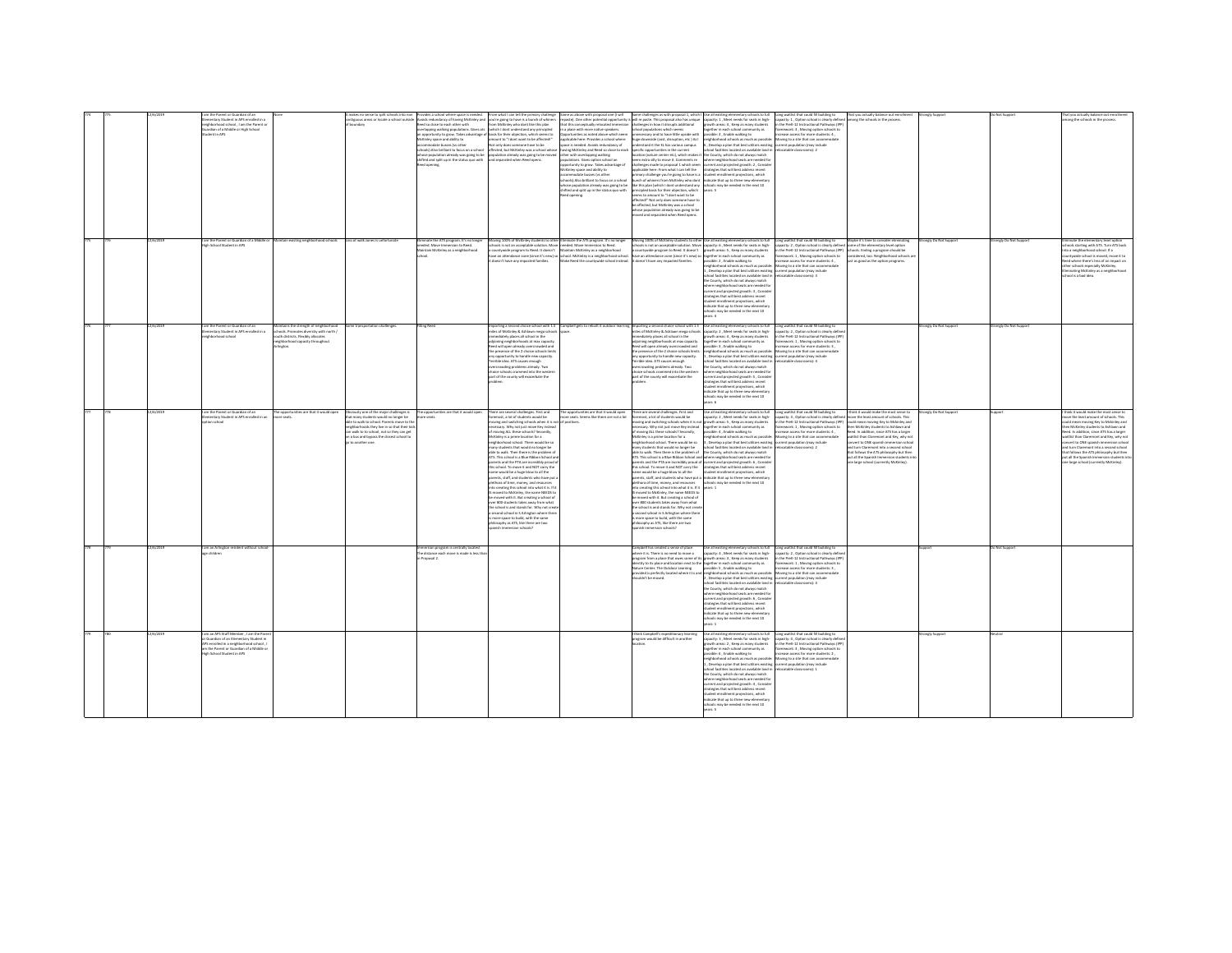| | | | | | | | | | | | | | | | | |
|---|---|---|---|---|---|---|---|---|---|---|---|---|---|---|---|---|
| 774 | 775 | 12/6/2019 | I am the Parent or Guardian of an Elementary Student in APS enrolled in a neighborhood school ; I am the Parent or Guardian of a Middle or High School Student in APS | None | It makes no sense to split schools into non contiguous areas or isolate a school outside of boundary. | Provides a school where space is needed. Avoids redundancy of having McKinley and Reed so close to each other with overlapping walking populations. Gives ats an opportunity to grow. Takes advantage of McKinley space and ability to accommodate busses (vs other schools) Also brilliant to focus on a school whose population already was going to be shifted and split up in the status quo with Reed opening. | From what I can tell the primary challenge you're going to have is a bunch of whiners from McKinley who dont like this plan (which I dont understand any principled basis for their objection, which seems to amount to "I dont want to be affected!" Not only does someone have to be affected, but McKinley was a school whose population already was going to be moved and separated when Reed opens. | Same as above with proposal one (I will repeat): One other potential opportunity is that this conceptually relocated immersion in a place with more native speakers. Opportunities as noted above which seem applicable here: Provides a school where space is needed. Avoids redundancy of having McKinley and Reed so close to each other with overlapping walking populations. Gives ats an opportunity to grow. Takes advantage of McKinley space and ability to accommodate busses (vs other schools) Also brilliant to focus on a school whose population already was going to be shifted and split up in the status quo with Reed opening. | Same challenges as with proposal 1, which I will re-paste. This proposal also has unique challenges in how it disrupts additional school populations which seems unnecessary and to have little upside with huge downside (cost, disruption, etc.) But I understand it fit has various campus specific opportunities in the current location (nature center etc), which makes it seem extra silly to move it. Comments re challenges made to proposal 1 which seem applicable here: From what I can tell the primary challenge you're going to have is a bunch of whiners from McKinley who dont like this plan (which I dont understand any principled basis for their objection, which seems to amount to "I dont want to be affected!" Not only does someone have to be affected, but McKinley was a school whose population already was going to be moved and separated when Reed opens. | Use all existing elementary schools to full capacity: 1 ; Meet needs for seats in high-growth areas: 4 ; Keep as many students together in each school community as possible: 3 ; Enable walking to neighborhood schools as much as possible: 6 ; Develop a plan that best utilizes existing school facilities located on available land in the County, which do not always match where neighborhood seats are needed for current and projected growth: 2 ; Consider strategies that will best address recent student enrollment projections, which indicate that up to three new elementary schools may be needed in the next 10 years: 5 | Long waitlist that could fill building to capacity: 1 ; Option school is clearly defined in the PreK-12 Instructional Pathways (IPP) framework: 4 ; Moving option schools to increase access for more students: 4 ; Moving to a site that can accommodate current population (may include relocatables classrooms): 2 | That you actually balance out enrollment among the schools in the process. | Strongly Support | Do Not Support | That you actually balance out enrollment among the schools in the process. |
| 775 | 776 | 12/6/2019 | I am the Parent or Guardian of a Middle or High School Student in APS | Maintain existing neighborhood schools | Loss of walk zones is unfortunate | Eliminate the ATS program. It's no longer needed. Move Immersion to Reed. Maintain McKinley as a neighborhood school. | Moving 100% of McKinley students to other schools is not an acceptable solution. Move a countywide program to Reed. It doesn't have an attendance zone (since it's new) so it doesn't have any impacted families. | Eliminate the ATS program. It's no longer needed. Move Immersion to Reed. Maintain McKinley as a neighborhood school. McKinley is a neighborhood school. Make Reed the countywide school instead. | Moving 100% of McKinley students to other schools is not an acceptable solution. Move a countywide program to Reed. It doesn't have an attendance zone (since it's new) so it doesn't have any impacted families. | Use all existing elementary schools to full capacity: 4 ; Meet needs for seats in high-growth areas: 5 ; Keep as many students together in each school community as possible: 2 ; Enable walking to neighborhood schools as much as possible: 1 ; Develop a plan that best utilizes existing school facilities located on available land in the County, which do not always match where neighborhood seats are needed for current and projected growth: 3 ; Consider strategies that will best address recent student enrollment projections, which indicate that up to three new elementary schools may be needed in the next 10 years: 6 | Long waitlist that could fill building to capacity: 2 ; Option school is clearly defined in the PreK-12 Instructional Pathways (IPP) framework: 1 ; Moving option schools to increase access for more students: 4 ; Moving to a site that can accommodate current population (may include relocatables classrooms): 3 | Maybe it's time to consider eliminating some of the elementary level option schools. Ending a program should be considered, too. Neighborhood schools are just as good as the option programs. | Strongly Do Not Support | Strongly Do Not Support | Eliminate the elementary level option schools starting with ATS. Turn ATS back into a neighborhood school. If a countywide school is moved, move it to Reed where there's less of an impact on other schools especially McKinley. Eliminating McKinley as a neighborhood school is a bad idea. |
| 776 | 777 | 12/6/2019 | I am the Parent or Guardian of an Elementary Student in APS enrolled in a neighborhood school | Maintains the strength of neighborhood schools. Promotes diversity with north / south districts. Flexibly allocates neighborhood capacity throughout Arlington. | Some transportation challenges. | Filling Reed. | Importing a second choice school with 3-5 miles of McKinley & Ashlawn mega schools immediately places all school in the adjoining neighborhoods at max capacity. Reed will open already overcrowded and the presence of the 2 choice schools limits any opportunity to handle new capacity. Terrible idea. ATS causes enough overcrowding problems already. Two choice schools crammed into the western part of the county will exacerbate the problem. | Campbell gets to rebuilt it outdoor learning space. | Importing a second choice school with 3-5 miles of McKinley & Ashlawn mega schools immediately places all school in the adjoining neighborhoods at max capacity. Reed will open already overcrowded and the presence of the 2 choice schools limits any opportunity to handle new capacity. Terrible idea. ATS causes enough overcrowding problems already. Two choice schools crammed into the western part of the county will exacerbate the problem. | Use all existing elementary schools to full capacity: 2 ; Meet needs for seats in high-growth areas: 1 ; Keep as many students together in each school community as possible: 4 ; Enable walking to neighborhood schools as much as possible: 3 ; Develop a plan that best utilizes existing school facilities located on available land in the County, which do not always match where neighborhood seats are needed for current and projected growth: 5 ; Consider strategies that will best address recent student enrollment projections, which indicate that up to three new elementary schools may be needed in the next 10 years: 6 | Long waitlist that could fill building to capacity: 4 ; Option school is clearly defined in the PreK-12 Instructional Pathways (IPP) framework: 1 ; Moving option schools to increase access for more students: 2 ; Moving to a site that can accommodate current population (may include relocatables classrooms): 3 | | Strongly Do Not Support | Strongly Do Not Support | |
| 777 | 778 | 12/6/2019 | I am the Parent or Guardian of an Elementary Student in APS enrolled in an option school | The opportunities are that it would open more seats. | Obviously one of the major challenges is that many students would no longer be able to walk to school. Parents move to the neighborhoods they live in so that their kids can walk to to school, not so they can get on a bus and bypass the closest school to go to another one. | The opportunities are that it would open more seats. | There are several challenges. First and foremost, a lot of students would be moving and switching schools where it is not necessary. Why not just move Key instead of moving ALL three schools? Secondly, McKinley is a prime location for a neighborhood school. There would be so many students that would no longer be able to walk. Then there is the problem of ATS. This school is a Blue Ribbon School and parents and the PTA are incredibly proud of this school. To move it and NOT carry the name would be a huge blow to all the parents, staff, and students who have put a plethora of time, money, and resources into creating this school into what it is. If it is moved to McKinley, the name NEEDS to be moved with it. But creating a school of over 800 students takes away from what the school is and stands for. Why not create a second school in S Arlington where there is more space to build, with the same philosophy as ATS, like there are two spanish immersion schools? | The opportunities are that it would open more seats. Seems like there are not a lot of positives. | There are several challenges. First and foremost, a lot of students would be moving and switching schools where it is not necessary. Why not just move Key instead of moving ALL three schools? Secondly, McKinley is a prime location for a neighborhood school. There would be so many students that would no longer be able to walk. Then there is the problem of ATS. This school is a Blue Ribbon School and parents and the PTA are incredibly proud of this school. To move it and NOT carry the name would be a huge blow to all the parents, staff, and students who have put a plethora of time, money, and resources into creating this school into what it is. If it is moved to McKinley, the name NEEDS to be moved with it. But creating a school of over 800 students takes away from what the school is and stands for. Why not create a second school in S Arlington where there is more space to build, with the same philosophy as ATS, like there are two spanish immersion schools? | Use all existing elementary schools to full capacity: 4 ; Meet needs for seats in high-growth areas: 5 ; Keep as many students together in each school community as possible: 3 ; Enable walking to neighborhood schools as much as possible: 2 ; Develop a plan that best utilizes existing school facilities located on available land in the County, which do not always match where neighborhood seats are needed for current and projected growth: 6 ; Consider strategies that will best address recent student enrollment projections, which indicate that up to three new elementary schools may be needed in the next 10 years: 1 | Long waitlist that could fill building to capacity: 3 ; Option school is clearly defined in the PreK-12 Instructional Pathways (IPP) framework: 1 ; Moving option schools to increase access for more students: 4 ; Moving to a site that can accommodate current population (may include relocatables classrooms): 2 | I think it would make the most sense to move the least amount of schools. This could mean moving Key to McKinley and then McKinley students to Ashlawn and Reed. In addition, since ATS has a larger waitlist than Claremont and Key, why not convert to ONE spanish immersion school and turn Claremont into a second school that follows the ATS philosophy but then put all the Spanish Immersion students into one large school (currently McKinley). | Strongly Do Not Support | Support | I think it would make the most sense to move the least amount of schools. This could mean moving Key to McKinley and then McKinley students to Ashlawn and Reed. In addition, since ATS has a larger waitlist than Claremont and Key, why not convert to ONE spanish immersion school and turn Claremont into a second school that follows the ATS philosophy but then put all the Spanish Immersion students into one large school (currently McKinley). |
| 778 | 779 | 12/6/2019 | I am an Arlington resident without school-age children | | | Immersion program is centrally located. The distance each move is made is less than in Proposal 2. | | | Campbell has created a sense of place where it is. There is no need to move a program from a place that owns some of its identity to its place and location next to the Nature Center. The Outdoor Learning provided is perfectly located where it is and shouldn't be moved. | Use all existing elementary schools to full capacity: 4 ; Meet needs for seats in high-growth areas: 3 ; Keep as many students together in each school community as possible: 5 ; Enable walking to neighborhood schools as much as possible: 2 ; Develop a plan that best utilizes existing school facilities located on available land in the County, which do not always match where neighborhood seats are needed for current and projected growth: 6 ; Consider strategies that will best address recent student enrollment projections, which indicate that up to three new elementary schools may be needed in the next 10 years: 1 | Long waitlist that could fill building to capacity: 2 ; Option school is clearly defined in the PreK-12 Instructional Pathways (IPP) framework: 1 ; Moving option schools to increase access for more students: 4 ; Moving to a site that can accommodate current population (may include relocatables classrooms): 3 | | Support | Do Not Support | |
| 779 | 780 | 12/6/2019 | I am an APS Staff Member ; I am the Parent or Guardian of an Elementary Student in APS enrolled in a neighborhood school ; I am the Parent or Guardian of a Middle or High School Student in APS | | | | | | I think Campbell's expeditionary learning program would be difficult in another location. | Use all existing elementary schools to full capacity: 3 ; Meet needs for seats in high-growth areas: 2 ; Keep as many students together in each school community as possible: 6 ; Enable walking to neighborhood schools as much as possible: 1 ; Develop a plan that best utilizes existing school facilities located on available land in the County, which do not always match where neighborhood seats are needed for current and projected growth: 4 ; Consider strategies that will best address recent student enrollment projections, which indicate that up to three new elementary schools may be needed in the next 10 years: 5 | Long waitlist that could fill building to capacity: 3 ; Option school is clearly defined in the PreK-12 Instructional Pathways (IPP) framework: 4 ; Moving option schools to increase access for more students: 2 ; Moving to a site that can accommodate current population (may include relocatables classrooms): 1 | | Strongly Support | Neutral | |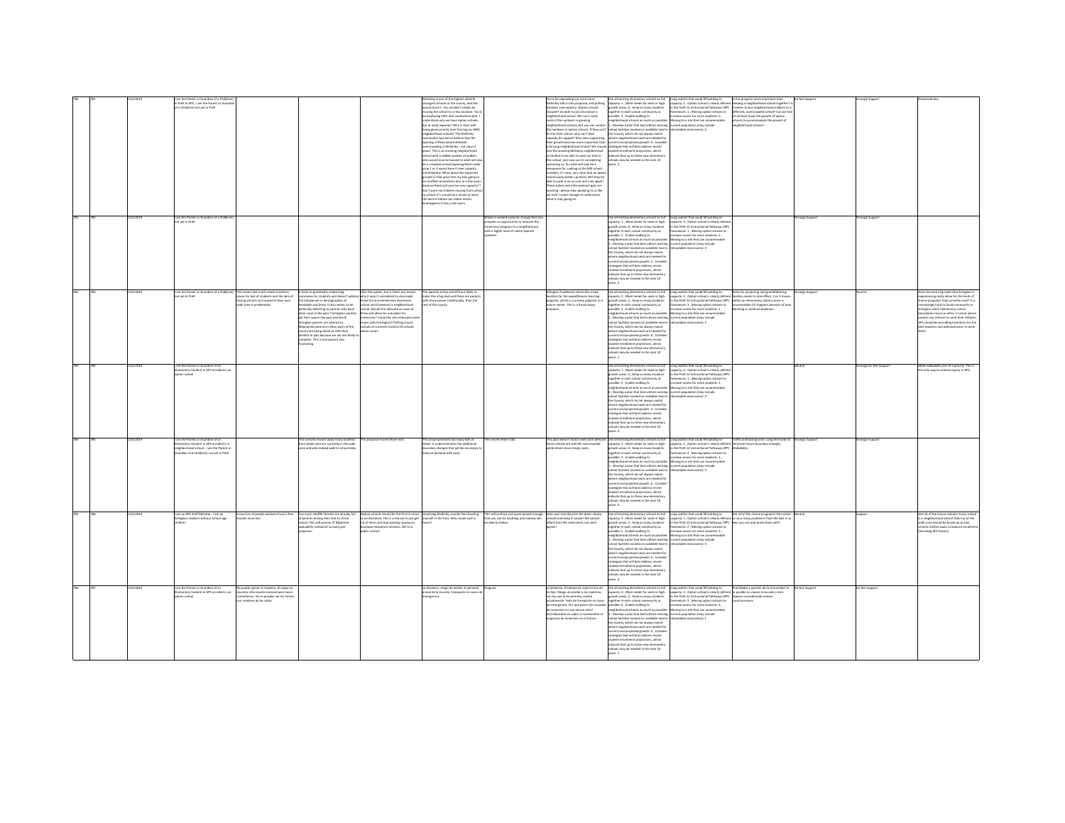| | | | | | | | | | | | | | | | |
|---|---|---|---|---|---|---|---|---|---|---|---|---|---|---|---|
| 780 | 781 | 12/6/2019 | I am the Parent or Guardian of a Child(ren) in PreK in APS , I am the Parent or Guardian of a Child(ren) not yet in PreK | | | | McKinley is one of the highest rated & strongest schools in the county, and this would close it. You wouldn't simply be moving the school to a new location. You'd be displacing 100+ kids somewhere else. I understand why we have option schools, but at what expense? Why is their well-being given priority over thriving (or ANY) neighborhood schools? The McKinley community was led to believe that the opening of Reed would alleviate overcrowding in McKinley - not close it down. This is an amazing neighborhood school with a LARGE number of walkers who would now be bussed to what will also be a crowded school (opening Reed under prop 1 or 2 would have it near capacity immediately). What about the expected growth in that area? Are my kids going to be shuffled somewhere else in a few years because Reed will soon be over capacity? I don't want my children moving from school to school. It's crossed our minds to leave the district before our oldest enters kindergarten if this is the norm. | | You'd be separating out even more McKinley kids in this proposal, and putting Ashlawn over capacity. Option schools shouldn't be able to just shut down a neighborhood school. We can't really control the numbers in growing neighborhood schools, but you can control the numbers in option schools. If they can't fit into their school, why can't their capacity be capped? Why does supporting their growth become more important than a thriving neighborhood school? We moved into the amazing McKinley neighborhood so thrilled to be able to send our kids to this school, and now you're considering uprooting us, for what will only be a temporary fix. Looking at the MV school numbers, it's very, very clear that an option school works better up there. Will they be able to push it on us over and over again? These videos and informational pots are insulting - please stop speaking to us like we aren't smart enough to understand what is truly going on. | Use all existing elementary schools to full capacity: 5 , Meet needs for seats in high-growth areas: 4 , Keep as many students together in each school community as possible: 3 , Enable walking to neighborhood schools as much as possible: 1 , Develop a plan that best utilizes existing school facilities located on available land in the County, which do not always match where neighborhood seats are needed for current and projected growth: 6 , Consider strategies that will best address recent student enrollment projections, which indicate that up to three new elementary schools may be needed in the next 10 years: 2 | Long waitlist that could fill building to capacity: 2 , Option school is clearly defined in the PreK-12 Instructional Pathways (IPP) framework: 1 , Moving option schools to increase access for more students: 3 , Moving to a site that can accommodate current population (may include relocatable classrooms): 4 | Is this program more important than keeping a neighborhood school together? Is it better to bus neighborhood children to a different, overcrowded school? Can we halt (or at least slow) the growth of option schools to accommodate the growth of neighborhood schools? | Do Not Support | Strongly Support | #SaveMcKinley |
| 781 | 782 | 12/6/2019 | I am the Parent or Guardian of a Child(ren) not yet in PreK | | | | | Makes a needed systemic change that also provides an opportunity to relocate the immersion program to a neighborhood with a higher level of native Spanish speakers | | Use all existing elementary schools to full capacity: 1 , Meet needs for seats in high-growth areas: 6 , Keep as many students together in each school community as possible: 5 , Enable walking to neighborhood schools as much as possible: 2 , Develop a plan that best utilizes existing school facilities located on available land in the County, which do not always match where neighborhood seats are needed for current and projected growth: 3 , Consider strategies that will best address recent student enrollment projections, which indicate that up to three new elementary schools may be needed in the next 10 years: 4 | Long waitlist that could fill building to capacity: 4 , Option school is clearly defined in the PreK-12 Instructional Pathways (IPP) framework: 1 , Moving option schools to increase access for more students: 2 , Moving to a site that can accommodate current population (may include relocatable classrooms): 3 | | Strongly Support | Strongly Support | |
| 782 | 783 | 12/6/2019 | I am the Parent or Guardian of a Child(ren) not yet in PreK | This seems like it will create transition issues for lots of students and the idea of having schools not located in their own walk zone is problematic. | It looks to potentially create long commutes for students and doesn't address the imbalances in demographics at Randolph and Drew. It also seems to be politically deferring to parents who have been vocal in the past. Fox/Arlington parents got their way in the past and North Arlington parents are catered to. Meanwhile parents in other parts of the county are being asked to shift their families in part because we are less likely to complain. This is transparent and frustrating. | I like this option, but is there any reason why it wasn't considered to also make Drew the one elementary immersion school and Claremont a neighborhood school. Would this alleviate an issue at Drew and allow for one plan for immersion? Could this also eliminate some issues with Fox/Arlington? Putting choice schools at currently hard-to-fill schools seems smart. | The parents at Key and ATS are likely to make this a big deal and these are parents with more power traditionally, than the rest of the county. | | Arlington Traditional seems like a bad location for the expeditionary learning program, which is currently adjacent to a nature center. This is a throw-away proposal. | Use all existing elementary schools to full capacity: 5 , Meet needs for seats in high-growth areas: 3 , Keep as many students together in each school community as possible: 6 , Enable walking to neighborhood schools as much as possible: 4 , Develop a plan that best utilizes existing school facilities located on available land in the County, which do not always match where neighborhood seats are needed for current and projected growth: 1 , Consider strategies that will best address recent student enrollment projections, which indicate that up to three new elementary schools may be needed in the next 10 years: 2 | Long waitlist that could fill building to capacity: 4 , Option school is clearly defined in the PreK-12 Instructional Pathways (IPP) framework: 3 , Moving option schools to increase access for more students: 1 , Moving to a site that can accommodate current population (may include relocatable classrooms): 2 | Rules for projecting and grandfathering families needs to take effect. 2 or 3 moves within an elementary school career is unacceptable if it happens because of poor planning or political weakness. | Strongly Support | Neutral | Does the kind of growth that Arlington is experiencing really allow for the kinds of choice programs that currently exist? It is increasingly hard to build community in Arlington when elementary school boundaries move so often. In a area where parents are reticent to send their children. APS should be providing incentives for the best teachers and administrators to work there. |
| 783 | 780 | 12/6/2019 | I am the Parent or Guardian of an Elementary Student in APS enrolled in an option school | | | | | | | Use all existing elementary schools to full capacity: 1 , Meet needs for seats in high-growth areas: 2 , Keep as many students together in each school community as possible: 5 , Enable walking to neighborhood schools as much as possible: 6 , Develop a plan that best utilizes existing school facilities located on available land in the County, which do not always match where neighborhood seats are needed for current and projected growth: 3 , Consider strategies that will best address recent student enrollment projections, which indicate that up to three new elementary schools may be needed in the next 10 years: 4 | Long waitlist that could fill building to capacity: 4 , Option school is clearly defined in the PreK-12 Instructional Pathways (IPP) framework: 1 , Moving option schools to increase access for more students: 2 , Moving to a site that can accommodate current population (may include relocatable classrooms): 3 | | Neutral | Strongly Do Not Support | Make walkability less of a priority. This is the only way to achieve equity in APS. |
| 784 | 785 | 12/6/2019 | I am the Parent or Guardian of an Elementary Student in APS enrolled in a neighborhood school , I am the Parent or Guardian of a Child(ren) not yet in PreK | | This scenario moves away many students from Glebe who are currently in the walk zone and who indeed walk to school daily. | This proposal moves fewer kids. | This proposal leaves too many kids at Glebe. It underestimates the additional boundary changes that will be necessary to balance demand with seats. | This moves fewer kids. | This plan doesn't match seats with demand. Some schools are still left overcrowded while others have empty seats. | Use all existing elementary schools to full capacity: 4 , Meet needs for seats in high-growth areas: 2 , Keep as many students together in each school community as possible: 3 , Enable walking to neighborhood schools as much as possible: 1 , Develop a plan that best utilizes existing school facilities located on available land in the County, which do not always match where neighborhood seats are needed for current and projected growth: 6 , Consider strategies that will best address recent student enrollment projections, which indicate that up to three new elementary schools may be needed in the next 10 years: 5 | Long waitlist that could fill building to capacity: 2 , Option school is clearly defined in the PreK-12 Instructional Pathways (IPP) framework: 4 , Moving option schools to increase access for more students: 1 , Moving to a site that can accommodate current population (may include relocatable classrooms): 3 | Traffic and busing costs. Long term plan to minimize future boundary changes. Walkability. | Strongly Support | Strongly Support | |
| 785 | 786 | 12/6/2019 | I am an APS Staff Member , I am an Arlington resident without school age children | Screw lots of people instead of just a few. Sounds more fair. | Too much shuffle! Streets are already full of parents driving their kids to (from school. This will worsen it! Maximize walkability instead of so many pet programs. | Option schools should be the first to move or be dissolved. This is a chance to just get rid of them and stop wasting money on boutique education schemes. We're a public school! | Dissolving McKinley sounds like shooting yourself in the foot. Why create such a fiasco? | This will confuse and upset people enough that you can do anything and nobody will be able to follow. | Holy cow! Just dissolve the damn choice schools and keep it simple! We cannot afford this! We need seats, not shell games! | Use all existing elementary schools to full capacity: 4 , Meet needs for seats in high-growth areas: 2 , Keep as many students together in each school community as possible: 6 , Enable walking to neighborhood schools as much as possible: 1 , Develop a plan that best utilizes existing school facilities located on available land in the County, which do not always match where neighborhood seats are needed for current and projected growth: 5 , Consider strategies that will best address recent student enrollment projections, which indicate that up to three new elementary schools may be needed in the next 10 years: 3 | Long waitlist that could fill building to capacity: 1 , Option school is clearly defined in the PreK-12 Instructional Pathways (IPP) framework: 4 , Moving option schools to increase access for more students: 2 , Moving to a site that can accommodate current population (may include relocatable classrooms): 3 | Get rid of the choice programs! This solves so many problems! Pack the kids in as best you can and teach them well! | Neutral | Support | Get rid of the choice schools! Every school is a neighborhood school. Kids out of the walk zone should be bused up to two schools further away to balance enrollment (including SES factors). |
| 786 | 787 | 12/6/2019 | I am the Parent or Guardian of an Elementary Student in APS enrolled in an option school | No puedo opinar al respecto. El mapa no muestra información esencial para hacer comentarios. No se pueden ver los límites con nombres de las calles. | | | La distancia, riesgo de perder al personal actual de la escuela, transporte en casos de emergencia. | Ninguna | La distancia. El tiempo de viaje en bus de mi hijo. Riesgo de perder a los maestros con los que la escuela hoy cuenta actualmente. Falta de transporte en casos de emergencia. Por qué ponen dos escuelas de inmersión en una misma área? Incertidumbre en saber si mantendrán el programa de inmersión en el futuro. | Use all existing elementary schools to full capacity: 6 , Meet needs for seats in high-growth areas: 2 , Keep as many students together in each school community as possible: 3 , Enable walking to neighborhood schools as much as possible: 4 , Develop a plan that best utilizes existing school facilities located on available land in the County, which do not always match where neighborhood seats are needed for current and projected growth: 5 , Consider strategies that will best address recent student enrollment projections, which indicate that up to three new elementary schools may be needed in the next 10 years: 1 | Long waitlist that could fill building to capacity: 3 , Option school is clearly defined in the PreK-12 Instructional Pathways (IPP) framework: 2 , Moving option schools to increase access for more students: 4 , Moving to a site that can accommodate current population (may include relocatable classrooms): 1 | Prioridades y opinión de la comunidad. Si es posible no mover la escuela a otro espacio considerando nuevas construcciones. | Do Not Support | Do Not Support | |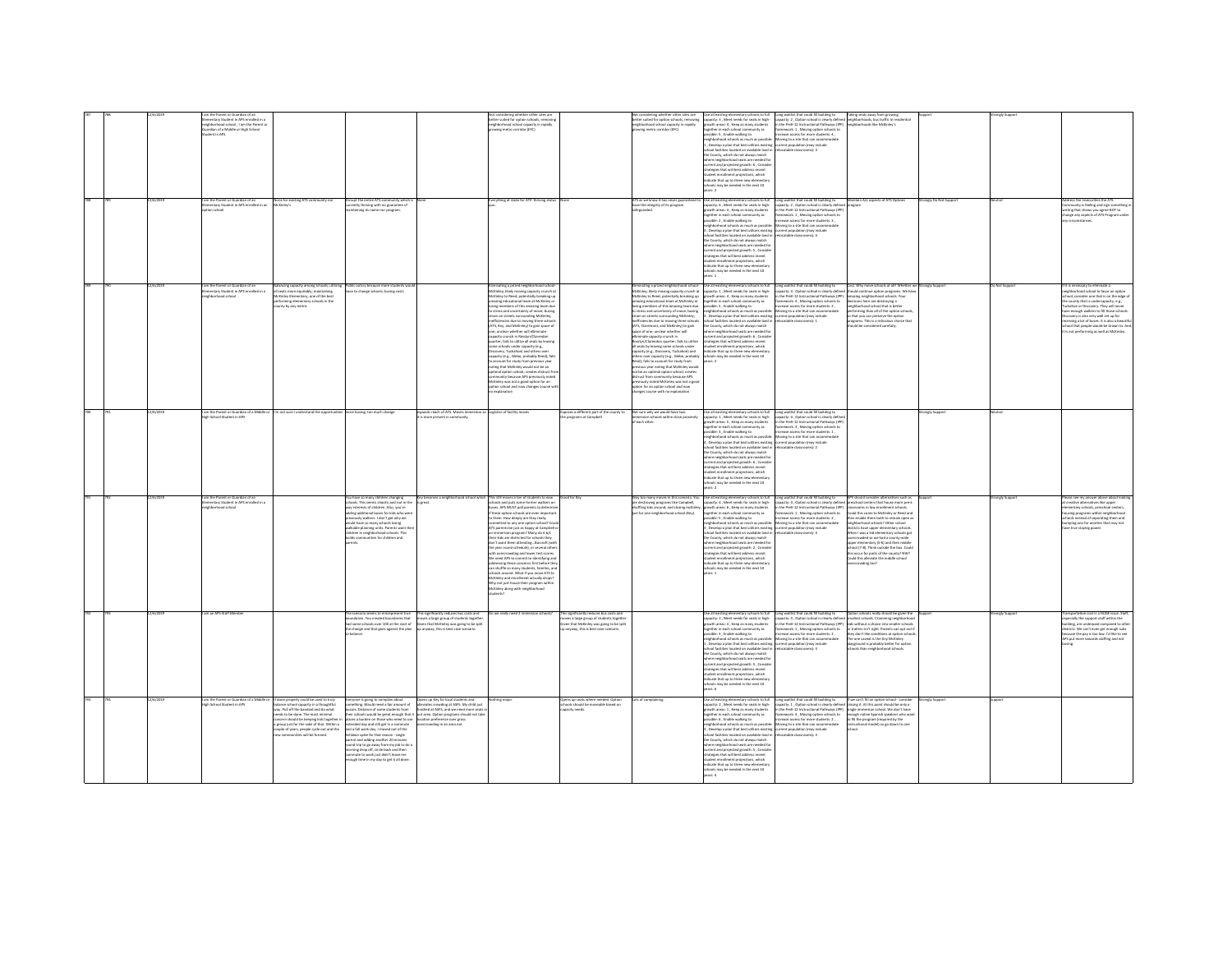| | | | | | | | | | | | | | | | | | |
|---|---|---|---|---|---|---|---|---|---|---|---|---|---|---|---|---|---|
| 787 | 788 | 12/6/2019 | I am the Parent or Guardian of an Elementary Student in APS enrolled in a neighborhood school ; I am the Parent or Guardian of a Middle or High School Student in APS | | | | Not considering whether other sites are better suited for option schools; removing neighborhood school capacity in rapidly growing metro corridor (RFC) | | Not considering whether other sites are better suited for option schools; removing neighborhood school capacity in rapidly growing metro corridor (RFC) | Use all existing elementary schools to full capacity: 3 , Meet needs for seats in high-growth areas: 3 , Keep as many students together in each school community as possible: 5 , Enable walking to neighborhood schools as much as possible: 1 , Develop a plan that best utilizes existing school facilities located on available land in the County, which do not always match where neighborhood seats are needed for current and projected growth: 6 , Consider strategies that will best address recent student enrollment projections, which indicate that up to three new elementary schools may be needed in the next 10 years: 2 | Long waitlist that could fill building to capacity: 2 , Option school is clearly defined in the PreK-12 Instructional Pathways (IPP) framework: 1 , Moving option schools to increase access for more students: 4 , Moving to a site that can accommodate current population (may include relocatable classrooms): 3 | Taking seats away from growing neighborhoods; bus traffic in residential neighborhoods like McKinley's | Support | | Strongly Support | | |
| 788 | 789 | 12/6/2019 | I am the Parent or Guardian of an Elementary Student in APS enrolled in an option school | None for existing ATS community nor McKinley's | Disrupt the entire ATS community which is currently thriving with no guarantee of maintaining its name nor program. | None | Everything at stake for ATS' thriving status quo. | None | ATS as we know it has never guaranteed to have the integrity of its program safeguarded. | Use all existing elementary schools to full capacity: 6 , Meet needs for seats in high-growth areas: 4 , Keep as many students together in each school community as possible: 2 , Enable walking to neighborhood schools as much as possible: 3 , Develop a plan that best utilizes existing school facilities located on available land in the County, which do not always match where neighborhood seats are needed for current and projected growth: 5 , Consider strategies that will best address recent student enrollment projections, which indicate that up to three new elementary schools may be needed in the next 10 years: 1 | Long waitlist that could fill building to capacity: 2 , Option school is clearly defined in the PreK-12 Instructional Pathways (IPP) framework: 1 , Moving option schools to increase access for more students: 3 , Moving to a site that can accommodate current population (may include relocatable classrooms): 4 | Maintain ALL aspects of ATS Options program | Strongly Do Not Support | | Neutral | | Address the insecurities the ATS Community is feeling and sign something in writing that shows you agree NOT to change any aspects of ATS Program under any circumstances. |
| 789 | 790 | 12/6/2019 | I am the Parent or Guardian of an Elementary Student in APS enrolled in a neighborhood school | Balancing capacity among schools; utilizing all seats more equitably; maintaining McKinley Elementary, one of the best performing elementary schools in the county by any metric | Public outcry because more students would have to change schools; busing costs | | Eliminating a prized neighborhood school—McKinley; likely moving capacity crunch at McKinley to Reed; potentially breaking up amazing educational team at McKinley or losing members of this amazing team due to stress and uncertainty of move; busing strain on streets surrounding McKinley; inefficiencies due to moving three schools (ATS, Key, and McKinley) to gain space of one; unclear whether will eliminate capacity crunch in Rosslyn/Clarendon quarter; fails to utilize all seats by leaving some schools under capacity (e.g., Discovery, Tuckahoe) and others over capacity (e.g., Glebe, probably Reed); fails to account for study from previous year noting that McKinley would not be an optimal option school; creates distrust from community because APS previously noted McKinley was not a good option for an option school and now changes course with no explanation | | Eliminating a prized neighborhood school—McKinley; likely moving capacity crunch at McKinley to Reed; potentially breaking up amazing educational team at McKinley or losing members of this amazing team due to stress and uncertainty of move; busing strain on streets surrounding McKinley; inefficiencies due to moving three schools (ATS, Claremont, and McKinley) to gain space of one; unclear whether will eliminate capacity crunch in Rosslyn/Clarendon quarter; fails to utilize all seats by leaving some schools under capacity (e.g., Discovery, Tuckahoe) and others over capacity (e.g., Glebe, probably Reed); fails to account for study from previous year noting that McKinley would not be an optimal option school; creates distrust from community because APS previously noted McKinley was not a good option for an option school and now changes course with no explanation | Use all existing elementary schools to full capacity: 1 , Meet needs for seats in high-growth areas: 4 , Keep as many students together in each school community as possible: 3 , Enable walking to neighborhood schools as much as possible: 5 , Develop a plan that best utilizes existing school facilities located on available land in the County, which do not always match where neighborhood seats are needed for current and projected growth: 6 , Consider strategies that will best address recent student enrollment projections, which indicate that up to three new elementary schools may be needed in the next 10 years: 2 | Long waitlist that could fill building to capacity: 3 , Option school is clearly defined in the PreK-12 Instructional Pathways (IPP) framework: 4 , Moving option schools to increase access for more students: 2 , Moving to a site that can accommodate current population (may include relocatable classrooms): 1 | Cost. Why move schools at all? Whether we should continue option programs. We have amazing neighborhood schools. Your decisions here are destroying a neighborhood school that is better performing than all of the option schools, so that you can preserve the option programs. This is a ridiculous choice that should be considered carefully. | Strongly Support | | Do Not Support | | If it is necessary to eliminate a neighborhood school to favor an option school, consider one that is on the edge of the county that is undercapacity, e.g., Tuckahoe or Discovery. They will never have enough walkers to fill those schools. Discovery is also very well set up for receiving a lot of buses. It is also a beautiful school that people would be drawn to. And, it is not performing as well as McKinley. |
| 790 | 791 | 12/6/2019 | I am the Parent or Guardian of a Middle or High School Student in APS | I'm not sure I understand the opportunities | more busing, too much change | depends reach of ATS. Moves immersion so it is more present in community | Logistics of facility moves | Exposes a different part of the county to the programs at Campbell | Not sure why we would have two immersion schools within close proximity of each other. | Use all existing elementary schools to full capacity: 1 , Meet needs for seats in high-growth areas: 5 , Keep as many students together in each school community as possible: 3 , Enable walking to neighborhood schools as much as possible: 4 , Develop a plan that best utilizes existing school facilities located on available land in the County, which do not always match where neighborhood seats are needed for current and projected growth: 6 , Consider strategies that will best address recent student enrollment projections, which indicate that up to three new elementary schools may be needed in the next 10 years: 2 | Long waitlist that could fill building to capacity: 4 , Option school is clearly defined in the PreK-12 Instructional Pathways (IPP) framework: 3 , Moving option schools to increase access for more students: 1 , Moving to a site that can accommodate current population (may include relocatable classrooms): 2 | | | | Strongly Support | | Neutral |
| 791 | 792 | 12/6/2019 | I am the Parent or Guardian of an Elementary Student in APS enrolled in a neighborhood school | | You leave so many children changing schools. This seems chaotic and not in the way interests of children. Also, you're adding additional buses for kids who were previously walkers. I don't get why we would have so many schools losing walkable planning units. Parents want their children in neighborhood schools. This builds communities for children and parents. | Key becomes a neighborhood school which is great. | This still moves a ton of students to new schools and puts some former walkers on buses. APS MUST poll parents to determine if these option schools are even important to them. How deeply are they really committed to any one option school? Could ATS parents be just as happy at Campbell or an immersion program? Many do it b/c their kids are districted for schools they don't want them attending...Barcroft (with the year round schedule), or several others with overcrowding and lower test scores. We need APS to commit to identifying and addressing these concerns first before they can shuffle so many students, families, and schools around. What if you move ATS to McKinley and enrollment actually drops? Why not just house their program within McKinley along with neighborhood students? | Good for Key | Way too many moves in this scenario. You are destroying programs like Campbell, shuffling kids around, and closing mckinley, just for one neighborhood school (Key). | Use all existing elementary schools to full capacity: 4 , Meet needs for seats in high-growth areas: 6 , Keep as many students together in each school community as possible: 3 , Enable walking to neighborhood schools as much as possible: 1 , Develop a plan that best utilizes existing school facilities located on available land in the County, which do not always match where neighborhood seats are needed for current and projected growth: 2 , Consider strategies that will best address recent student enrollment projections, which indicate that up to three new elementary schools may be needed in the next 10 years: 5 | Long waitlist that could fill building to capacity: 4 , Option school is clearly defined in the PreK-12 Instructional Pathways (IPP) framework: 1 , Moving option schools to increase access for more students: 2 , Moving to a site that can accommodate current population (may include relocatable classrooms): 3 | APS should consider alternatives such as preschool centers that house more pre-k classrooms in low enrollment schools. Could this come to McKinley or Reed and then enable them both to remain open as neighborhood schools? Other school districts have upper elementary schools. When I was a kid elementary schools got overcrowded so we had a countywide upper elementary (5-6) and then middle school (7-8). Think outside the box. Could this occur for parts of the county? How? Could this alleviate the middle school overcrowding too? | Support | | Strongly Support | | Please see my answer above about looking at creative alternatives like upper elementary schools, preschool centers, housing programs within neighborhood schools instead of separating them and bumping one for another that may not have true staying power. |
| 792 | 793 | 12/6/2019 | I am an APS Staff Member | | The scenario seems to misrepresent true boundaries. You created boundaries that had some schools over 100 at the start of the change and that goes against the plan to balance. | This significantly reduces bus costs and moves a large group of students together. Given that McKinley was going to be split up anyway, this is best case scenario. | Do we really need 2 immersion schools? | This significantly reduces bus costs and moves a large group of students together. Given that McKinley was going to be split up anyway, this is best case scenario. | | Use all existing elementary schools to full capacity: 2 , Meet needs for seats in high-growth areas: 1 , Keep as many students together in each school community as possible: 4 , Enable walking to neighborhood schools as much as possible: 3 , Develop a plan that best utilizes existing school facilities located on available land in the County, which do not always match where neighborhood seats are needed for current and projected growth: 5 , Consider strategies that will best address recent student enrollment projections, which indicate that up to three new elementary schools may be needed in the next 10 years: 6 | Long waitlist that could fill building to capacity: 4 , Option school is clearly defined in the PreK-12 Instructional Pathways (IPP) framework: 1 , Moving option schools to increase access for more students: 2 , Moving to a site that can accommodate current population (may include relocatable classrooms): 3 | Option schools really should be given the smallest schools. Cramming neighborhood kids without a choice into smaller schools or trailers isn't right. Parents can opt out if they don't like conditions at option schools. The one issue is the tiny McKinley playground is probably better for option schools than neighborhood schools. | Support | | Strongly Support | | Transportation cost is a HUGE issue. Staff, especially the support staff within the building, are underpaid compared to other districts. We can't even get enough subs because the pay is too low. I'd like to see APS put more towards staffing and not busing. |
| 793 | 794 | 12/6/2019 | I am the Parent or Guardian of a Middle or High School Student in APS | If done properly could be used to truly balance school capacity in a thoughtful way. Pull off the bandaid and do what needs to be done. The most minimal concern should be keeping kids together in a group just for the sake of that. Within a couple of years, people cycle out and the new communities will be formed. | Someone is going to complain about something. Would need a fair amount of buses. Distance of some students from their schools would be great enough that it places a burden on those who need to use extended day and still get in a commute and a full work day. I moved out of the Ashlawn zone for that reason - single parent and adding another 20 minutes round trip to go away from my job to do a morning drop off, circle back and then commute to work just didn't leave me enough time in my day to get it all done. | Opens up Key for local students and alleviates crowding at ASFS. My child just finished at ASFS, and we need more seats in that area. Option programs should not take location preference over gross overcrowding in an area not | Nothing major. | Opens up seats where needed. Option schools should be movable based on capacity needs. | Lots of complaining. | Use all existing elementary schools to full capacity: 2 , Meet needs for seats in high-growth areas: 1 , Keep as many students together in each school community as possible: 6 , Enable walking to neighborhood schools as much as possible: 3 , Develop a plan that best utilizes existing school facilities located on available land in the County, which do not always match where neighborhood seats are needed for current and projected growth: 5 , Consider strategies that will best address recent student enrollment projections, which indicate that up to three new elementary schools may be needed in the next 10 years: 4 | Long waitlist that could fill building to capacity: 1 , Option school is clearly defined in the PreK-12 Instructional Pathways (IPP) framework: 4 , Moving option schools to increase access for more students: 2 , Moving to a site that can accommodate current population (may include relocatable classrooms): 3 | If we can't fill an option school - consider closing it. At this point should be only a single immersion school. We don't have enough native Spanish speakers who want to fill the program (required by the instructional model) so go down to one school. | Strongly Support | | Support | | |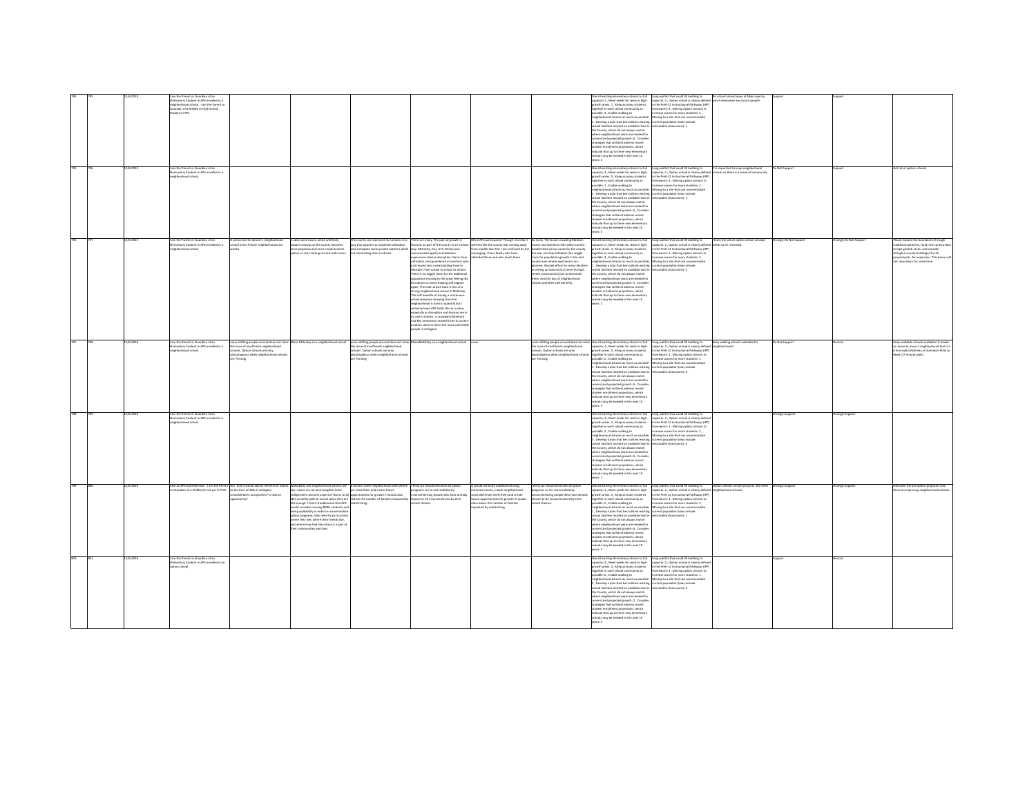| | | | | | | | | | | | | | | | |
|---|---|---|---|---|---|---|---|---|---|---|---|---|---|---|---|
| 794 | 795 | 12/6/2019 | I am the Parent or Guardian of an Elementary Student in APS enrolled in a neighborhood school , I am the Parent or Guardian of a Middle or High School Student in APS | | | | | | | Use all existing elementary schools to full capacity: 5 , Meet needs for seats in high-growth areas: 1 , Keep as many students together in each school community as possible: 3 , Enable walking to neighborhood schools as much as possible: 2 , Develop a plan that best utilizes existing school facilities located on available land in the County, which do not always match where neighborhood seats are needed for current and projected growth: 6 , Consider strategies that will best address recent student enrollment projections, which indicate that up to three new elementary schools may be needed in the next 10 years: 4 | Long waitlist that could fill building to capacity: 3 , Option school is clearly defined in the PreK-12 Instructional Pathways (IPP) framework: 2 , Moving option schools to increase access for more students: 4 , Moving to a site that can accommodate current population (may include relocatable classrooms): 1 | No school should open at Max capacity which eliminates any future growth | Support | Support | |
| 795 | 796 | 12/6/2019 | I am the Parent or Guardian of an Elementary Student in APS enrolled in a neighborhood school | | | | | | | Use all existing elementary schools to full capacity: 4 , Meet needs for seats in high-growth areas: 5 , Keep as many students together in each school community as possible: 1 , Enable walking to neighborhood schools as much as possible: 2 , Develop a plan that best utilizes existing school facilities located on available land in the County, which do not always match where neighborhood seats are needed for current and projected growth: 6 , Consider strategies that will best address recent student enrollment projections, which indicate that up to three new elementary schools may be needed in the next 10 years: 3 | Long waitlist that could fill building to capacity: 3 , Option school is clearly defined in the PreK-12 Instructional Pathways (IPP) framework: 4 , Moving option schools to increase access for more students: 2 , Moving to a site that can accommodate current population (may include relocatable classrooms): 1 | It's important to keep neighborhood schools so there is a sense of community. | Do Not Support | Support | Get rid of option schools. |
| 796 | 797 | 12/6/2019 | I am the Parent or Guardian of an Elementary Student in APS enrolled in a neighborhood school | It preserves the idea of a neighborhood school even if those neighborhoods are wonky. | It adds some buses, which will likely happen anyway as the county becomes more populous and more roads become yellow or red, limiting current walk zones. | The county can implement its numbers in a way that appears to maximize utilization and anticipate some growth patterns while not eliminating choice schools. | There are many: The pain of growth is focused on part of the county in an intense way. McKinley, Key, ATS, Reed (soon overcrowded again) and Ashlawn experience intense disruption. Gains from utilization are squandered as teachers who just moved into a new building have to relocate, from school to school to school. There is no wiggle room for the additional population moving to the areas feeling the disruption so overcrowding will happen again. The main drawback is loss of a strong neighborhood school in McKinley. The soft benefits of having a continuous school presence drawing from the neighborhood is hard to quantify but I certainly hope APS holds this as a value, especially as disruption and division are in no one's interest. A crowded Claremont and Key immersion moved from its current location seem to harm the most vulnerable people in Arlington. | More ATS participants? Though recently it seemed like the county was moving away from models like ATS. I am confused by the messaging. I have family who have attended there and who teach there. | So many. The buses crowding Madison manor and dominion hills which cannot handle them (a bus route for the county bus was recently defeated.) No wiggle room for population growth in the most-county area where apartments are planned. Wasted effort for many teachers in setting up classrooms (some through recent construction) just to dismantle them. And the loss of neighborhood schools and their soft benefits. | Use all existing elementary schools to full capacity: 6 , Meet needs for seats in high-growth areas: 3 , Keep as many students together in each school community as possible: 4 , Enable walking to neighborhood schools as much as possible: 1 , Develop a plan that best utilizes existing school facilities located on available land in the County, which do not always match where neighborhood seats are needed for current and projected growth: 5 , Consider strategies that will best address recent student enrollment projections, which indicate that up to three new elementary schools may be needed in the next 10 years: 2 | Long waitlist that could fill building to capacity: 2 , Option school is clearly defined in the PreK-12 Instructional Pathways (IPP) framework: 1 , Moving option schools to increase access for more students: 4 , Moving to a site that can accommodate current population (may include relocatable classrooms): 3 | I think the whole option school concept needs to be reviewed. | Strongly Do Not Support | Strongly Do Not Support | Please expand the boundaries through traditional patterns, fund new construction in high growth areas, and consider Arlington county buildings/church property/etc. for expansion. This boom will not slow down for some time. |
| 797 | 798 | 12/6/2019 | I am the Parent or Guardian of an Elementary Student in APS enrolled in a neighborhood school | none-shifting people around does not solve the issue of insufficient neighborhood schools. Option schools are only advantageous when neighborhood schools are Thriving | Move McKinley as a neighborhood school | none-shifting people around does not solve the issue of insufficient neighborhood schools. Option schools are only advantageous when neighborhood schools are Thriving | Move McKinley as a neighborhood school | none | none-shifting people around does not solve the issue of insufficient neighborhood schools. Option schools are only advantageous when neighborhood schools are Thriving | Use all existing elementary schools to full capacity: 4 , Meet needs for seats in high-growth areas: 6 , Keep as many students together in each school community as possible: 3 , Enable walking to neighborhood schools as much as possible: 2 , Develop a plan that best utilizes existing school facilities located on available land in the County, which do not always match where neighborhood seats are needed for current and projected growth: 1 , Consider strategies that will best address recent student enrollment projections, which indicate that up to three new elementary schools may be needed in the next 10 years: 5 | Long waitlist that could fill building to capacity: 3 , Option school is clearly defined in the PreK-12 Instructional Pathways (IPP) framework: 4 , Moving option schools to increase access for more students: 1 , Moving to a site that can accommodate current population (may include relocatable classrooms): 2 | Keep walkable schools walkable for neighborhoods! | Do Not Support | Neutral | Keep walkable schools walkable! It makes no sense to move a neighborhood that is a 9 min walk (McKinley to Dominion Hills) to Reed (17 minute walk). |
| 798 | 799 | 12/6/2019 | I am the Parent or Guardian of an Elementary Student in APS enrolled in a neighborhood school | | | | | | | Use all existing elementary schools to full capacity: 4 , Meet needs for seats in high-growth areas: 3 , Keep as many students together in each school community as possible: 2 , Enable walking to neighborhood schools as much as possible: 5 , Develop a plan that best utilizes existing school facilities located on available land in the County, which do not always match where neighborhood seats are needed for current and projected growth: 6 , Consider strategies that will best address recent student enrollment projections, which indicate that up to three new elementary schools may be needed in the next 10 years: 1 | Long waitlist that could fill building to capacity: 4 , Option school is clearly defined in the PreK-12 Instructional Pathways (IPP) framework: 2 , Moving option schools to increase access for more students: 1 , Moving to a site that can accommodate current population (may include relocatable classrooms): 3 | | Strongly Support | Strongly Support | |
| 799 | 800 | 12/6/2019 | I am an APS Staff Member , I am the Parent or Guardian of a Child(ren) not yet in PreK | Yes, that it would add an element of drama to the lives of 40% of Arlington schoolchildren and parents? Is that an opportunity? | Walkability and neighborhood schools are key. I want my son and daughter to be independent and one aspect of that is to be able to safely walk to school when they are old enough. I find it troublesome that APS would consider moving 4000+ students and losing walkability in order to accommodate option programs. Kids need to go to school where they live, where their friends live, and where they feel like school is a part of their communities and lives. | It would create neighborhood seats where we need them and create future opportunities for growth. It would also reduce the number of families impacted by restricting. | I think we should eliminate all option programs so I'm not troubled by inconveniencing people who have already chosen to be inconvenienced by their school choices. | It would minimize additional busing, minimize moves, create neighborhood seats where we need them and create future opportunities for growth. It would also reduce the number of families impacted by restricting. | I think we should eliminate all option programs so I'm not troubled by inconveniencing people who have already chosen to be inconvenienced by their school choices. | Use all existing elementary schools to full capacity: 4 , Meet needs for seats in high-growth areas: 3 , Keep as many students together in each school community as possible: 5 , Enable walking to neighborhood schools as much as possible: 1 , Develop a plan that best utilizes existing school facilities located on available land in the County, which do not always match where neighborhood seats are needed for current and projected growth: 6 , Consider strategies that will best address recent student enrollment projections, which indicate that up to three new elementary schools may be needed in the next 10 years: 2 | Long waitlist that could fill building to capacity: 2 , Option school is clearly defined in the PreK-12 Instructional Pathways (IPP) framework: 4 , Moving option schools to increase access for more students: 3 , Moving to a site that can accommodate current population (may include relocatable classrooms): 1 | Option schools are pet projects. We need neighborhood schools. | Strongly Support | Strongly Support | Eliminate the pet option programs and focus on improving neighborhood schools. |
| 800 | 801 | 12/6/2019 | I am the Parent or Guardian of an Elementary Student in APS enrolled in an option school | | | | | | | Use all existing elementary schools to full capacity: 4 , Meet needs for seats in high-growth areas: 3 , Keep as many students together in each school community as possible: 6 , Enable walking to neighborhood schools as much as possible: 5 , Develop a plan that best utilizes existing school facilities located on available land in the County, which do not always match where neighborhood seats are needed for current and projected growth: 2 , Consider strategies that will best address recent student enrollment projections, which indicate that up to three new elementary schools may be needed in the next 10 years: 1 | Long waitlist that could fill building to capacity: 3 , Option school is clearly defined in the PreK-12 Instructional Pathways (IPP) framework: 4 , Moving option schools to increase access for more students: 1 , Moving to a site that can accommodate current population (may include relocatable classrooms): 2 | | Support | Neutral | |